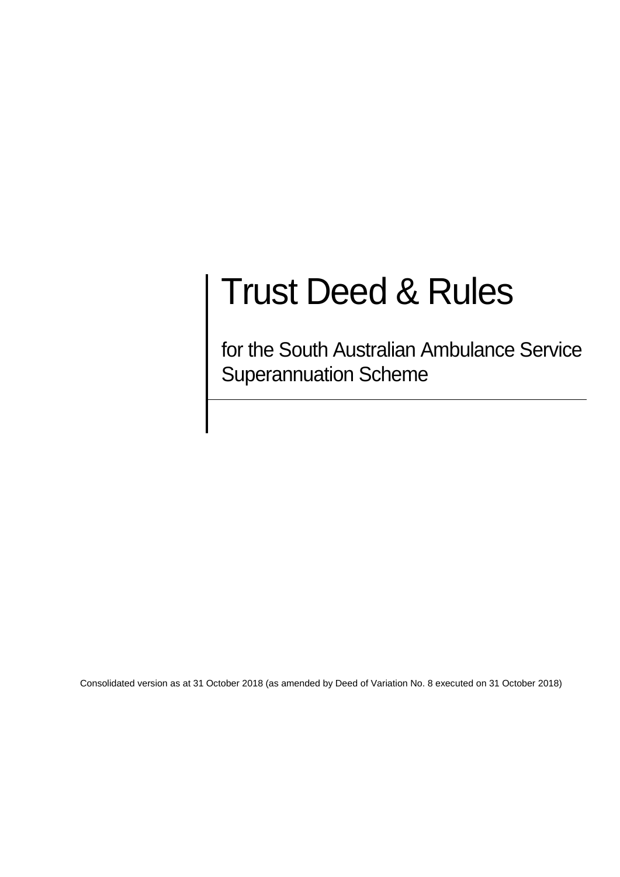# Trust Deed & Rules

for the South Australian Ambulance Service Superannuation Scheme

Consolidated version as at 31 October 2018 (as amended by Deed of Variation No. 8 executed on 31 October 2018)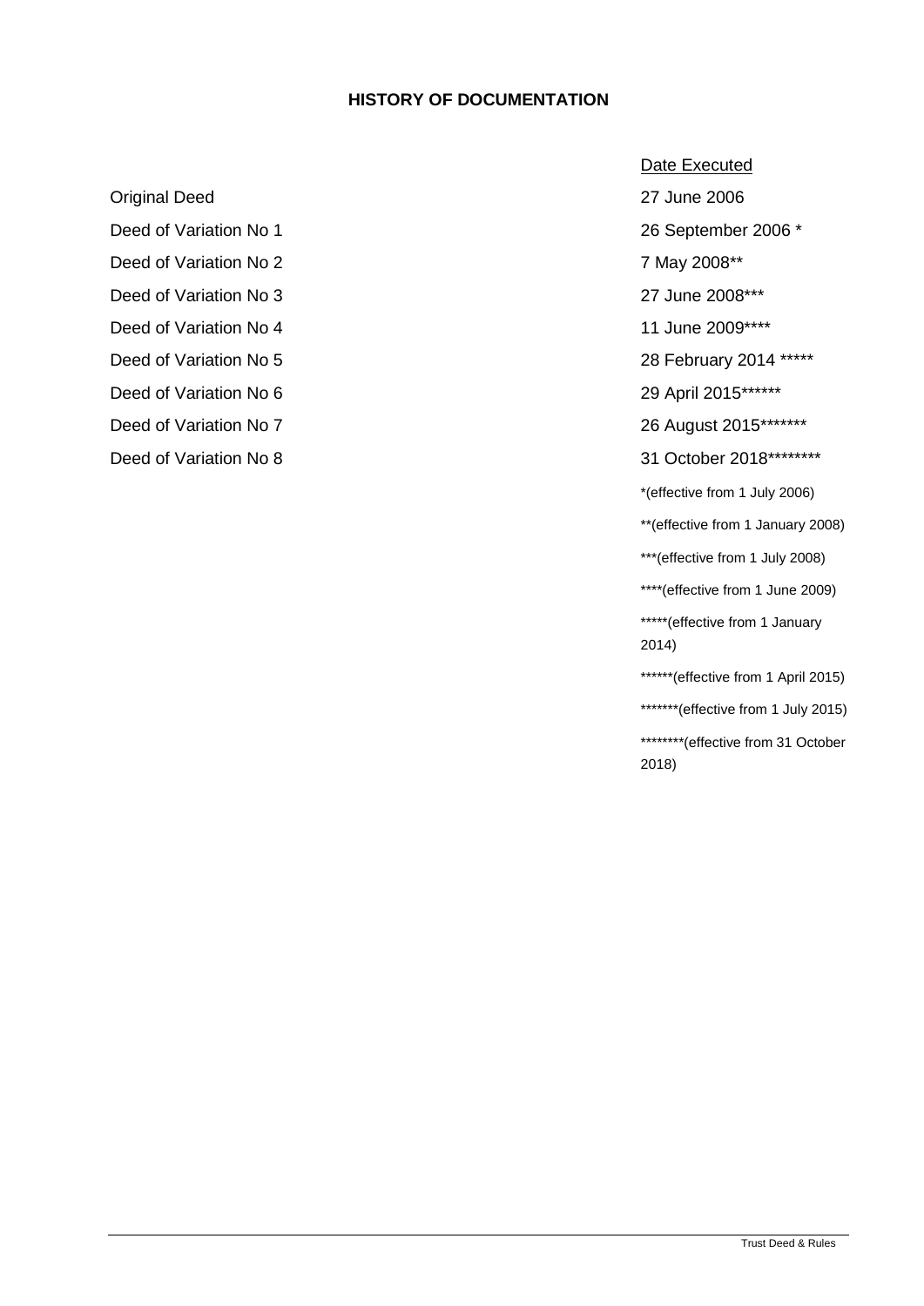# HISTORY OF DOCUMENTATION

| | Date Executed |
|---|---|
| Original Deed | 27 June 2006 |
| Deed of Variation No 1 | 26 September 2006 * |
| Deed of Variation No 2 | 7 May 2008** |
| Deed of Variation No 3 | 27 June 2008*** |
| Deed of Variation No 4 | 11 June 2009**** |
| Deed of Variation No 5 | 28 February 2014 ***** |
| Deed of Variation No 6 | 29 April 2015****** |
| Deed of Variation No 7 | 26 August 2015******* |
| Deed of Variation No 8 | 31 October 2018******** |

*(effective from 1 July 2006)

**(effective from 1 January 2008)

***(effective from 1 July 2008)

****(effective from 1 June 2009)

*****(effective from 1 January 2014)

******(effective from 1 April 2015)

*******(effective from 1 July 2015)

********(effective from 31 October 2018)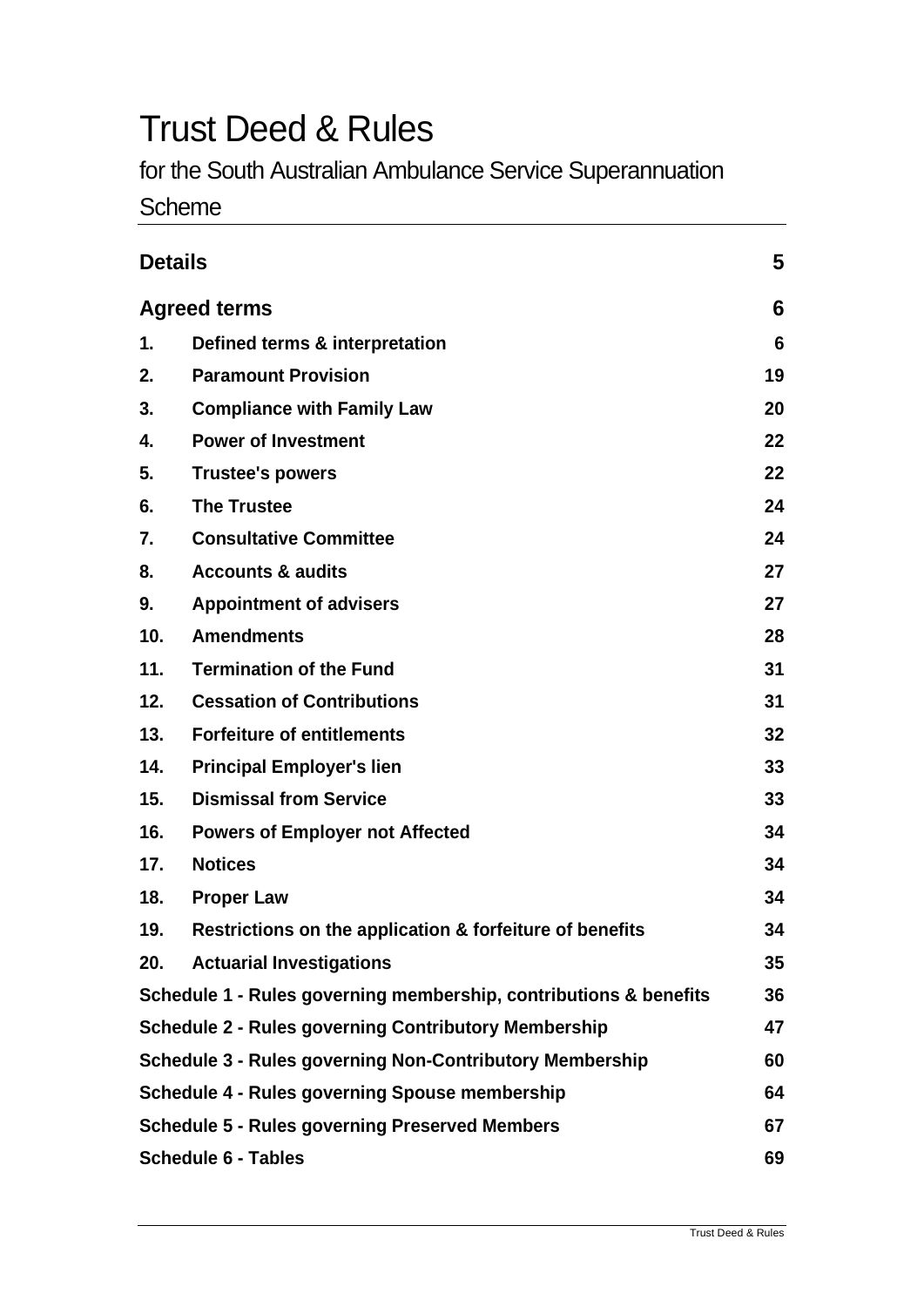# Trust Deed & Rules

for the South Australian Ambulance Service Superannuation Scheme

| | | |
|---|---|---|
| **Details** | | **5** |
| **Agreed terms** | | **6** |
| **1.** | **Defined terms & interpretation** | **6** |
| **2.** | **Paramount Provision** | **19** |
| **3.** | **Compliance with Family Law** | **20** |
| **4.** | **Power of Investment** | **22** |
| **5.** | **Trustee's powers** | **22** |
| **6.** | **The Trustee** | **24** |
| **7.** | **Consultative Committee** | **24** |
| **8.** | **Accounts & audits** | **27** |
| **9.** | **Appointment of advisers** | **27** |
| **10.** | **Amendments** | **28** |
| **11.** | **Termination of the Fund** | **31** |
| **12.** | **Cessation of Contributions** | **31** |
| **13.** | **Forfeiture of entitlements** | **32** |
| **14.** | **Principal Employer's lien** | **33** |
| **15.** | **Dismissal from Service** | **33** |
| **16.** | **Powers of Employer not Affected** | **34** |
| **17.** | **Notices** | **34** |
| **18.** | **Proper Law** | **34** |
| **19.** | **Restrictions on the application & forfeiture of benefits** | **34** |
| **20.** | **Actuarial Investigations** | **35** |
| **Schedule 1 - Rules governing membership, contributions & benefits** | | **36** |
| **Schedule 2 - Rules governing Contributory Membership** | | **47** |
| **Schedule 3 - Rules governing Non-Contributory Membership** | | **60** |
| **Schedule 4 - Rules governing Spouse membership** | | **64** |
| **Schedule 5 - Rules governing Preserved Members** | | **67** |
| **Schedule 6 - Tables** | | **69** |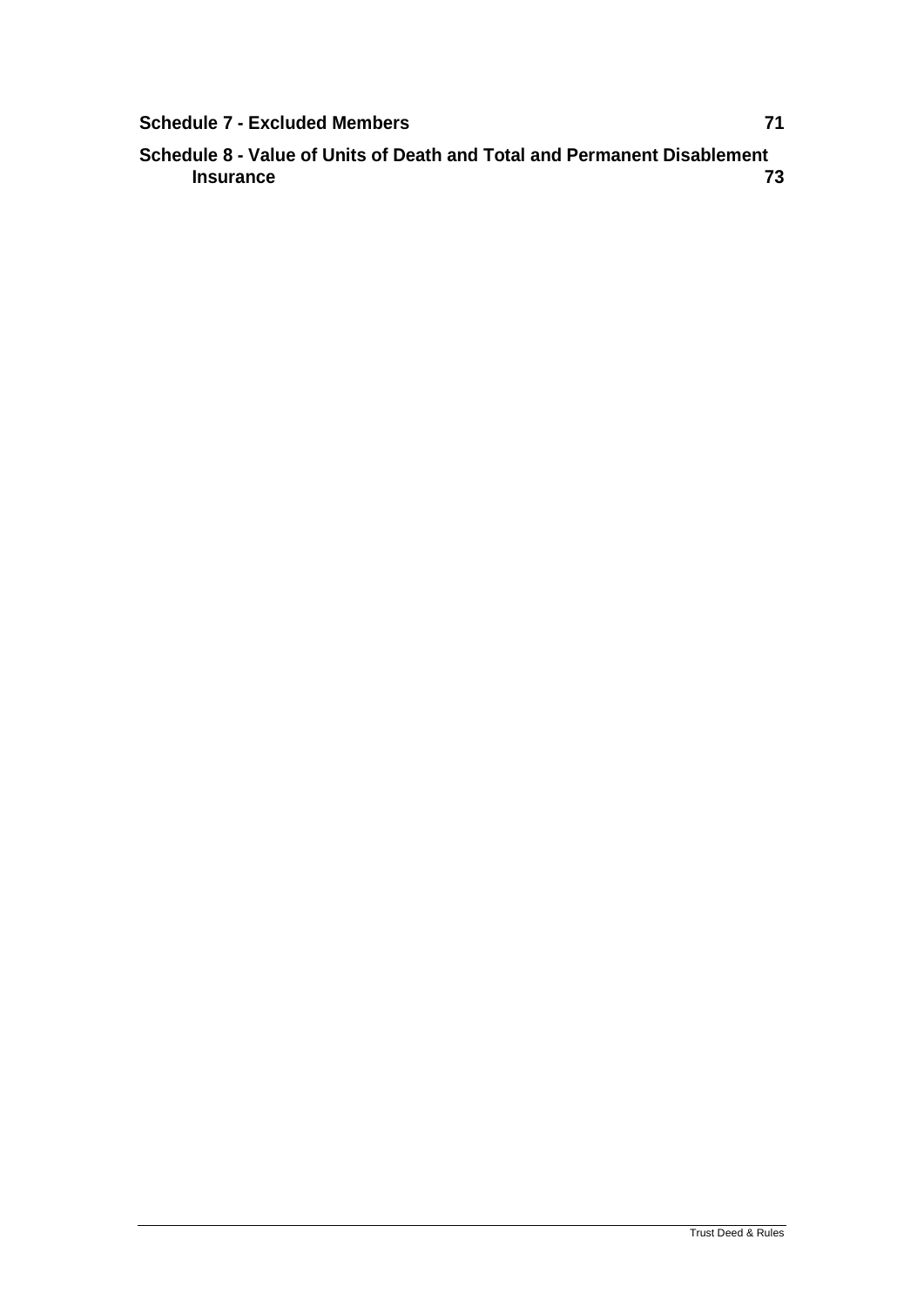**Schedule 7 - Excluded Members** 71

**Schedule 8 - Value of Units of Death and Total and Permanent Disablement Insurance** 73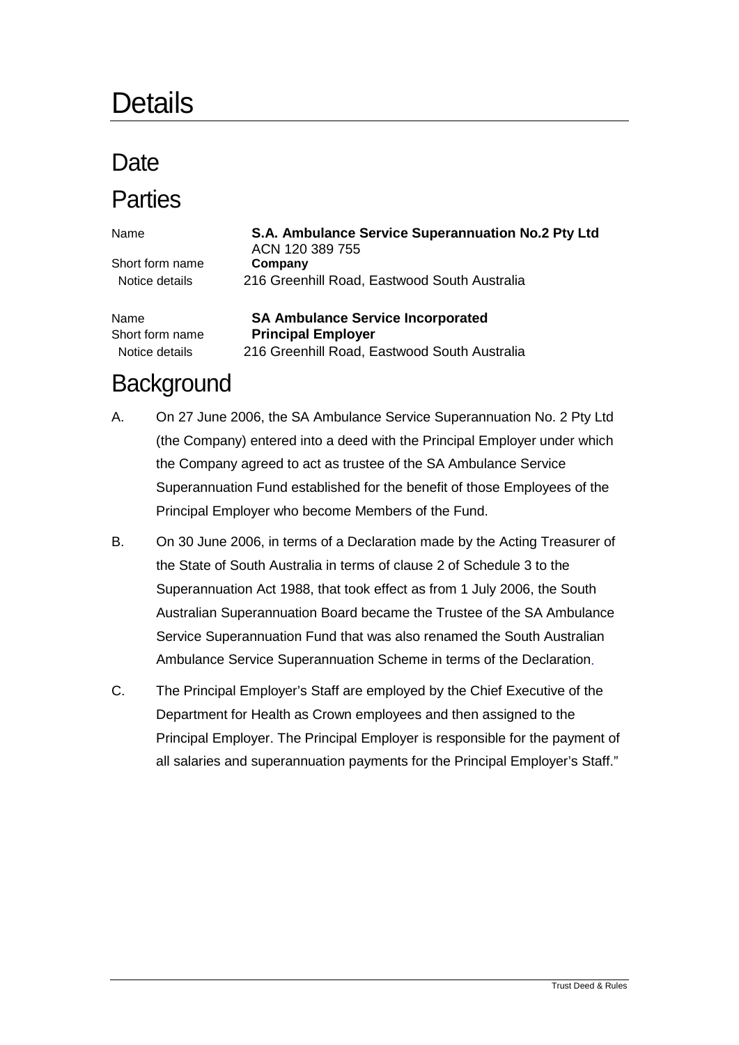# Details

## Date

## Parties

| | |
|---|---|
| Name | **S.A. Ambulance Service Superannuation No.2 Pty Ltd** ACN 120 389 755 |
| Short form name | **Company** |
| Notice details | 216 Greenhill Road, Eastwood South Australia |
| Name | **SA Ambulance Service Incorporated** |
| Short form name | **Principal Employer** |
| Notice details | 216 Greenhill Road, Eastwood South Australia |

## Background

A. On 27 June 2006, the SA Ambulance Service Superannuation No. 2 Pty Ltd (the Company) entered into a deed with the Principal Employer under which the Company agreed to act as trustee of the SA Ambulance Service Superannuation Fund established for the benefit of those Employees of the Principal Employer who become Members of the Fund.

B. On 30 June 2006, in terms of a Declaration made by the Acting Treasurer of the State of South Australia in terms of clause 2 of Schedule 3 to the Superannuation Act 1988, that took effect as from 1 July 2006, the South Australian Superannuation Board became the Trustee of the SA Ambulance Service Superannuation Fund that was also renamed the South Australian Ambulance Service Superannuation Scheme in terms of the Declaration.

C. The Principal Employer's Staff are employed by the Chief Executive of the Department for Health as Crown employees and then assigned to the Principal Employer. The Principal Employer is responsible for the payment of all salaries and superannuation payments for the Principal Employer's Staff."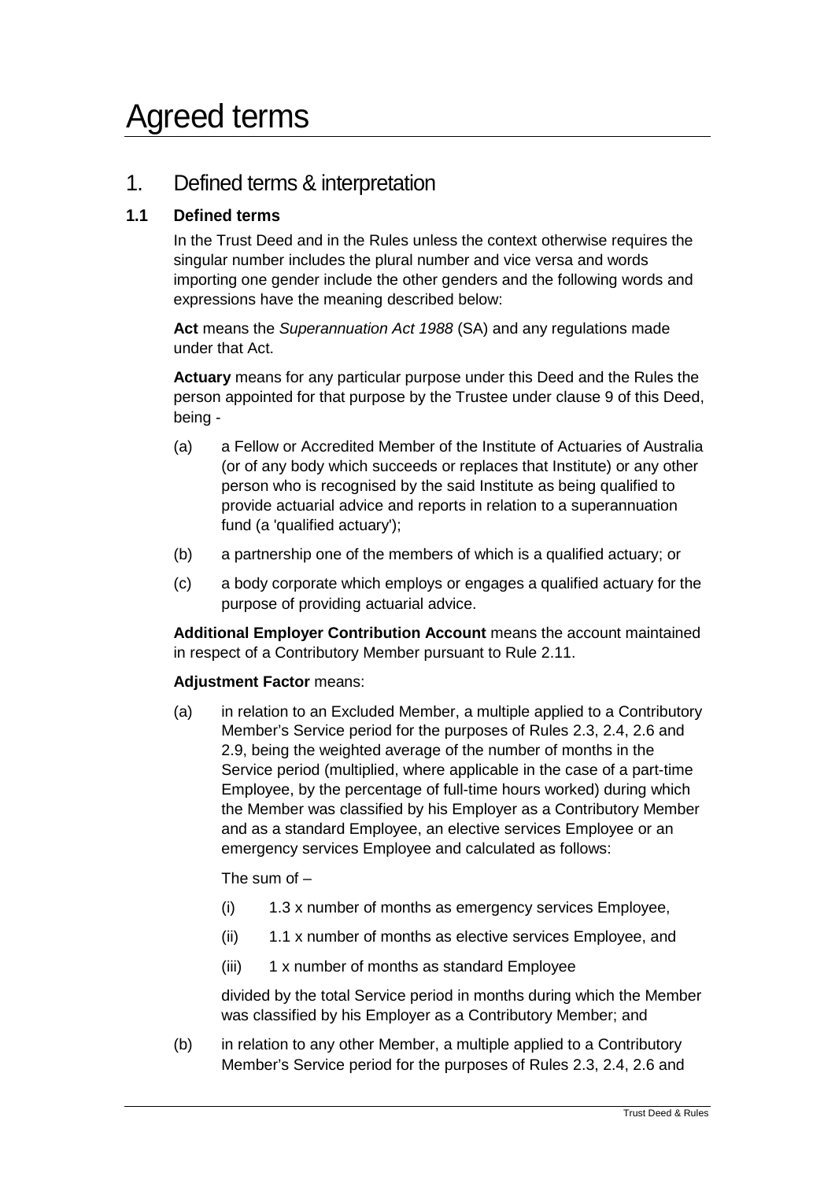# Agreed terms

## 1. Defined terms & interpretation

### 1.1 Defined terms

In the Trust Deed and in the Rules unless the context otherwise requires the singular number includes the plural number and vice versa and words importing one gender include the other genders and the following words and expressions have the meaning described below:

**Act** means the *Superannuation Act 1988* (SA) and any regulations made under that Act.

**Actuary** means for any particular purpose under this Deed and the Rules the person appointed for that purpose by the Trustee under clause 9 of this Deed, being -

(a) a Fellow or Accredited Member of the Institute of Actuaries of Australia (or of any body which succeeds or replaces that Institute) or any other person who is recognised by the said Institute as being qualified to provide actuarial advice and reports in relation to a superannuation fund (a 'qualified actuary');

(b) a partnership one of the members of which is a qualified actuary; or

(c) a body corporate which employs or engages a qualified actuary for the purpose of providing actuarial advice.

**Additional Employer Contribution Account** means the account maintained in respect of a Contributory Member pursuant to Rule 2.11.

**Adjustment Factor** means:

(a) in relation to an Excluded Member, a multiple applied to a Contributory Member's Service period for the purposes of Rules 2.3, 2.4, 2.6 and 2.9, being the weighted average of the number of months in the Service period (multiplied, where applicable in the case of a part-time Employee, by the percentage of full-time hours worked) during which the Member was classified by his Employer as a Contributory Member and as a standard Employee, an elective services Employee or an emergency services Employee and calculated as follows:

   The sum of –

   (i) 1.3 x number of months as emergency services Employee,

   (ii) 1.1 x number of months as elective services Employee, and

   (iii) 1 x number of months as standard Employee

   divided by the total Service period in months during which the Member was classified by his Employer as a Contributory Member; and

(b) in relation to any other Member, a multiple applied to a Contributory Member's Service period for the purposes of Rules 2.3, 2.4, 2.6 and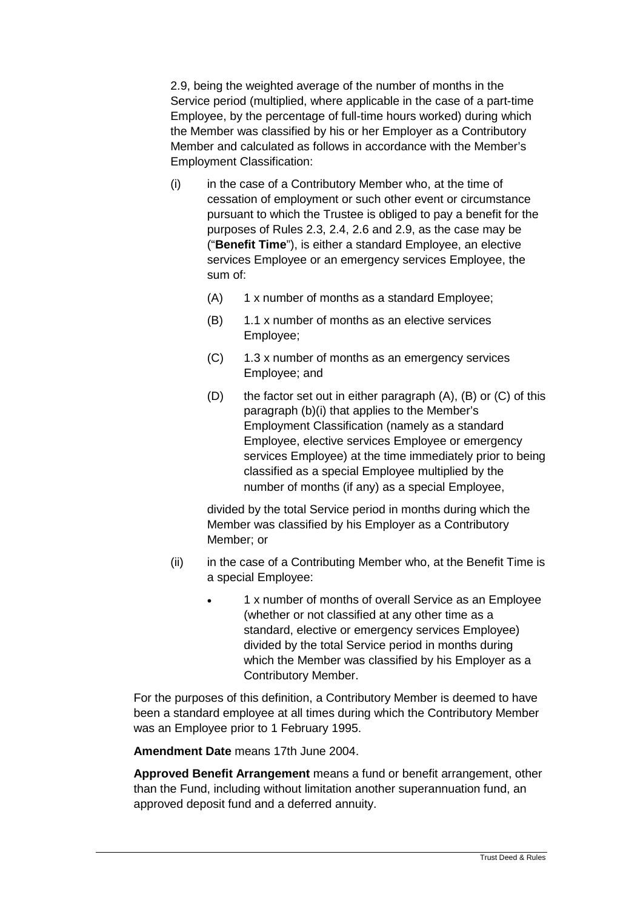2.9, being the weighted average of the number of months in the Service period (multiplied, where applicable in the case of a part-time Employee, by the percentage of full-time hours worked) during which the Member was classified by his or her Employer as a Contributory Member and calculated as follows in accordance with the Member's Employment Classification:

(i) in the case of a Contributory Member who, at the time of cessation of employment or such other event or circumstance pursuant to which the Trustee is obliged to pay a benefit for the purposes of Rules 2.3, 2.4, 2.6 and 2.9, as the case may be ("**Benefit Time**"), is either a standard Employee, an elective services Employee or an emergency services Employee, the sum of:

(A) 1 x number of months as a standard Employee;

(B) 1.1 x number of months as an elective services Employee;

(C) 1.3 x number of months as an emergency services Employee; and

(D) the factor set out in either paragraph (A), (B) or (C) of this paragraph (b)(i) that applies to the Member's Employment Classification (namely as a standard Employee, elective services Employee or emergency services Employee) at the time immediately prior to being classified as a special Employee multiplied by the number of months (if any) as a special Employee,

divided by the total Service period in months during which the Member was classified by his Employer as a Contributory Member; or

(ii) in the case of a Contributing Member who, at the Benefit Time is a special Employee:

- 1 x number of months of overall Service as an Employee (whether or not classified at any other time as a standard, elective or emergency services Employee) divided by the total Service period in months during which the Member was classified by his Employer as a Contributory Member.

For the purposes of this definition, a Contributory Member is deemed to have been a standard employee at all times during which the Contributory Member was an Employee prior to 1 February 1995.

**Amendment Date** means 17th June 2004.

**Approved Benefit Arrangement** means a fund or benefit arrangement, other than the Fund, including without limitation another superannuation fund, an approved deposit fund and a deferred annuity.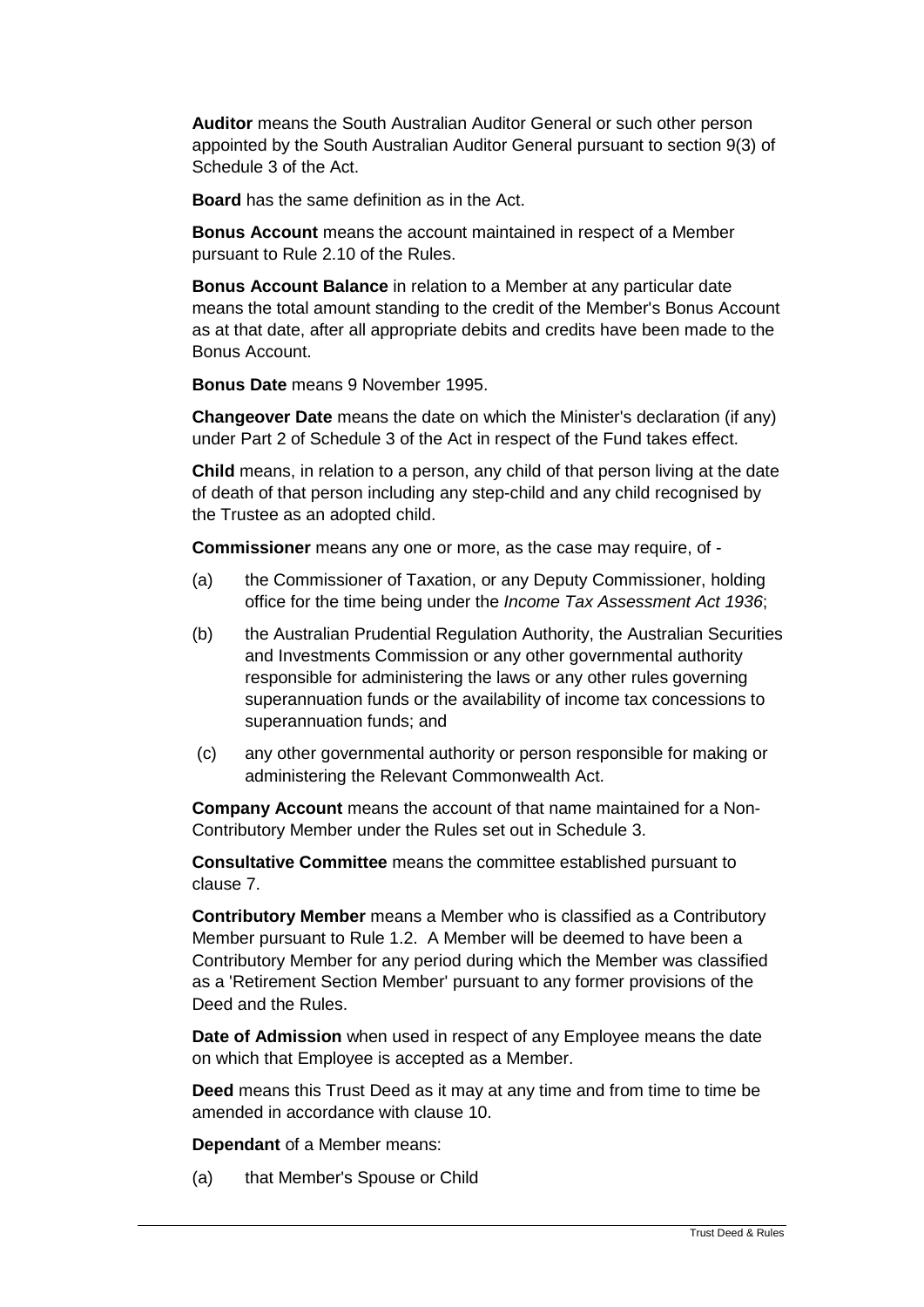**Auditor** means the South Australian Auditor General or such other person appointed by the South Australian Auditor General pursuant to section 9(3) of Schedule 3 of the Act.

**Board** has the same definition as in the Act.

**Bonus Account** means the account maintained in respect of a Member pursuant to Rule 2.10 of the Rules.

**Bonus Account Balance** in relation to a Member at any particular date means the total amount standing to the credit of the Member's Bonus Account as at that date, after all appropriate debits and credits have been made to the Bonus Account.

**Bonus Date** means 9 November 1995.

**Changeover Date** means the date on which the Minister's declaration (if any) under Part 2 of Schedule 3 of the Act in respect of the Fund takes effect.

**Child** means, in relation to a person, any child of that person living at the date of death of that person including any step-child and any child recognised by the Trustee as an adopted child.

**Commissioner** means any one or more, as the case may require, of -

(a) the Commissioner of Taxation, or any Deputy Commissioner, holding office for the time being under the *Income Tax Assessment Act 1936*;

(b) the Australian Prudential Regulation Authority, the Australian Securities and Investments Commission or any other governmental authority responsible for administering the laws or any other rules governing superannuation funds or the availability of income tax concessions to superannuation funds; and

(c) any other governmental authority or person responsible for making or administering the Relevant Commonwealth Act.

**Company Account** means the account of that name maintained for a Non-Contributory Member under the Rules set out in Schedule 3.

**Consultative Committee** means the committee established pursuant to clause 7.

**Contributory Member** means a Member who is classified as a Contributory Member pursuant to Rule 1.2. A Member will be deemed to have been a Contributory Member for any period during which the Member was classified as a 'Retirement Section Member' pursuant to any former provisions of the Deed and the Rules.

**Date of Admission** when used in respect of any Employee means the date on which that Employee is accepted as a Member.

**Deed** means this Trust Deed as it may at any time and from time to time be amended in accordance with clause 10.

**Dependant** of a Member means:

(a) that Member's Spouse or Child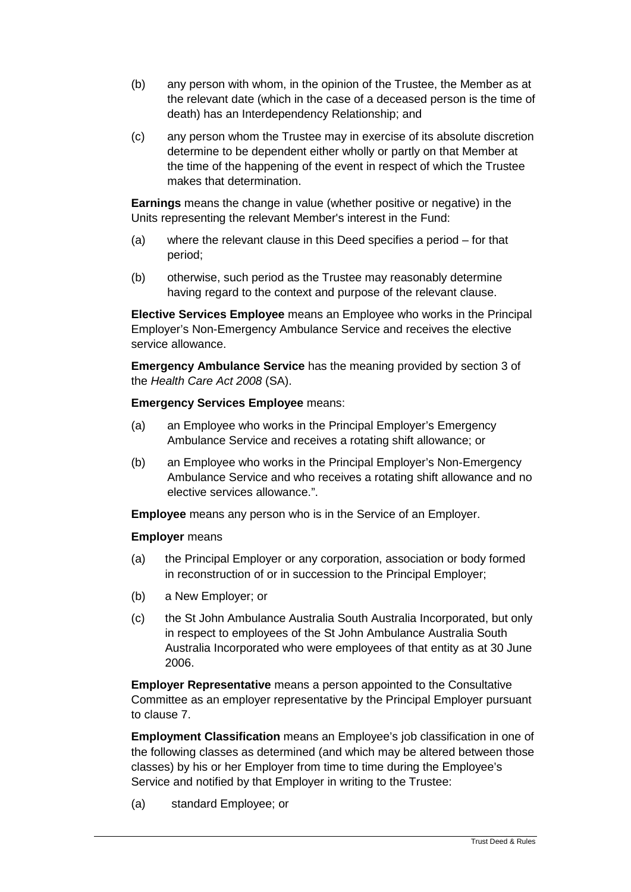(b) any person with whom, in the opinion of the Trustee, the Member as at the relevant date (which in the case of a deceased person is the time of death) has an Interdependency Relationship; and

(c) any person whom the Trustee may in exercise of its absolute discretion determine to be dependent either wholly or partly on that Member at the time of the happening of the event in respect of which the Trustee makes that determination.

**Earnings** means the change in value (whether positive or negative) in the Units representing the relevant Member's interest in the Fund:

(a) where the relevant clause in this Deed specifies a period – for that period;

(b) otherwise, such period as the Trustee may reasonably determine having regard to the context and purpose of the relevant clause.

**Elective Services Employee** means an Employee who works in the Principal Employer's Non-Emergency Ambulance Service and receives the elective service allowance.

**Emergency Ambulance Service** has the meaning provided by section 3 of the *Health Care Act 2008* (SA).

**Emergency Services Employee** means:

(a) an Employee who works in the Principal Employer's Emergency Ambulance Service and receives a rotating shift allowance; or

(b) an Employee who works in the Principal Employer's Non-Emergency Ambulance Service and who receives a rotating shift allowance and no elective services allowance.".

**Employee** means any person who is in the Service of an Employer.

**Employer** means

(a) the Principal Employer or any corporation, association or body formed in reconstruction of or in succession to the Principal Employer;

(b) a New Employer; or

(c) the St John Ambulance Australia South Australia Incorporated, but only in respect to employees of the St John Ambulance Australia South Australia Incorporated who were employees of that entity as at 30 June 2006.

**Employer Representative** means a person appointed to the Consultative Committee as an employer representative by the Principal Employer pursuant to clause 7.

**Employment Classification** means an Employee's job classification in one of the following classes as determined (and which may be altered between those classes) by his or her Employer from time to time during the Employee's Service and notified by that Employer in writing to the Trustee:

(a) standard Employee; or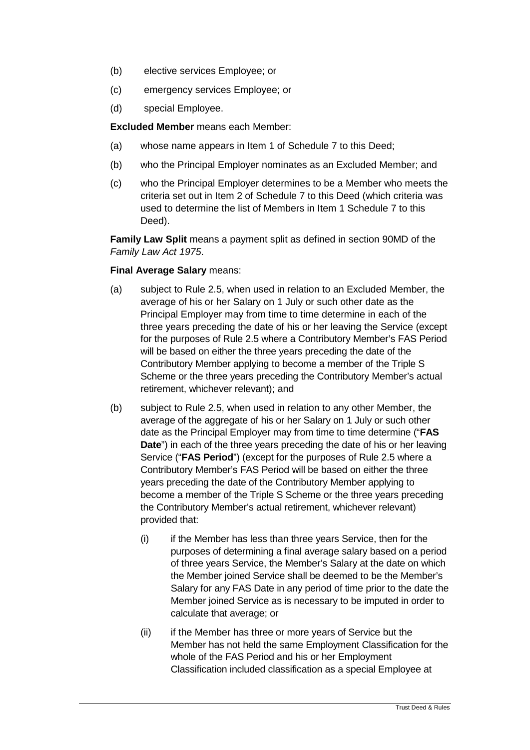(b) elective services Employee; or

(c) emergency services Employee; or

(d) special Employee.

**Excluded Member** means each Member:

(a) whose name appears in Item 1 of Schedule 7 to this Deed;

(b) who the Principal Employer nominates as an Excluded Member; and

(c) who the Principal Employer determines to be a Member who meets the criteria set out in Item 2 of Schedule 7 to this Deed (which criteria was used to determine the list of Members in Item 1 Schedule 7 to this Deed).

**Family Law Split** means a payment split as defined in section 90MD of the *Family Law Act 1975*.

**Final Average Salary** means:

(a) subject to Rule 2.5, when used in relation to an Excluded Member, the average of his or her Salary on 1 July or such other date as the Principal Employer may from time to time determine in each of the three years preceding the date of his or her leaving the Service (except for the purposes of Rule 2.5 where a Contributory Member's FAS Period will be based on either the three years preceding the date of the Contributory Member applying to become a member of the Triple S Scheme or the three years preceding the Contributory Member's actual retirement, whichever relevant); and

(b) subject to Rule 2.5, when used in relation to any other Member, the average of the aggregate of his or her Salary on 1 July or such other date as the Principal Employer may from time to time determine ("**FAS Date**") in each of the three years preceding the date of his or her leaving Service ("**FAS Period**") (except for the purposes of Rule 2.5 where a Contributory Member's FAS Period will be based on either the three years preceding the date of the Contributory Member applying to become a member of the Triple S Scheme or the three years preceding the Contributory Member's actual retirement, whichever relevant) provided that:

   (i) if the Member has less than three years Service, then for the purposes of determining a final average salary based on a period of three years Service, the Member's Salary at the date on which the Member joined Service shall be deemed to be the Member's Salary for any FAS Date in any period of time prior to the date the Member joined Service as is necessary to be imputed in order to calculate that average; or

   (ii) if the Member has three or more years of Service but the Member has not held the same Employment Classification for the whole of the FAS Period and his or her Employment Classification included classification as a special Employee at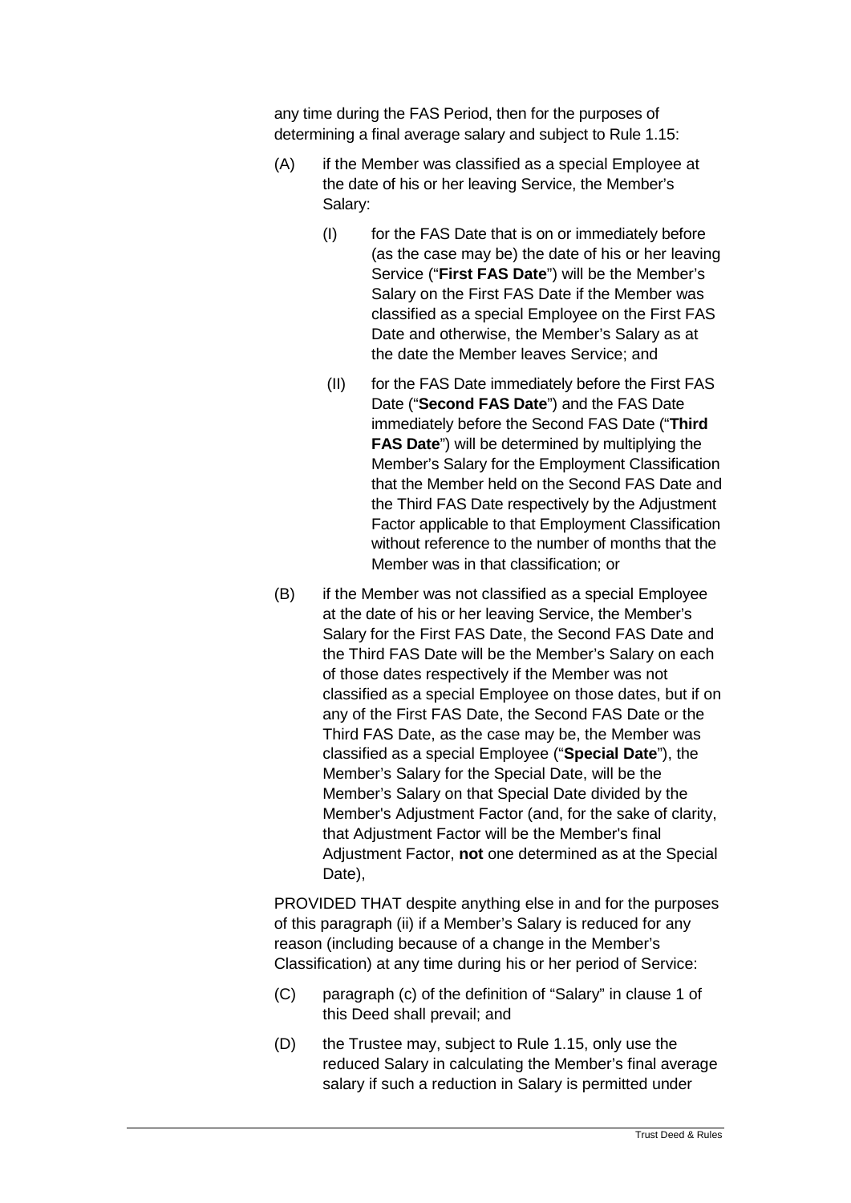any time during the FAS Period, then for the purposes of determining a final average salary and subject to Rule 1.15:

(A) if the Member was classified as a special Employee at the date of his or her leaving Service, the Member's Salary:

   (I) for the FAS Date that is on or immediately before (as the case may be) the date of his or her leaving Service ("**First FAS Date**") will be the Member's Salary on the First FAS Date if the Member was classified as a special Employee on the First FAS Date and otherwise, the Member's Salary as at the date the Member leaves Service; and

   (II) for the FAS Date immediately before the First FAS Date ("**Second FAS Date**") and the FAS Date immediately before the Second FAS Date ("**Third FAS Date**") will be determined by multiplying the Member's Salary for the Employment Classification that the Member held on the Second FAS Date and the Third FAS Date respectively by the Adjustment Factor applicable to that Employment Classification without reference to the number of months that the Member was in that classification; or

(B) if the Member was not classified as a special Employee at the date of his or her leaving Service, the Member's Salary for the First FAS Date, the Second FAS Date and the Third FAS Date will be the Member's Salary on each of those dates respectively if the Member was not classified as a special Employee on those dates, but if on any of the First FAS Date, the Second FAS Date or the Third FAS Date, as the case may be, the Member was classified as a special Employee ("**Special Date**"), the Member's Salary for the Special Date, will be the Member's Salary on that Special Date divided by the Member's Adjustment Factor (and, for the sake of clarity, that Adjustment Factor will be the Member's final Adjustment Factor, **not** one determined as at the Special Date),

PROVIDED THAT despite anything else in and for the purposes of this paragraph (ii) if a Member's Salary is reduced for any reason (including because of a change in the Member's Classification) at any time during his or her period of Service:

(C) paragraph (c) of the definition of "Salary" in clause 1 of this Deed shall prevail; and

(D) the Trustee may, subject to Rule 1.15, only use the reduced Salary in calculating the Member's final average salary if such a reduction in Salary is permitted under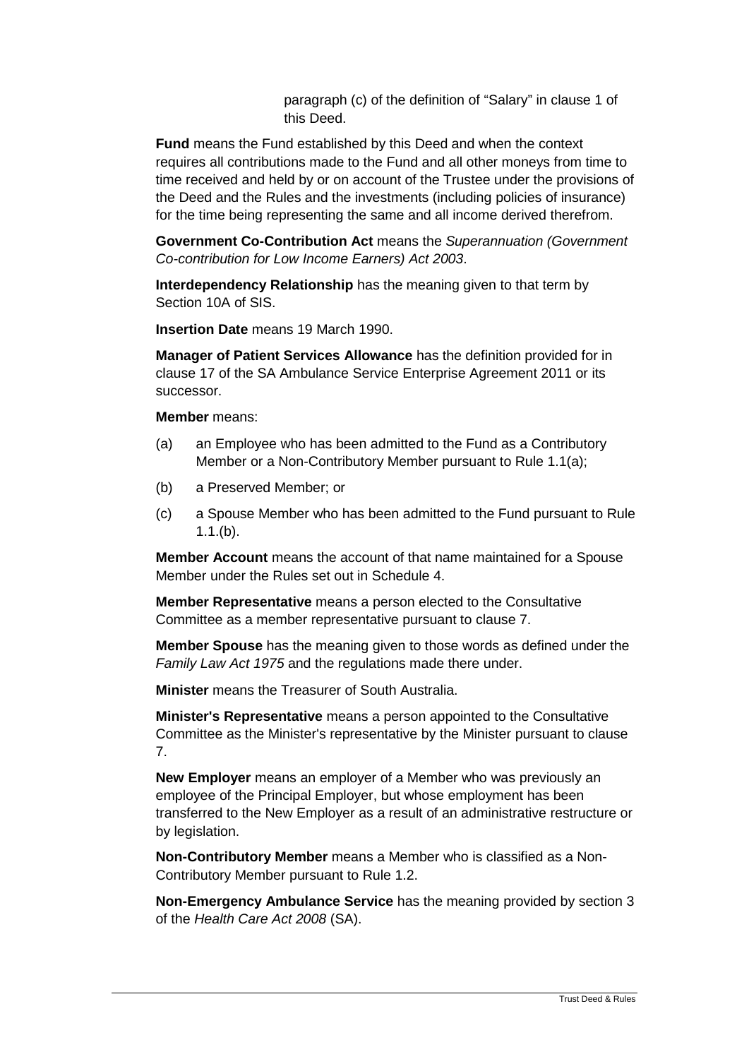paragraph (c) of the definition of "Salary" in clause 1 of this Deed.

**Fund** means the Fund established by this Deed and when the context requires all contributions made to the Fund and all other moneys from time to time received and held by or on account of the Trustee under the provisions of the Deed and the Rules and the investments (including policies of insurance) for the time being representing the same and all income derived therefrom.

**Government Co-Contribution Act** means the *Superannuation (Government Co-contribution for Low Income Earners) Act 2003*.

**Interdependency Relationship** has the meaning given to that term by Section 10A of SIS.

**Insertion Date** means 19 March 1990.

**Manager of Patient Services Allowance** has the definition provided for in clause 17 of the SA Ambulance Service Enterprise Agreement 2011 or its successor.

**Member** means:

(a) an Employee who has been admitted to the Fund as a Contributory Member or a Non-Contributory Member pursuant to Rule 1.1(a);

(b) a Preserved Member; or

(c) a Spouse Member who has been admitted to the Fund pursuant to Rule 1.1.(b).

**Member Account** means the account of that name maintained for a Spouse Member under the Rules set out in Schedule 4.

**Member Representative** means a person elected to the Consultative Committee as a member representative pursuant to clause 7.

**Member Spouse** has the meaning given to those words as defined under the *Family Law Act 1975* and the regulations made there under.

**Minister** means the Treasurer of South Australia.

**Minister's Representative** means a person appointed to the Consultative Committee as the Minister's representative by the Minister pursuant to clause 7.

**New Employer** means an employer of a Member who was previously an employee of the Principal Employer, but whose employment has been transferred to the New Employer as a result of an administrative restructure or by legislation.

**Non-Contributory Member** means a Member who is classified as a Non-Contributory Member pursuant to Rule 1.2.

**Non-Emergency Ambulance Service** has the meaning provided by section 3 of the *Health Care Act 2008* (SA).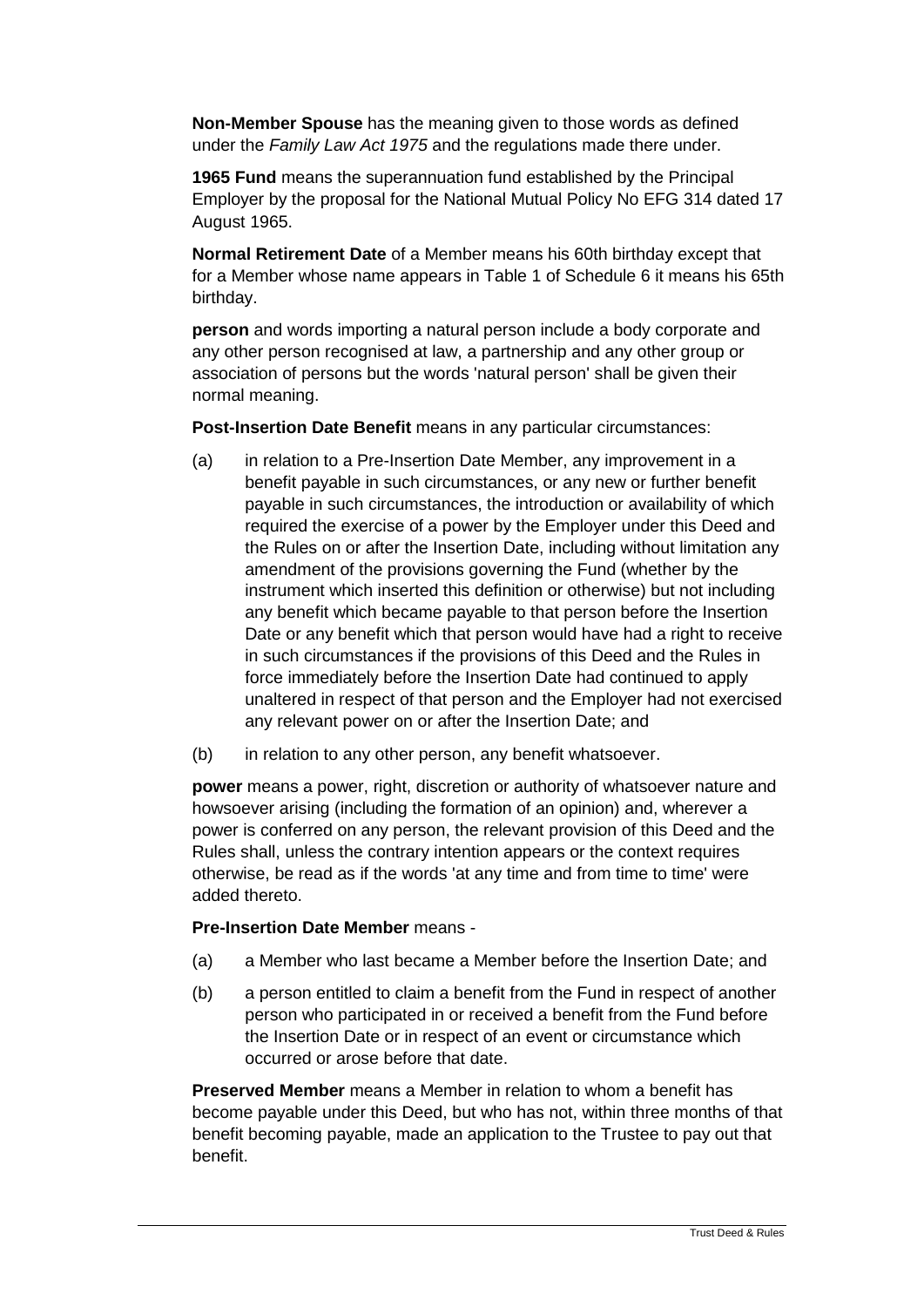**Non-Member Spouse** has the meaning given to those words as defined under the *Family Law Act 1975* and the regulations made there under.

**1965 Fund** means the superannuation fund established by the Principal Employer by the proposal for the National Mutual Policy No EFG 314 dated 17 August 1965.

**Normal Retirement Date** of a Member means his 60th birthday except that for a Member whose name appears in Table 1 of Schedule 6 it means his 65th birthday.

**person** and words importing a natural person include a body corporate and any other person recognised at law, a partnership and any other group or association of persons but the words 'natural person' shall be given their normal meaning.

**Post-Insertion Date Benefit** means in any particular circumstances:

(a) in relation to a Pre-Insertion Date Member, any improvement in a benefit payable in such circumstances, or any new or further benefit payable in such circumstances, the introduction or availability of which required the exercise of a power by the Employer under this Deed and the Rules on or after the Insertion Date, including without limitation any amendment of the provisions governing the Fund (whether by the instrument which inserted this definition or otherwise) but not including any benefit which became payable to that person before the Insertion Date or any benefit which that person would have had a right to receive in such circumstances if the provisions of this Deed and the Rules in force immediately before the Insertion Date had continued to apply unaltered in respect of that person and the Employer had not exercised any relevant power on or after the Insertion Date; and

(b) in relation to any other person, any benefit whatsoever.

**power** means a power, right, discretion or authority of whatsoever nature and howsoever arising (including the formation of an opinion) and, wherever a power is conferred on any person, the relevant provision of this Deed and the Rules shall, unless the contrary intention appears or the context requires otherwise, be read as if the words 'at any time and from time to time' were added thereto.

**Pre-Insertion Date Member** means -

(a) a Member who last became a Member before the Insertion Date; and

(b) a person entitled to claim a benefit from the Fund in respect of another person who participated in or received a benefit from the Fund before the Insertion Date or in respect of an event or circumstance which occurred or arose before that date.

**Preserved Member** means a Member in relation to whom a benefit has become payable under this Deed, but who has not, within three months of that benefit becoming payable, made an application to the Trustee to pay out that benefit.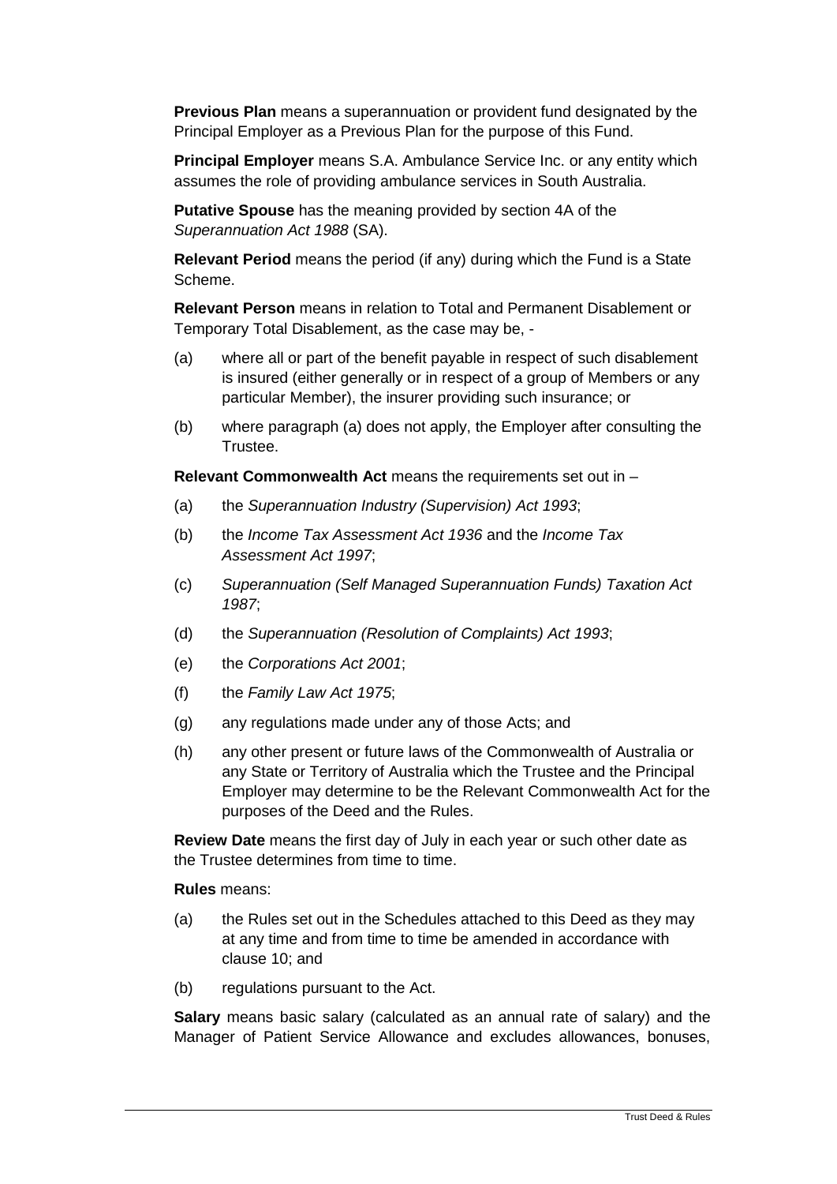**Previous Plan** means a superannuation or provident fund designated by the Principal Employer as a Previous Plan for the purpose of this Fund.

**Principal Employer** means S.A. Ambulance Service Inc. or any entity which assumes the role of providing ambulance services in South Australia.

**Putative Spouse** has the meaning provided by section 4A of the *Superannuation Act 1988* (SA).

**Relevant Period** means the period (if any) during which the Fund is a State Scheme.

**Relevant Person** means in relation to Total and Permanent Disablement or Temporary Total Disablement, as the case may be, -

(a) where all or part of the benefit payable in respect of such disablement is insured (either generally or in respect of a group of Members or any particular Member), the insurer providing such insurance; or

(b) where paragraph (a) does not apply, the Employer after consulting the Trustee.

**Relevant Commonwealth Act** means the requirements set out in –

(a) the *Superannuation Industry (Supervision) Act 1993*;

(b) the *Income Tax Assessment Act 1936* and the *Income Tax Assessment Act 1997*;

(c) *Superannuation (Self Managed Superannuation Funds) Taxation Act 1987*;

(d) the *Superannuation (Resolution of Complaints) Act 1993*;

(e) the *Corporations Act 2001*;

(f) the *Family Law Act 1975*;

(g) any regulations made under any of those Acts; and

(h) any other present or future laws of the Commonwealth of Australia or any State or Territory of Australia which the Trustee and the Principal Employer may determine to be the Relevant Commonwealth Act for the purposes of the Deed and the Rules.

**Review Date** means the first day of July in each year or such other date as the Trustee determines from time to time.

**Rules** means:

(a) the Rules set out in the Schedules attached to this Deed as they may at any time and from time to time be amended in accordance with clause 10; and

(b) regulations pursuant to the Act.

**Salary** means basic salary (calculated as an annual rate of salary) and the Manager of Patient Service Allowance and excludes allowances, bonuses,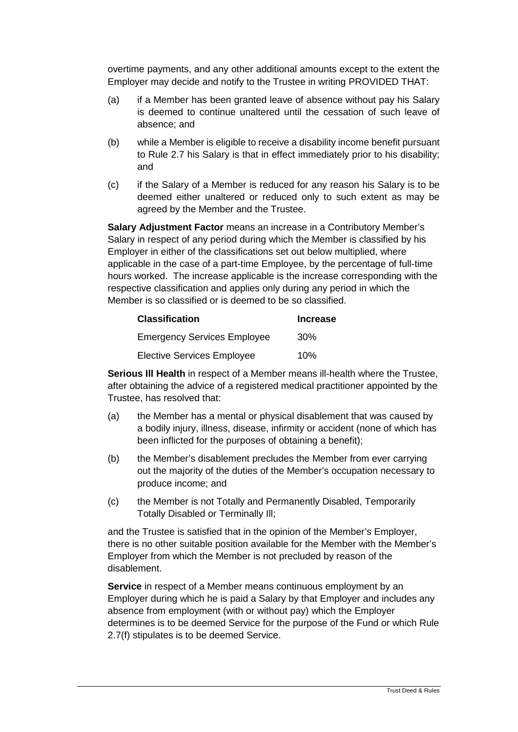overtime payments, and any other additional amounts except to the extent the Employer may decide and notify to the Trustee in writing PROVIDED THAT:

(a) if a Member has been granted leave of absence without pay his Salary is deemed to continue unaltered until the cessation of such leave of absence; and

(b) while a Member is eligible to receive a disability income benefit pursuant to Rule 2.7 his Salary is that in effect immediately prior to his disability; and

(c) if the Salary of a Member is reduced for any reason his Salary is to be deemed either unaltered or reduced only to such extent as may be agreed by the Member and the Trustee.

**Salary Adjustment Factor** means an increase in a Contributory Member's Salary in respect of any period during which the Member is classified by his Employer in either of the classifications set out below multiplied, where applicable in the case of a part-time Employee, by the percentage of full-time hours worked. The increase applicable is the increase corresponding with the respective classification and applies only during any period in which the Member is so classified or is deemed to be so classified.

| Classification | Increase |
|---|---|
| Emergency Services Employee | 30% |
| Elective Services Employee | 10% |

**Serious Ill Health** in respect of a Member means ill-health where the Trustee, after obtaining the advice of a registered medical practitioner appointed by the Trustee, has resolved that:

(a) the Member has a mental or physical disablement that was caused by a bodily injury, illness, disease, infirmity or accident (none of which has been inflicted for the purposes of obtaining a benefit);

(b) the Member's disablement precludes the Member from ever carrying out the majority of the duties of the Member's occupation necessary to produce income; and

(c) the Member is not Totally and Permanently Disabled, Temporarily Totally Disabled or Terminally Ill;

and the Trustee is satisfied that in the opinion of the Member's Employer, there is no other suitable position available for the Member with the Member's Employer from which the Member is not precluded by reason of the disablement.

**Service** in respect of a Member means continuous employment by an Employer during which he is paid a Salary by that Employer and includes any absence from employment (with or without pay) which the Employer determines is to be deemed Service for the purpose of the Fund or which Rule 2.7(f) stipulates is to be deemed Service.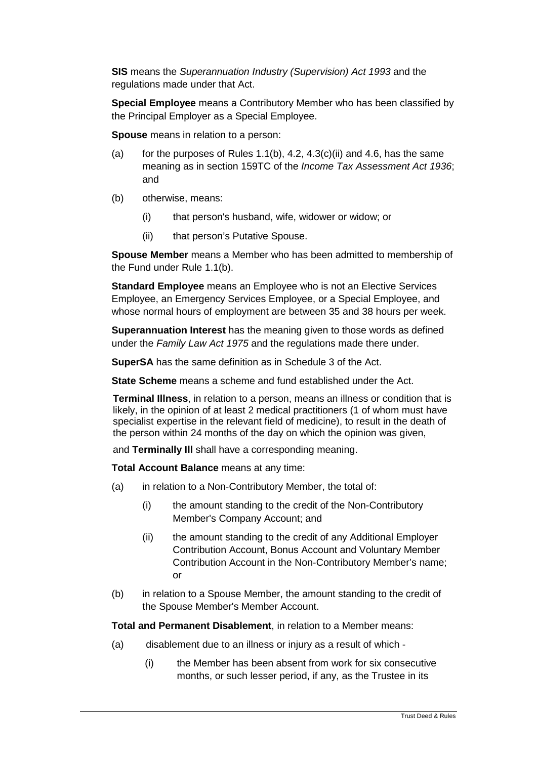**SIS** means the *Superannuation Industry (Supervision) Act 1993* and the regulations made under that Act.

**Special Employee** means a Contributory Member who has been classified by the Principal Employer as a Special Employee.

**Spouse** means in relation to a person:

(a) for the purposes of Rules 1.1(b), 4.2, 4.3(c)(ii) and 4.6, has the same meaning as in section 159TC of the *Income Tax Assessment Act 1936*; and

(b) otherwise, means:

   (i) that person's husband, wife, widower or widow; or

   (ii) that person's Putative Spouse.

**Spouse Member** means a Member who has been admitted to membership of the Fund under Rule 1.1(b).

**Standard Employee** means an Employee who is not an Elective Services Employee, an Emergency Services Employee, or a Special Employee, and whose normal hours of employment are between 35 and 38 hours per week.

**Superannuation Interest** has the meaning given to those words as defined under the *Family Law Act 1975* and the regulations made there under.

**SuperSA** has the same definition as in Schedule 3 of the Act.

**State Scheme** means a scheme and fund established under the Act.

**Terminal Illness**, in relation to a person, means an illness or condition that is likely, in the opinion of at least 2 medical practitioners (1 of whom must have specialist expertise in the relevant field of medicine), to result in the death of the person within 24 months of the day on which the opinion was given,

and **Terminally Ill** shall have a corresponding meaning.

**Total Account Balance** means at any time:

(a) in relation to a Non-Contributory Member, the total of:

   (i) the amount standing to the credit of the Non-Contributory Member's Company Account; and

   (ii) the amount standing to the credit of any Additional Employer Contribution Account, Bonus Account and Voluntary Member Contribution Account in the Non-Contributory Member's name; or

(b) in relation to a Spouse Member, the amount standing to the credit of the Spouse Member's Member Account.

**Total and Permanent Disablement**, in relation to a Member means:

(a) disablement due to an illness or injury as a result of which -

   (i) the Member has been absent from work for six consecutive months, or such lesser period, if any, as the Trustee in its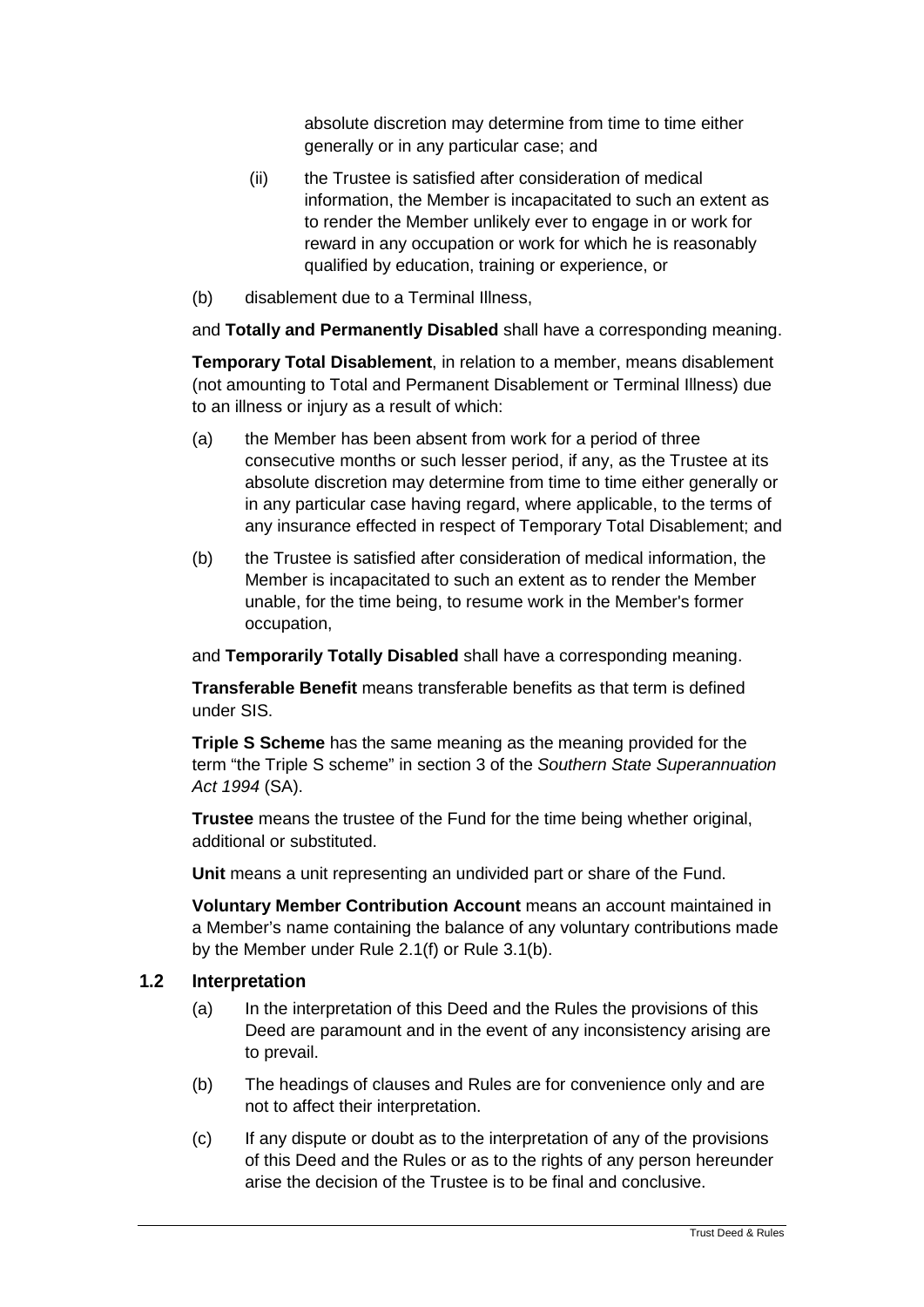absolute discretion may determine from time to time either generally or in any particular case; and

(ii) the Trustee is satisfied after consideration of medical information, the Member is incapacitated to such an extent as to render the Member unlikely ever to engage in or work for reward in any occupation or work for which he is reasonably qualified by education, training or experience, or

(b) disablement due to a Terminal Illness,

and **Totally and Permanently Disabled** shall have a corresponding meaning.

**Temporary Total Disablement**, in relation to a member, means disablement (not amounting to Total and Permanent Disablement or Terminal Illness) due to an illness or injury as a result of which:

(a) the Member has been absent from work for a period of three consecutive months or such lesser period, if any, as the Trustee at its absolute discretion may determine from time to time either generally or in any particular case having regard, where applicable, to the terms of any insurance effected in respect of Temporary Total Disablement; and

(b) the Trustee is satisfied after consideration of medical information, the Member is incapacitated to such an extent as to render the Member unable, for the time being, to resume work in the Member's former occupation,

and **Temporarily Totally Disabled** shall have a corresponding meaning.

**Transferable Benefit** means transferable benefits as that term is defined under SIS.

**Triple S Scheme** has the same meaning as the meaning provided for the term "the Triple S scheme" in section 3 of the *Southern State Superannuation Act 1994* (SA).

**Trustee** means the trustee of the Fund for the time being whether original, additional or substituted.

**Unit** means a unit representing an undivided part or share of the Fund.

**Voluntary Member Contribution Account** means an account maintained in a Member's name containing the balance of any voluntary contributions made by the Member under Rule 2.1(f) or Rule 3.1(b).

### 1.2 Interpretation

(a) In the interpretation of this Deed and the Rules the provisions of this Deed are paramount and in the event of any inconsistency arising are to prevail.

(b) The headings of clauses and Rules are for convenience only and are not to affect their interpretation.

(c) If any dispute or doubt as to the interpretation of any of the provisions of this Deed and the Rules or as to the rights of any person hereunder arise the decision of the Trustee is to be final and conclusive.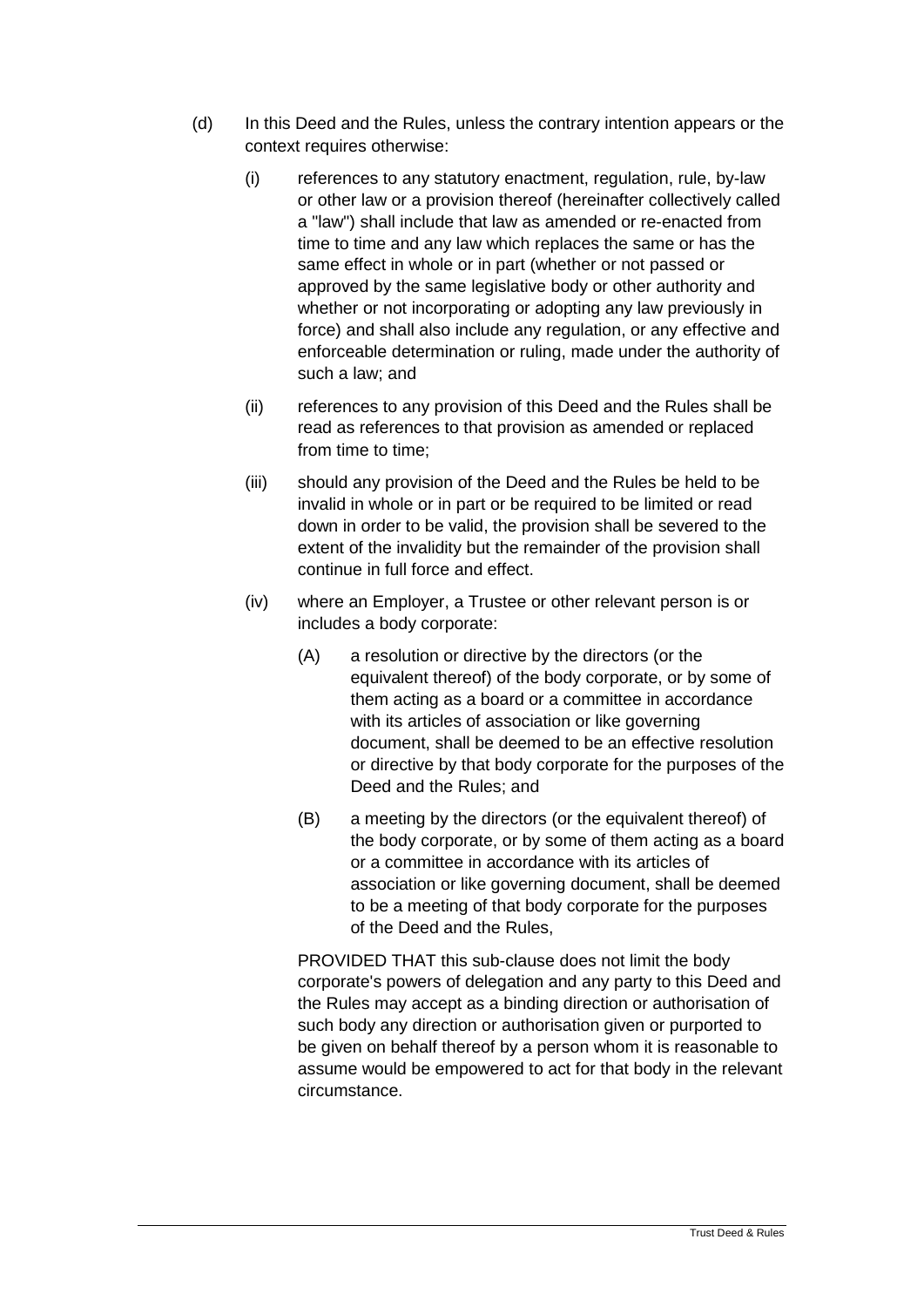(d) In this Deed and the Rules, unless the contrary intention appears or the context requires otherwise:

   (i) references to any statutory enactment, regulation, rule, by-law or other law or a provision thereof (hereinafter collectively called a "law") shall include that law as amended or re-enacted from time to time and any law which replaces the same or has the same effect in whole or in part (whether or not passed or approved by the same legislative body or other authority and whether or not incorporating or adopting any law previously in force) and shall also include any regulation, or any effective and enforceable determination or ruling, made under the authority of such a law; and

   (ii) references to any provision of this Deed and the Rules shall be read as references to that provision as amended or replaced from time to time;

   (iii) should any provision of the Deed and the Rules be held to be invalid in whole or in part or be required to be limited or read down in order to be valid, the provision shall be severed to the extent of the invalidity but the remainder of the provision shall continue in full force and effect.

   (iv) where an Employer, a Trustee or other relevant person is or includes a body corporate:

      (A) a resolution or directive by the directors (or the equivalent thereof) of the body corporate, or by some of them acting as a board or a committee in accordance with its articles of association or like governing document, shall be deemed to be an effective resolution or directive by that body corporate for the purposes of the Deed and the Rules; and

      (B) a meeting by the directors (or the equivalent thereof) of the body corporate, or by some of them acting as a board or a committee in accordance with its articles of association or like governing document, shall be deemed to be a meeting of that body corporate for the purposes of the Deed and the Rules,

      PROVIDED THAT this sub-clause does not limit the body corporate's powers of delegation and any party to this Deed and the Rules may accept as a binding direction or authorisation of such body any direction or authorisation given or purported to be given on behalf thereof by a person whom it is reasonable to assume would be empowered to act for that body in the relevant circumstance.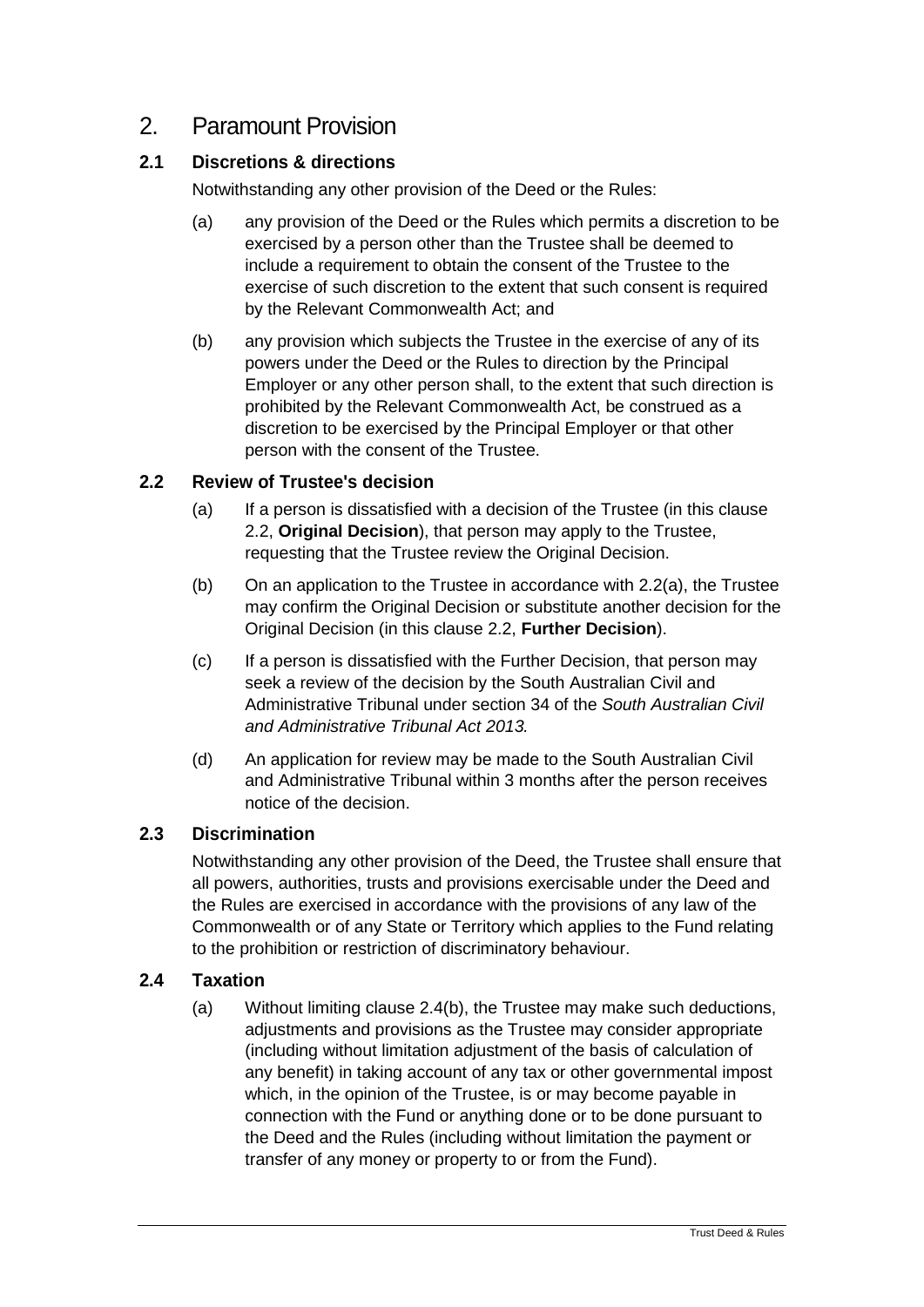# 2. Paramount Provision

## 2.1 Discretions & directions

Notwithstanding any other provision of the Deed or the Rules:

(a) any provision of the Deed or the Rules which permits a discretion to be exercised by a person other than the Trustee shall be deemed to include a requirement to obtain the consent of the Trustee to the exercise of such discretion to the extent that such consent is required by the Relevant Commonwealth Act; and

(b) any provision which subjects the Trustee in the exercise of any of its powers under the Deed or the Rules to direction by the Principal Employer or any other person shall, to the extent that such direction is prohibited by the Relevant Commonwealth Act, be construed as a discretion to be exercised by the Principal Employer or that other person with the consent of the Trustee.

## 2.2 Review of Trustee's decision

(a) If a person is dissatisfied with a decision of the Trustee (in this clause 2.2, **Original Decision**), that person may apply to the Trustee, requesting that the Trustee review the Original Decision.

(b) On an application to the Trustee in accordance with 2.2(a), the Trustee may confirm the Original Decision or substitute another decision for the Original Decision (in this clause 2.2, **Further Decision**).

(c) If a person is dissatisfied with the Further Decision, that person may seek a review of the decision by the South Australian Civil and Administrative Tribunal under section 34 of the *South Australian Civil and Administrative Tribunal Act 2013.*

(d) An application for review may be made to the South Australian Civil and Administrative Tribunal within 3 months after the person receives notice of the decision.

## 2.3 Discrimination

Notwithstanding any other provision of the Deed, the Trustee shall ensure that all powers, authorities, trusts and provisions exercisable under the Deed and the Rules are exercised in accordance with the provisions of any law of the Commonwealth or of any State or Territory which applies to the Fund relating to the prohibition or restriction of discriminatory behaviour.

## 2.4 Taxation

(a) Without limiting clause 2.4(b), the Trustee may make such deductions, adjustments and provisions as the Trustee may consider appropriate (including without limitation adjustment of the basis of calculation of any benefit) in taking account of any tax or other governmental impost which, in the opinion of the Trustee, is or may become payable in connection with the Fund or anything done or to be done pursuant to the Deed and the Rules (including without limitation the payment or transfer of any money or property to or from the Fund).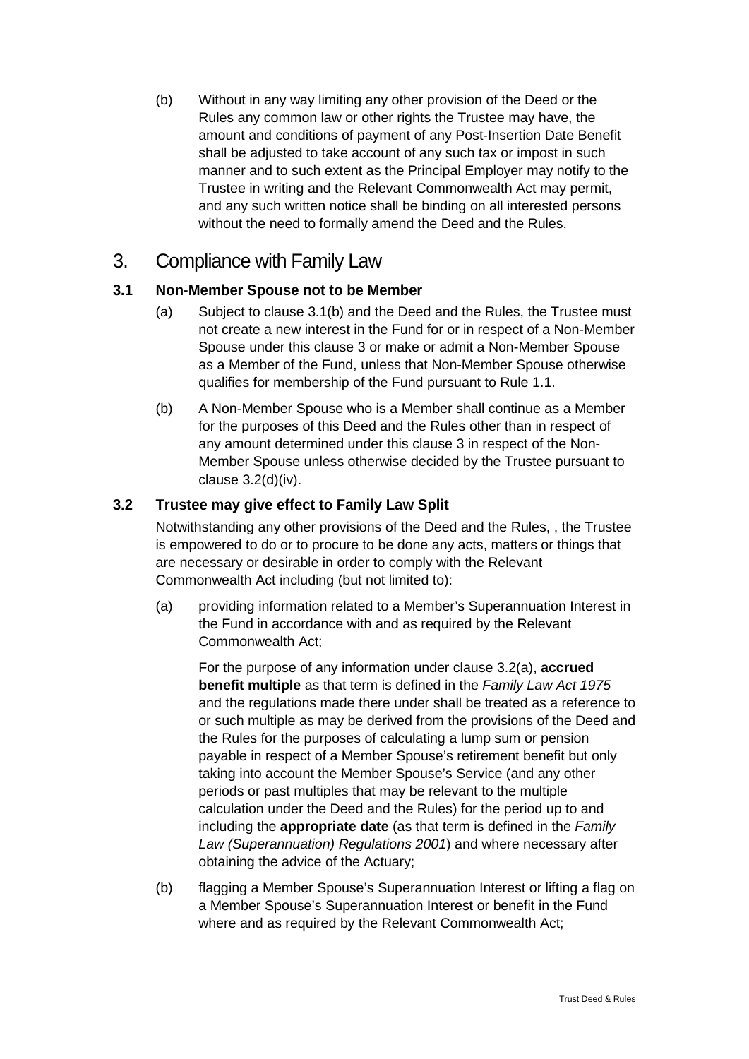(b) Without in any way limiting any other provision of the Deed or the Rules any common law or other rights the Trustee may have, the amount and conditions of payment of any Post-Insertion Date Benefit shall be adjusted to take account of any such tax or impost in such manner and to such extent as the Principal Employer may notify to the Trustee in writing and the Relevant Commonwealth Act may permit, and any such written notice shall be binding on all interested persons without the need to formally amend the Deed and the Rules.

# 3. Compliance with Family Law

### 3.1 Non-Member Spouse not to be Member

(a) Subject to clause 3.1(b) and the Deed and the Rules, the Trustee must not create a new interest in the Fund for or in respect of a Non-Member Spouse under this clause 3 or make or admit a Non-Member Spouse as a Member of the Fund, unless that Non-Member Spouse otherwise qualifies for membership of the Fund pursuant to Rule 1.1.

(b) A Non-Member Spouse who is a Member shall continue as a Member for the purposes of this Deed and the Rules other than in respect of any amount determined under this clause 3 in respect of the Non-Member Spouse unless otherwise decided by the Trustee pursuant to clause 3.2(d)(iv).

### 3.2 Trustee may give effect to Family Law Split

Notwithstanding any other provisions of the Deed and the Rules, , the Trustee is empowered to do or to procure to be done any acts, matters or things that are necessary or desirable in order to comply with the Relevant Commonwealth Act including (but not limited to):

(a) providing information related to a Member's Superannuation Interest in the Fund in accordance with and as required by the Relevant Commonwealth Act;

For the purpose of any information under clause 3.2(a), **accrued benefit multiple** as that term is defined in the *Family Law Act 1975* and the regulations made there under shall be treated as a reference to or such multiple as may be derived from the provisions of the Deed and the Rules for the purposes of calculating a lump sum or pension payable in respect of a Member Spouse's retirement benefit but only taking into account the Member Spouse's Service (and any other periods or past multiples that may be relevant to the multiple calculation under the Deed and the Rules) for the period up to and including the **appropriate date** (as that term is defined in the *Family Law (Superannuation) Regulations 2001*) and where necessary after obtaining the advice of the Actuary;

(b) flagging a Member Spouse's Superannuation Interest or lifting a flag on a Member Spouse's Superannuation Interest or benefit in the Fund where and as required by the Relevant Commonwealth Act;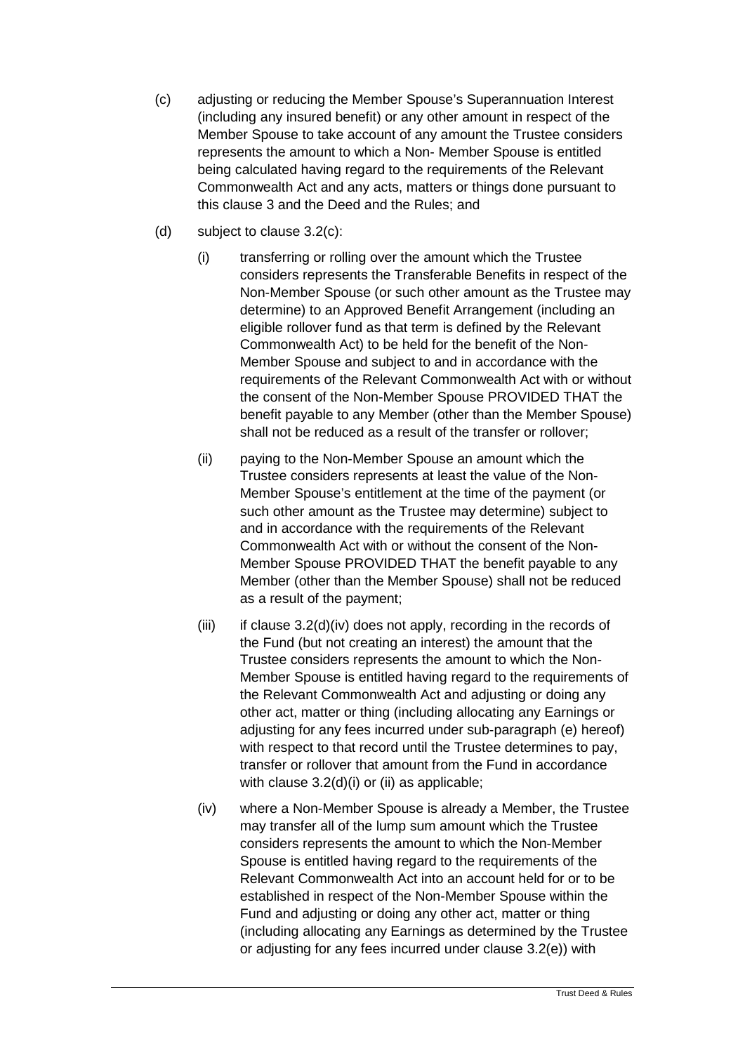(c) adjusting or reducing the Member Spouse's Superannuation Interest (including any insured benefit) or any other amount in respect of the Member Spouse to take account of any amount the Trustee considers represents the amount to which a Non- Member Spouse is entitled being calculated having regard to the requirements of the Relevant Commonwealth Act and any acts, matters or things done pursuant to this clause 3 and the Deed and the Rules; and

(d) subject to clause 3.2(c):

   (i) transferring or rolling over the amount which the Trustee considers represents the Transferable Benefits in respect of the Non-Member Spouse (or such other amount as the Trustee may determine) to an Approved Benefit Arrangement (including an eligible rollover fund as that term is defined by the Relevant Commonwealth Act) to be held for the benefit of the Non-Member Spouse and subject to and in accordance with the requirements of the Relevant Commonwealth Act with or without the consent of the Non-Member Spouse PROVIDED THAT the benefit payable to any Member (other than the Member Spouse) shall not be reduced as a result of the transfer or rollover;

   (ii) paying to the Non-Member Spouse an amount which the Trustee considers represents at least the value of the Non-Member Spouse's entitlement at the time of the payment (or such other amount as the Trustee may determine) subject to and in accordance with the requirements of the Relevant Commonwealth Act with or without the consent of the Non-Member Spouse PROVIDED THAT the benefit payable to any Member (other than the Member Spouse) shall not be reduced as a result of the payment;

   (iii) if clause 3.2(d)(iv) does not apply, recording in the records of the Fund (but not creating an interest) the amount that the Trustee considers represents the amount to which the Non-Member Spouse is entitled having regard to the requirements of the Relevant Commonwealth Act and adjusting or doing any other act, matter or thing (including allocating any Earnings or adjusting for any fees incurred under sub-paragraph (e) hereof) with respect to that record until the Trustee determines to pay, transfer or rollover that amount from the Fund in accordance with clause 3.2(d)(i) or (ii) as applicable;

   (iv) where a Non-Member Spouse is already a Member, the Trustee may transfer all of the lump sum amount which the Trustee considers represents the amount to which the Non-Member Spouse is entitled having regard to the requirements of the Relevant Commonwealth Act into an account held for or to be established in respect of the Non-Member Spouse within the Fund and adjusting or doing any other act, matter or thing (including allocating any Earnings as determined by the Trustee or adjusting for any fees incurred under clause 3.2(e)) with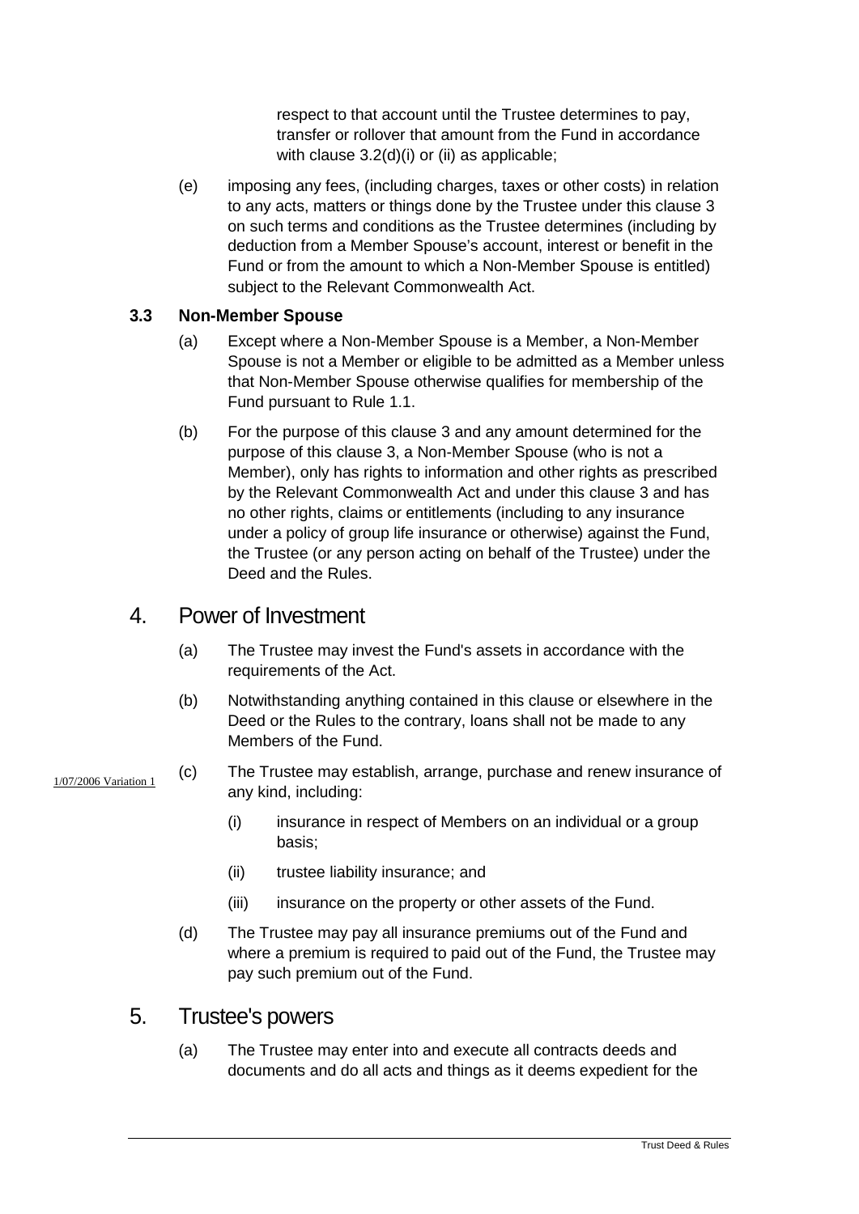respect to that account until the Trustee determines to pay, transfer or rollover that amount from the Fund in accordance with clause 3.2(d)(i) or (ii) as applicable;

(e) imposing any fees, (including charges, taxes or other costs) in relation to any acts, matters or things done by the Trustee under this clause 3 on such terms and conditions as the Trustee determines (including by deduction from a Member Spouse's account, interest or benefit in the Fund or from the amount to which a Non-Member Spouse is entitled) subject to the Relevant Commonwealth Act.

### 3.3 Non-Member Spouse

(a) Except where a Non-Member Spouse is a Member, a Non-Member Spouse is not a Member or eligible to be admitted as a Member unless that Non-Member Spouse otherwise qualifies for membership of the Fund pursuant to Rule 1.1.

(b) For the purpose of this clause 3 and any amount determined for the purpose of this clause 3, a Non-Member Spouse (who is not a Member), only has rights to information and other rights as prescribed by the Relevant Commonwealth Act and under this clause 3 and has no other rights, claims or entitlements (including to any insurance under a policy of group life insurance or otherwise) against the Fund, the Trustee (or any person acting on behalf of the Trustee) under the Deed and the Rules.

## 4. Power of Investment

(a) The Trustee may invest the Fund's assets in accordance with the requirements of the Act.

(b) Notwithstanding anything contained in this clause or elsewhere in the Deed or the Rules to the contrary, loans shall not be made to any Members of the Fund.

1/07/2006 Variation 1

(c) The Trustee may establish, arrange, purchase and renew insurance of any kind, including:

(i) insurance in respect of Members on an individual or a group basis;

(ii) trustee liability insurance; and

(iii) insurance on the property or other assets of the Fund.

(d) The Trustee may pay all insurance premiums out of the Fund and where a premium is required to paid out of the Fund, the Trustee may pay such premium out of the Fund.

## 5. Trustee's powers

(a) The Trustee may enter into and execute all contracts deeds and documents and do all acts and things as it deems expedient for the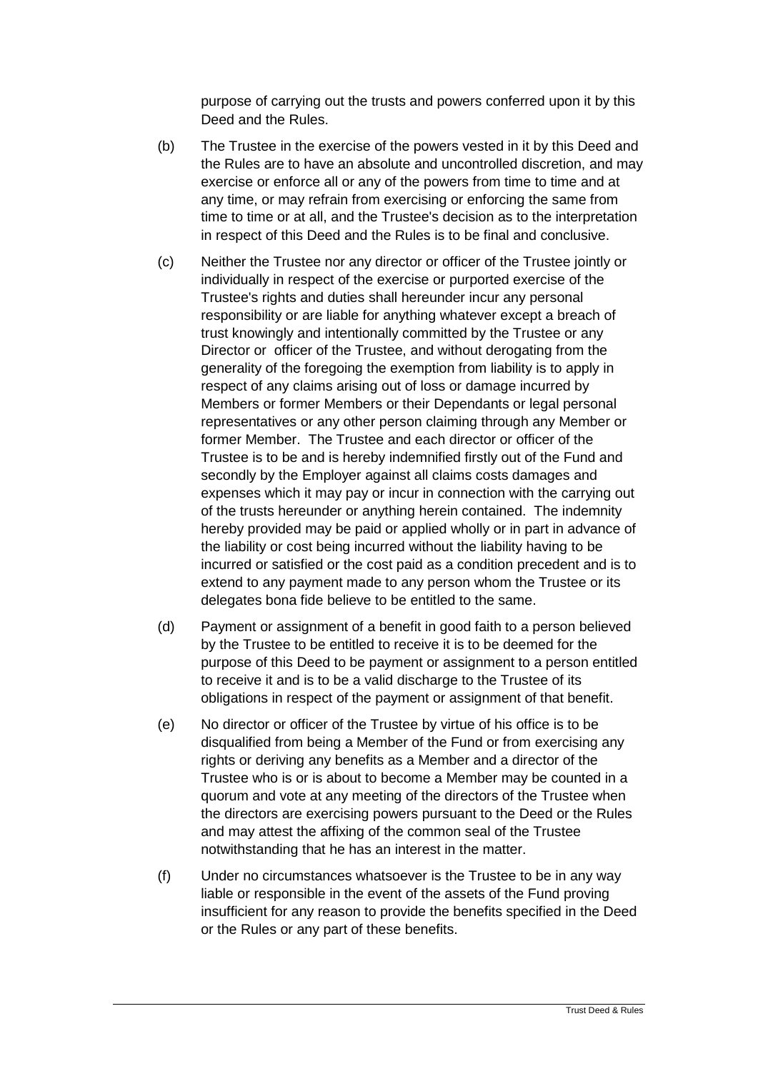purpose of carrying out the trusts and powers conferred upon it by this Deed and the Rules.

(b) The Trustee in the exercise of the powers vested in it by this Deed and the Rules are to have an absolute and uncontrolled discretion, and may exercise or enforce all or any of the powers from time to time and at any time, or may refrain from exercising or enforcing the same from time to time or at all, and the Trustee's decision as to the interpretation in respect of this Deed and the Rules is to be final and conclusive.

(c) Neither the Trustee nor any director or officer of the Trustee jointly or individually in respect of the exercise or purported exercise of the Trustee's rights and duties shall hereunder incur any personal responsibility or are liable for anything whatever except a breach of trust knowingly and intentionally committed by the Trustee or any Director or officer of the Trustee, and without derogating from the generality of the foregoing the exemption from liability is to apply in respect of any claims arising out of loss or damage incurred by Members or former Members or their Dependants or legal personal representatives or any other person claiming through any Member or former Member. The Trustee and each director or officer of the Trustee is to be and is hereby indemnified firstly out of the Fund and secondly by the Employer against all claims costs damages and expenses which it may pay or incur in connection with the carrying out of the trusts hereunder or anything herein contained. The indemnity hereby provided may be paid or applied wholly or in part in advance of the liability or cost being incurred without the liability having to be incurred or satisfied or the cost paid as a condition precedent and is to extend to any payment made to any person whom the Trustee or its delegates bona fide believe to be entitled to the same.

(d) Payment or assignment of a benefit in good faith to a person believed by the Trustee to be entitled to receive it is to be deemed for the purpose of this Deed to be payment or assignment to a person entitled to receive it and is to be a valid discharge to the Trustee of its obligations in respect of the payment or assignment of that benefit.

(e) No director or officer of the Trustee by virtue of his office is to be disqualified from being a Member of the Fund or from exercising any rights or deriving any benefits as a Member and a director of the Trustee who is or is about to become a Member may be counted in a quorum and vote at any meeting of the directors of the Trustee when the directors are exercising powers pursuant to the Deed or the Rules and may attest the affixing of the common seal of the Trustee notwithstanding that he has an interest in the matter.

(f) Under no circumstances whatsoever is the Trustee to be in any way liable or responsible in the event of the assets of the Fund proving insufficient for any reason to provide the benefits specified in the Deed or the Rules or any part of these benefits.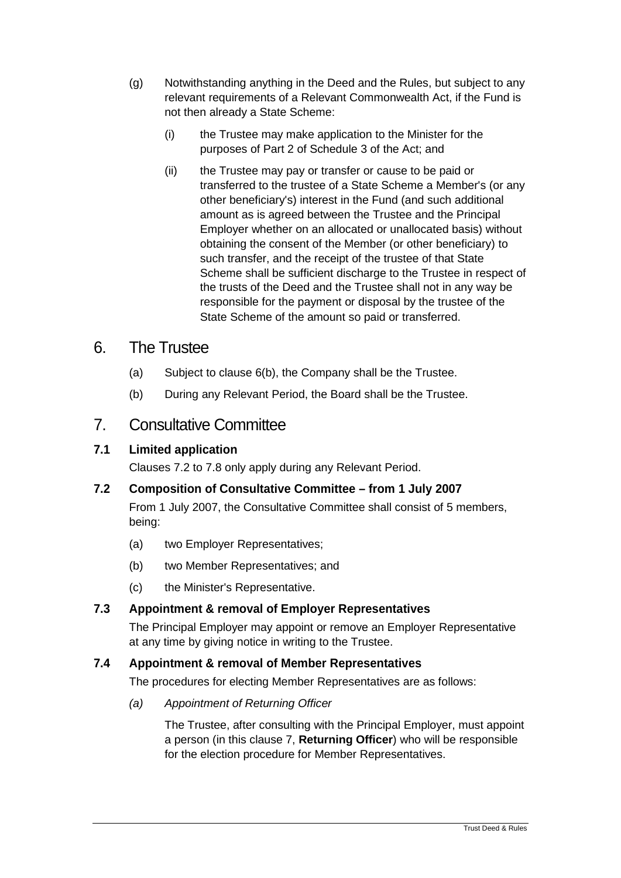(g) Notwithstanding anything in the Deed and the Rules, but subject to any relevant requirements of a Relevant Commonwealth Act, if the Fund is not then already a State Scheme:

   (i) the Trustee may make application to the Minister for the purposes of Part 2 of Schedule 3 of the Act; and

   (ii) the Trustee may pay or transfer or cause to be paid or transferred to the trustee of a State Scheme a Member's (or any other beneficiary's) interest in the Fund (and such additional amount as is agreed between the Trustee and the Principal Employer whether on an allocated or unallocated basis) without obtaining the consent of the Member (or other beneficiary) to such transfer, and the receipt of the trustee of that State Scheme shall be sufficient discharge to the Trustee in respect of the trusts of the Deed and the Trustee shall not in any way be responsible for the payment or disposal by the trustee of the State Scheme of the amount so paid or transferred.

# 6. The Trustee

(a) Subject to clause 6(b), the Company shall be the Trustee.

(b) During any Relevant Period, the Board shall be the Trustee.

# 7. Consultative Committee

### 7.1 Limited application

Clauses 7.2 to 7.8 only apply during any Relevant Period.

### 7.2 Composition of Consultative Committee – from 1 July 2007

From 1 July 2007, the Consultative Committee shall consist of 5 members, being:

(a) two Employer Representatives;

(b) two Member Representatives; and

(c) the Minister's Representative.

### 7.3 Appointment & removal of Employer Representatives

The Principal Employer may appoint or remove an Employer Representative at any time by giving notice in writing to the Trustee.

### 7.4 Appointment & removal of Member Representatives

The procedures for electing Member Representatives are as follows:

*(a) Appointment of Returning Officer*

The Trustee, after consulting with the Principal Employer, must appoint a person (in this clause 7, **Returning Officer**) who will be responsible for the election procedure for Member Representatives.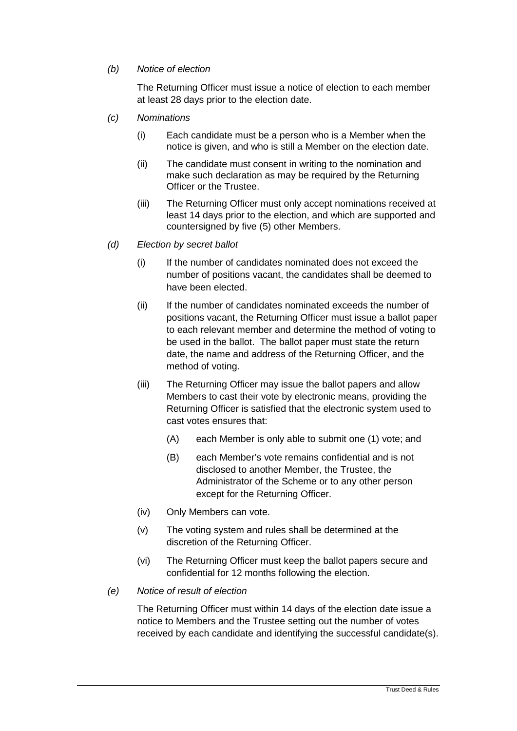*(b)* *Notice of election*

The Returning Officer must issue a notice of election to each member at least 28 days prior to the election date.

*(c)* *Nominations*

(i) Each candidate must be a person who is a Member when the notice is given, and who is still a Member on the election date.

(ii) The candidate must consent in writing to the nomination and make such declaration as may be required by the Returning Officer or the Trustee.

(iii) The Returning Officer must only accept nominations received at least 14 days prior to the election, and which are supported and countersigned by five (5) other Members.

*(d)* *Election by secret ballot*

(i) If the number of candidates nominated does not exceed the number of positions vacant, the candidates shall be deemed to have been elected.

(ii) If the number of candidates nominated exceeds the number of positions vacant, the Returning Officer must issue a ballot paper to each relevant member and determine the method of voting to be used in the ballot. The ballot paper must state the return date, the name and address of the Returning Officer, and the method of voting.

(iii) The Returning Officer may issue the ballot papers and allow Members to cast their vote by electronic means, providing the Returning Officer is satisfied that the electronic system used to cast votes ensures that:

(A) each Member is only able to submit one (1) vote; and

(B) each Member's vote remains confidential and is not disclosed to another Member, the Trustee, the Administrator of the Scheme or to any other person except for the Returning Officer.

(iv) Only Members can vote.

(v) The voting system and rules shall be determined at the discretion of the Returning Officer.

(vi) The Returning Officer must keep the ballot papers secure and confidential for 12 months following the election.

*(e)* *Notice of result of election*

The Returning Officer must within 14 days of the election date issue a notice to Members and the Trustee setting out the number of votes received by each candidate and identifying the successful candidate(s).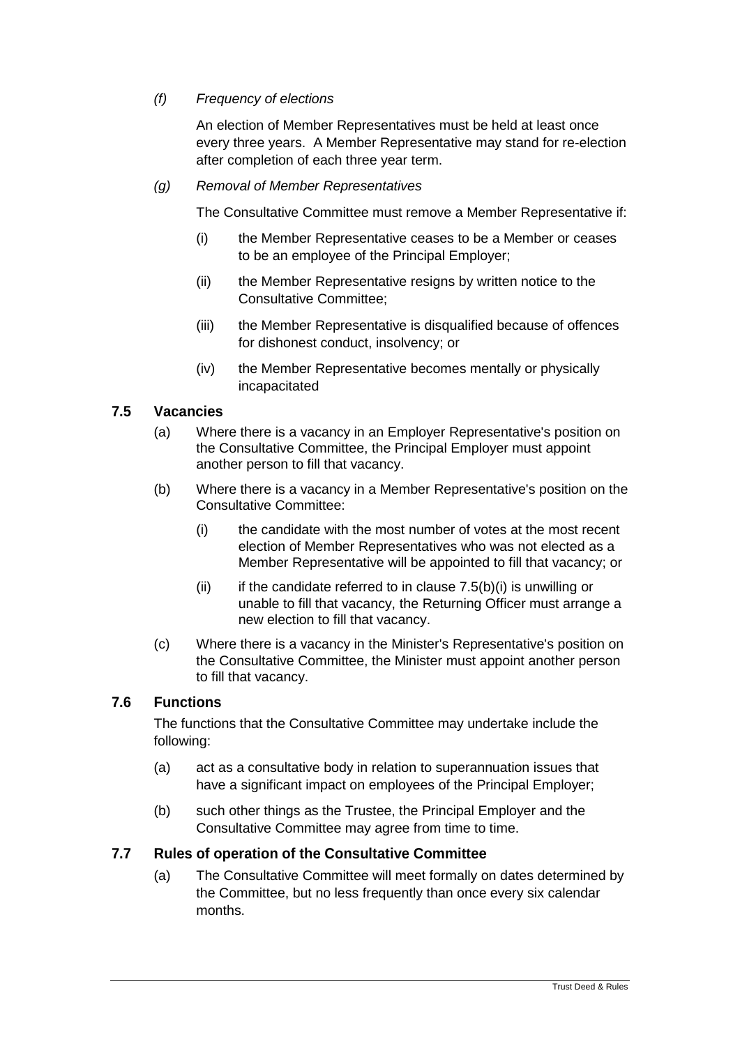*(f)* *Frequency of elections*

An election of Member Representatives must be held at least once every three years. A Member Representative may stand for re-election after completion of each three year term.

*(g)* *Removal of Member Representatives*

The Consultative Committee must remove a Member Representative if:

(i) the Member Representative ceases to be a Member or ceases to be an employee of the Principal Employer;

(ii) the Member Representative resigns by written notice to the Consultative Committee;

(iii) the Member Representative is disqualified because of offences for dishonest conduct, insolvency; or

(iv) the Member Representative becomes mentally or physically incapacitated

### 7.5 Vacancies

(a) Where there is a vacancy in an Employer Representative's position on the Consultative Committee, the Principal Employer must appoint another person to fill that vacancy.

(b) Where there is a vacancy in a Member Representative's position on the Consultative Committee:

(i) the candidate with the most number of votes at the most recent election of Member Representatives who was not elected as a Member Representative will be appointed to fill that vacancy; or

(ii) if the candidate referred to in clause 7.5(b)(i) is unwilling or unable to fill that vacancy, the Returning Officer must arrange a new election to fill that vacancy.

(c) Where there is a vacancy in the Minister's Representative's position on the Consultative Committee, the Minister must appoint another person to fill that vacancy.

### 7.6 Functions

The functions that the Consultative Committee may undertake include the following:

(a) act as a consultative body in relation to superannuation issues that have a significant impact on employees of the Principal Employer;

(b) such other things as the Trustee, the Principal Employer and the Consultative Committee may agree from time to time.

### 7.7 Rules of operation of the Consultative Committee

(a) The Consultative Committee will meet formally on dates determined by the Committee, but no less frequently than once every six calendar months.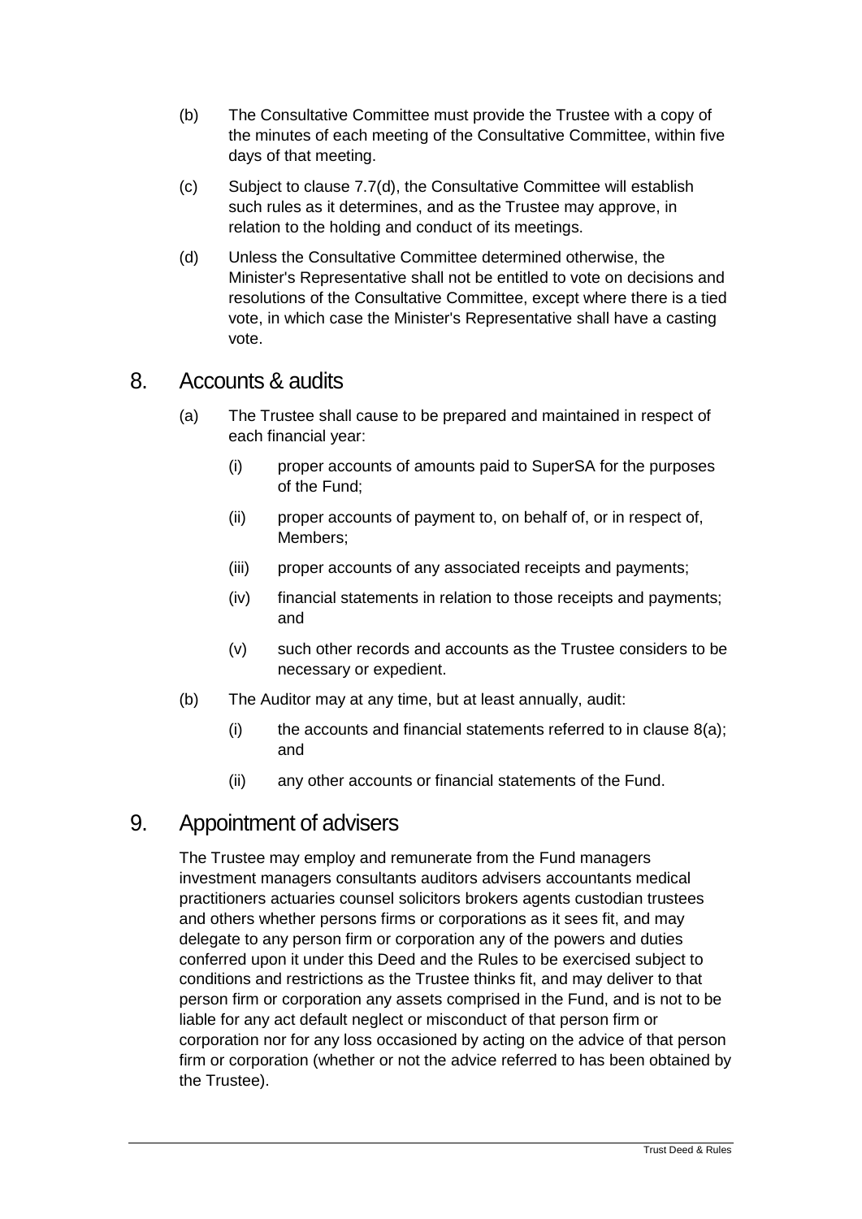(b) The Consultative Committee must provide the Trustee with a copy of the minutes of each meeting of the Consultative Committee, within five days of that meeting.

(c) Subject to clause 7.7(d), the Consultative Committee will establish such rules as it determines, and as the Trustee may approve, in relation to the holding and conduct of its meetings.

(d) Unless the Consultative Committee determined otherwise, the Minister's Representative shall not be entitled to vote on decisions and resolutions of the Consultative Committee, except where there is a tied vote, in which case the Minister's Representative shall have a casting vote.

## 8. Accounts & audits

(a) The Trustee shall cause to be prepared and maintained in respect of each financial year:

- (i) proper accounts of amounts paid to SuperSA for the purposes of the Fund;
- (ii) proper accounts of payment to, on behalf of, or in respect of, Members;
- (iii) proper accounts of any associated receipts and payments;
- (iv) financial statements in relation to those receipts and payments; and
- (v) such other records and accounts as the Trustee considers to be necessary or expedient.

(b) The Auditor may at any time, but at least annually, audit:

- (i) the accounts and financial statements referred to in clause 8(a); and
- (ii) any other accounts or financial statements of the Fund.

## 9. Appointment of advisers

The Trustee may employ and remunerate from the Fund managers investment managers consultants auditors advisers accountants medical practitioners actuaries counsel solicitors brokers agents custodian trustees and others whether persons firms or corporations as it sees fit, and may delegate to any person firm or corporation any of the powers and duties conferred upon it under this Deed and the Rules to be exercised subject to conditions and restrictions as the Trustee thinks fit, and may deliver to that person firm or corporation any assets comprised in the Fund, and is not to be liable for any act default neglect or misconduct of that person firm or corporation nor for any loss occasioned by acting on the advice of that person firm or corporation (whether or not the advice referred to has been obtained by the Trustee).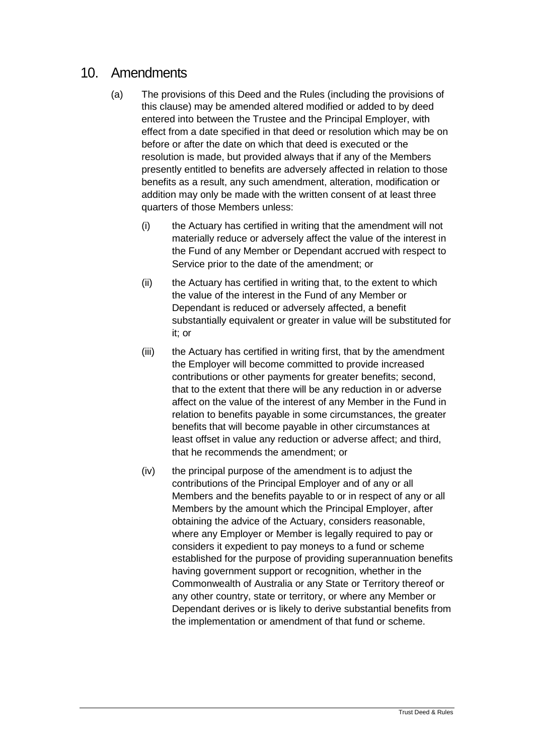## 10. Amendments

(a) The provisions of this Deed and the Rules (including the provisions of this clause) may be amended altered modified or added to by deed entered into between the Trustee and the Principal Employer, with effect from a date specified in that deed or resolution which may be on before or after the date on which that deed is executed or the resolution is made, but provided always that if any of the Members presently entitled to benefits are adversely affected in relation to those benefits as a result, any such amendment, alteration, modification or addition may only be made with the written consent of at least three quarters of those Members unless:

(i) the Actuary has certified in writing that the amendment will not materially reduce or adversely affect the value of the interest in the Fund of any Member or Dependant accrued with respect to Service prior to the date of the amendment; or

(ii) the Actuary has certified in writing that, to the extent to which the value of the interest in the Fund of any Member or Dependant is reduced or adversely affected, a benefit substantially equivalent or greater in value will be substituted for it; or

(iii) the Actuary has certified in writing first, that by the amendment the Employer will become committed to provide increased contributions or other payments for greater benefits; second, that to the extent that there will be any reduction in or adverse affect on the value of the interest of any Member in the Fund in relation to benefits payable in some circumstances, the greater benefits that will become payable in other circumstances at least offset in value any reduction or adverse affect; and third, that he recommends the amendment; or

(iv) the principal purpose of the amendment is to adjust the contributions of the Principal Employer and of any or all Members and the benefits payable to or in respect of any or all Members by the amount which the Principal Employer, after obtaining the advice of the Actuary, considers reasonable, where any Employer or Member is legally required to pay or considers it expedient to pay moneys to a fund or scheme established for the purpose of providing superannuation benefits having government support or recognition, whether in the Commonwealth of Australia or any State or Territory thereof or any other country, state or territory, or where any Member or Dependant derives or is likely to derive substantial benefits from the implementation or amendment of that fund or scheme.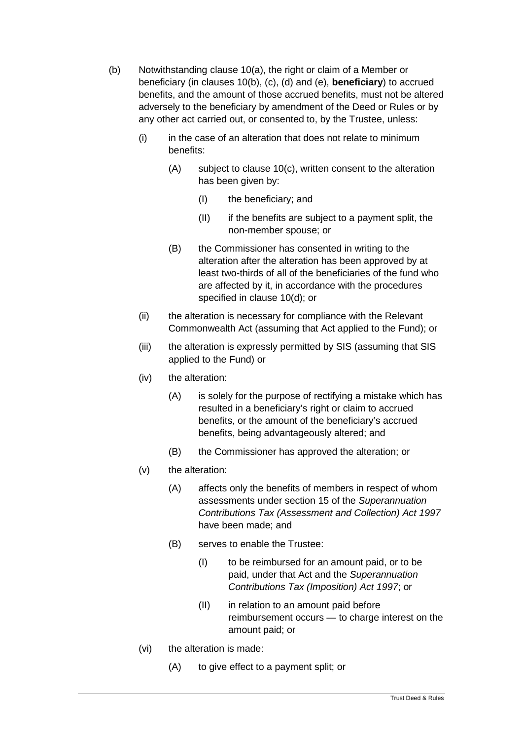(b) Notwithstanding clause 10(a), the right or claim of a Member or beneficiary (in clauses 10(b), (c), (d) and (e), **beneficiary**) to accrued benefits, and the amount of those accrued benefits, must not be altered adversely to the beneficiary by amendment of the Deed or Rules or by any other act carried out, or consented to, by the Trustee, unless:

  (i) in the case of an alteration that does not relate to minimum benefits:

    (A) subject to clause 10(c), written consent to the alteration has been given by:

      (I) the beneficiary; and

      (II) if the benefits are subject to a payment split, the non-member spouse; or

    (B) the Commissioner has consented in writing to the alteration after the alteration has been approved by at least two-thirds of all of the beneficiaries of the fund who are affected by it, in accordance with the procedures specified in clause 10(d); or

  (ii) the alteration is necessary for compliance with the Relevant Commonwealth Act (assuming that Act applied to the Fund); or

  (iii) the alteration is expressly permitted by SIS (assuming that SIS applied to the Fund) or

  (iv) the alteration:

    (A) is solely for the purpose of rectifying a mistake which has resulted in a beneficiary's right or claim to accrued benefits, or the amount of the beneficiary's accrued benefits, being advantageously altered; and

    (B) the Commissioner has approved the alteration; or

  (v) the alteration:

    (A) affects only the benefits of members in respect of whom assessments under section 15 of the *Superannuation Contributions Tax (Assessment and Collection) Act 1997* have been made; and

    (B) serves to enable the Trustee:

      (I) to be reimbursed for an amount paid, or to be paid, under that Act and the *Superannuation Contributions Tax (Imposition) Act 1997*; or

      (II) in relation to an amount paid before reimbursement occurs — to charge interest on the amount paid; or

  (vi) the alteration is made:

    (A) to give effect to a payment split; or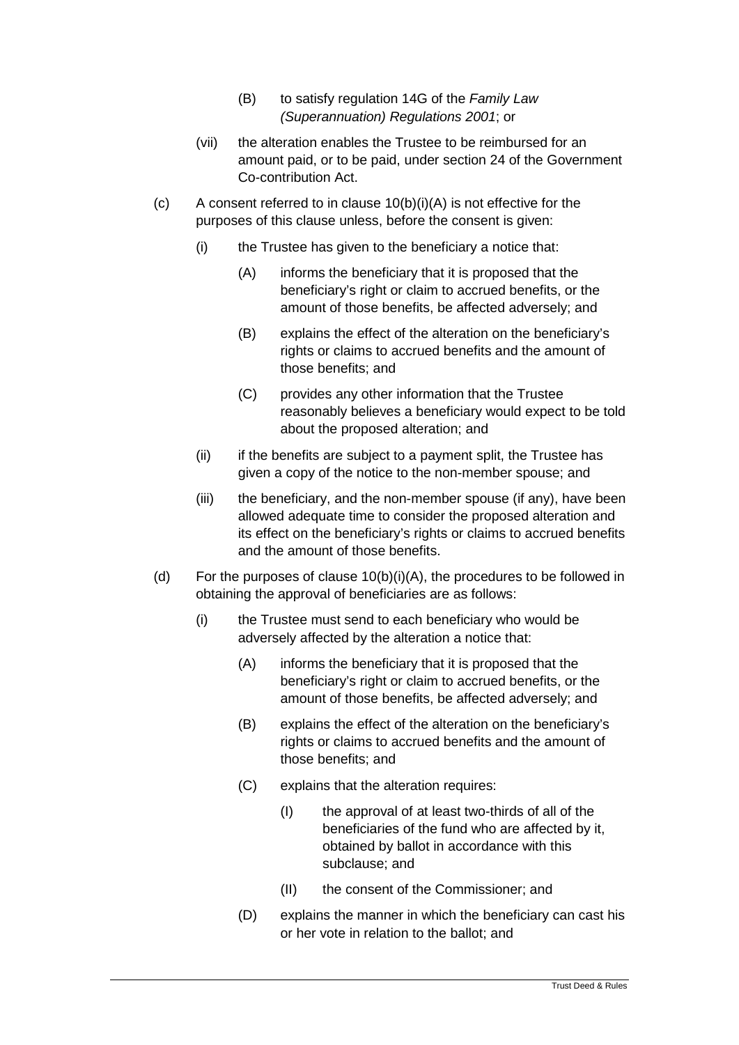(B) to satisfy regulation 14G of the *Family Law (Superannuation) Regulations 2001*; or

(vii) the alteration enables the Trustee to be reimbursed for an amount paid, or to be paid, under section 24 of the Government Co-contribution Act.

(c) A consent referred to in clause 10(b)(i)(A) is not effective for the purposes of this clause unless, before the consent is given:

(i) the Trustee has given to the beneficiary a notice that:

(A) informs the beneficiary that it is proposed that the beneficiary's right or claim to accrued benefits, or the amount of those benefits, be affected adversely; and

(B) explains the effect of the alteration on the beneficiary's rights or claims to accrued benefits and the amount of those benefits; and

(C) provides any other information that the Trustee reasonably believes a beneficiary would expect to be told about the proposed alteration; and

(ii) if the benefits are subject to a payment split, the Trustee has given a copy of the notice to the non-member spouse; and

(iii) the beneficiary, and the non-member spouse (if any), have been allowed adequate time to consider the proposed alteration and its effect on the beneficiary's rights or claims to accrued benefits and the amount of those benefits.

(d) For the purposes of clause 10(b)(i)(A), the procedures to be followed in obtaining the approval of beneficiaries are as follows:

(i) the Trustee must send to each beneficiary who would be adversely affected by the alteration a notice that:

(A) informs the beneficiary that it is proposed that the beneficiary's right or claim to accrued benefits, or the amount of those benefits, be affected adversely; and

(B) explains the effect of the alteration on the beneficiary's rights or claims to accrued benefits and the amount of those benefits; and

(C) explains that the alteration requires:

(I) the approval of at least two-thirds of all of the beneficiaries of the fund who are affected by it, obtained by ballot in accordance with this subclause; and

(II) the consent of the Commissioner; and

(D) explains the manner in which the beneficiary can cast his or her vote in relation to the ballot; and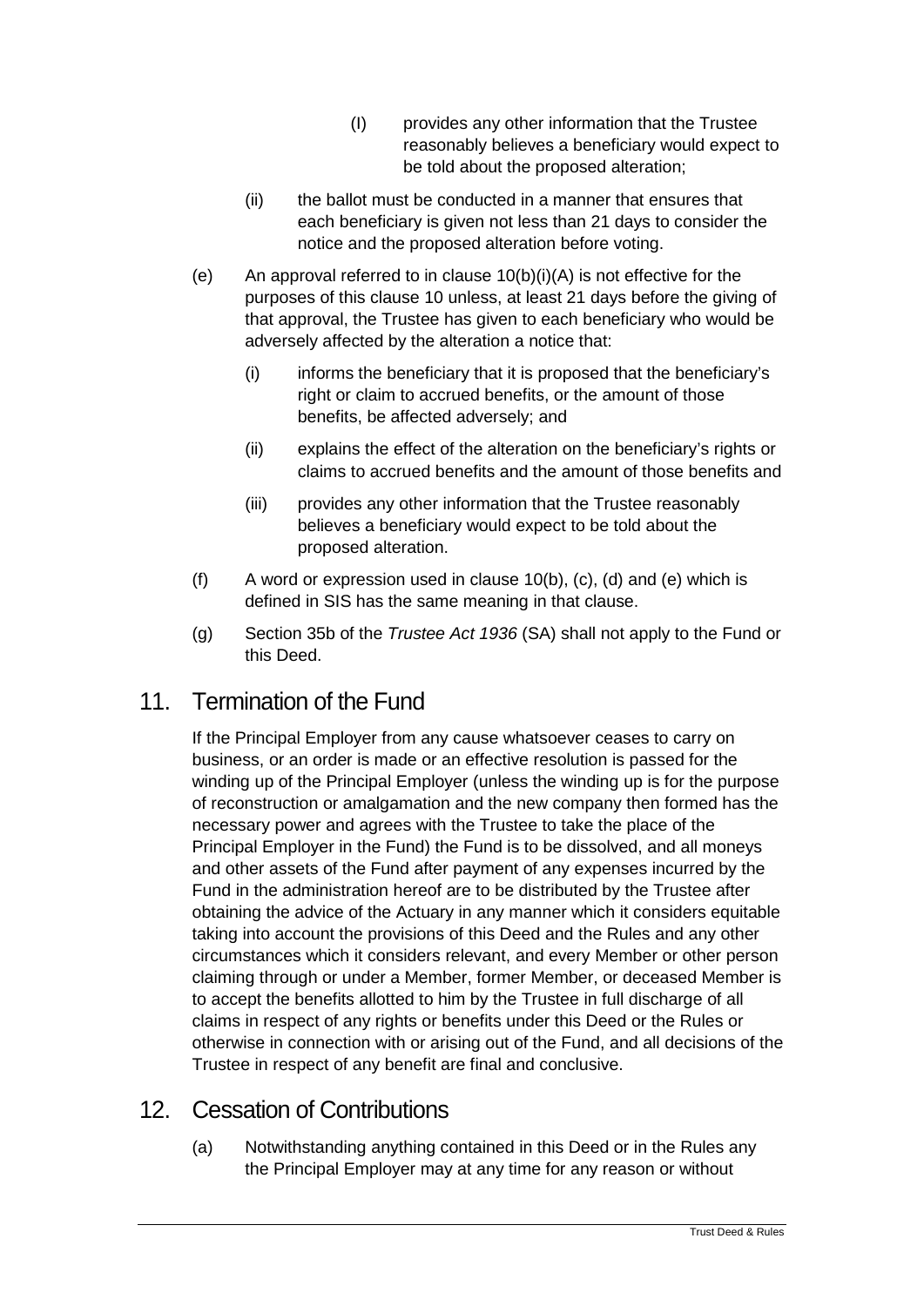(I) provides any other information that the Trustee reasonably believes a beneficiary would expect to be told about the proposed alteration;

(ii) the ballot must be conducted in a manner that ensures that each beneficiary is given not less than 21 days to consider the notice and the proposed alteration before voting.

(e) An approval referred to in clause 10(b)(i)(A) is not effective for the purposes of this clause 10 unless, at least 21 days before the giving of that approval, the Trustee has given to each beneficiary who would be adversely affected by the alteration a notice that:

(i) informs the beneficiary that it is proposed that the beneficiary's right or claim to accrued benefits, or the amount of those benefits, be affected adversely; and

(ii) explains the effect of the alteration on the beneficiary's rights or claims to accrued benefits and the amount of those benefits and

(iii) provides any other information that the Trustee reasonably believes a beneficiary would expect to be told about the proposed alteration.

(f) A word or expression used in clause 10(b), (c), (d) and (e) which is defined in SIS has the same meaning in that clause.

(g) Section 35b of the *Trustee Act 1936* (SA) shall not apply to the Fund or this Deed.

## 11. Termination of the Fund

If the Principal Employer from any cause whatsoever ceases to carry on business, or an order is made or an effective resolution is passed for the winding up of the Principal Employer (unless the winding up is for the purpose of reconstruction or amalgamation and the new company then formed has the necessary power and agrees with the Trustee to take the place of the Principal Employer in the Fund) the Fund is to be dissolved, and all moneys and other assets of the Fund after payment of any expenses incurred by the Fund in the administration hereof are to be distributed by the Trustee after obtaining the advice of the Actuary in any manner which it considers equitable taking into account the provisions of this Deed and the Rules and any other circumstances which it considers relevant, and every Member or other person claiming through or under a Member, former Member, or deceased Member is to accept the benefits allotted to him by the Trustee in full discharge of all claims in respect of any rights or benefits under this Deed or the Rules or otherwise in connection with or arising out of the Fund, and all decisions of the Trustee in respect of any benefit are final and conclusive.

## 12. Cessation of Contributions

(a) Notwithstanding anything contained in this Deed or in the Rules any the Principal Employer may at any time for any reason or without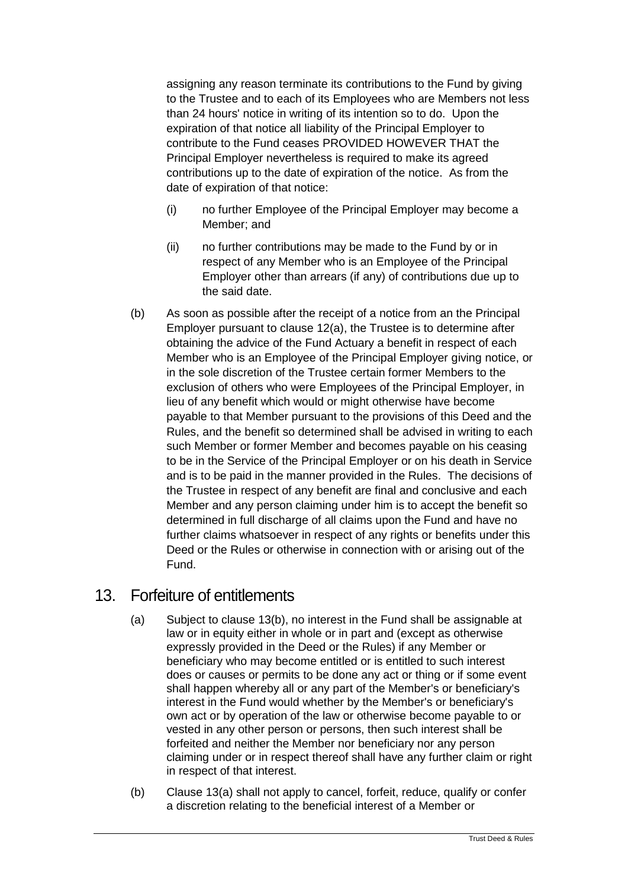assigning any reason terminate its contributions to the Fund by giving to the Trustee and to each of its Employees who are Members not less than 24 hours' notice in writing of its intention so to do. Upon the expiration of that notice all liability of the Principal Employer to contribute to the Fund ceases PROVIDED HOWEVER THAT the Principal Employer nevertheless is required to make its agreed contributions up to the date of expiration of the notice. As from the date of expiration of that notice:

(i) no further Employee of the Principal Employer may become a Member; and

(ii) no further contributions may be made to the Fund by or in respect of any Member who is an Employee of the Principal Employer other than arrears (if any) of contributions due up to the said date.

(b) As soon as possible after the receipt of a notice from an the Principal Employer pursuant to clause 12(a), the Trustee is to determine after obtaining the advice of the Fund Actuary a benefit in respect of each Member who is an Employee of the Principal Employer giving notice, or in the sole discretion of the Trustee certain former Members to the exclusion of others who were Employees of the Principal Employer, in lieu of any benefit which would or might otherwise have become payable to that Member pursuant to the provisions of this Deed and the Rules, and the benefit so determined shall be advised in writing to each such Member or former Member and becomes payable on his ceasing to be in the Service of the Principal Employer or on his death in Service and is to be paid in the manner provided in the Rules. The decisions of the Trustee in respect of any benefit are final and conclusive and each Member and any person claiming under him is to accept the benefit so determined in full discharge of all claims upon the Fund and have no further claims whatsoever in respect of any rights or benefits under this Deed or the Rules or otherwise in connection with or arising out of the Fund.

## 13. Forfeiture of entitlements

(a) Subject to clause 13(b), no interest in the Fund shall be assignable at law or in equity either in whole or in part and (except as otherwise expressly provided in the Deed or the Rules) if any Member or beneficiary who may become entitled or is entitled to such interest does or causes or permits to be done any act or thing or if some event shall happen whereby all or any part of the Member's or beneficiary's interest in the Fund would whether by the Member's or beneficiary's own act or by operation of the law or otherwise become payable to or vested in any other person or persons, then such interest shall be forfeited and neither the Member nor beneficiary nor any person claiming under or in respect thereof shall have any further claim or right in respect of that interest.

(b) Clause 13(a) shall not apply to cancel, forfeit, reduce, qualify or confer a discretion relating to the beneficial interest of a Member or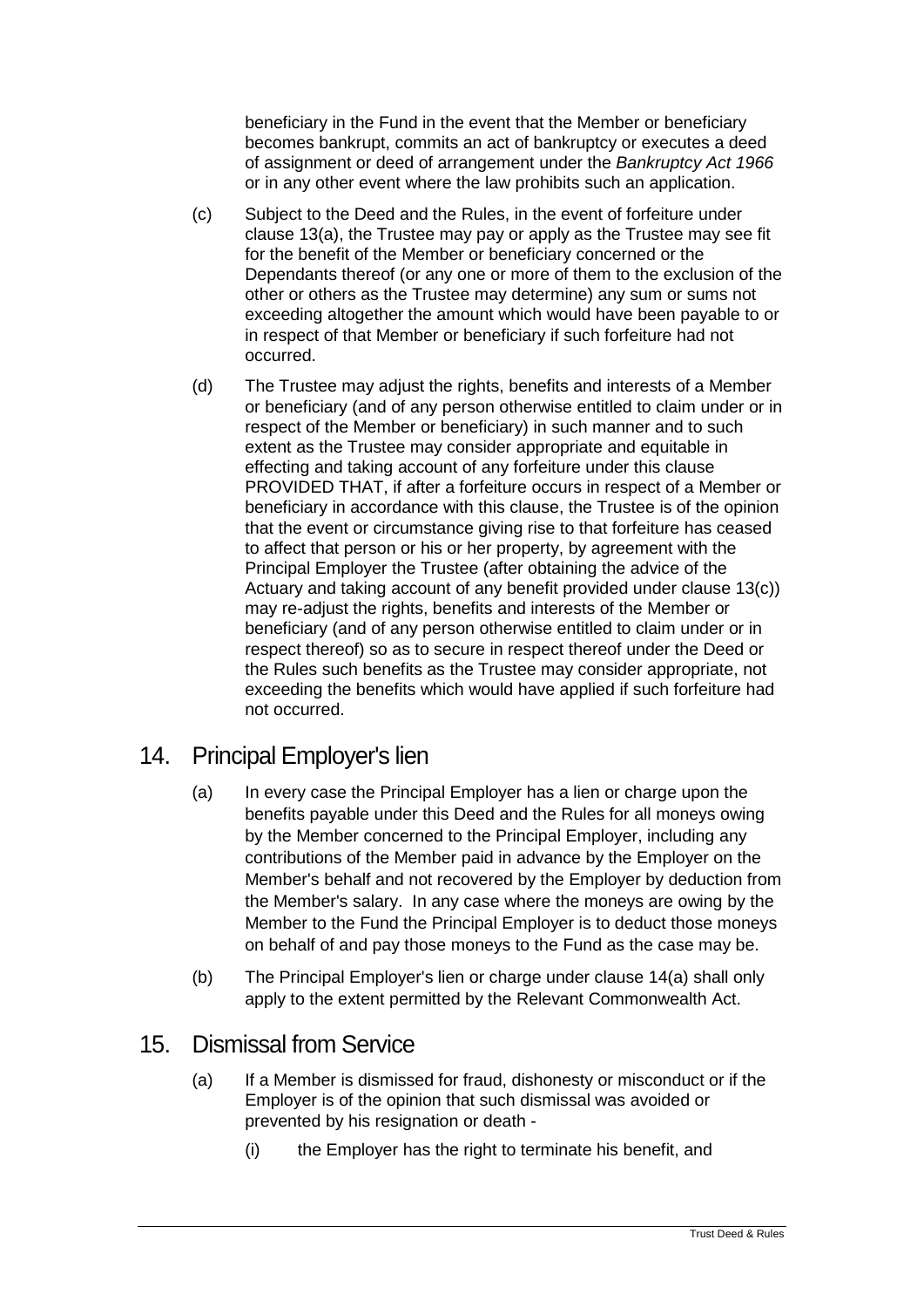beneficiary in the Fund in the event that the Member or beneficiary becomes bankrupt, commits an act of bankruptcy or executes a deed of assignment or deed of arrangement under the *Bankruptcy Act 1966* or in any other event where the law prohibits such an application.

(c) Subject to the Deed and the Rules, in the event of forfeiture under clause 13(a), the Trustee may pay or apply as the Trustee may see fit for the benefit of the Member or beneficiary concerned or the Dependants thereof (or any one or more of them to the exclusion of the other or others as the Trustee may determine) any sum or sums not exceeding altogether the amount which would have been payable to or in respect of that Member or beneficiary if such forfeiture had not occurred.

(d) The Trustee may adjust the rights, benefits and interests of a Member or beneficiary (and of any person otherwise entitled to claim under or in respect of the Member or beneficiary) in such manner and to such extent as the Trustee may consider appropriate and equitable in effecting and taking account of any forfeiture under this clause PROVIDED THAT, if after a forfeiture occurs in respect of a Member or beneficiary in accordance with this clause, the Trustee is of the opinion that the event or circumstance giving rise to that forfeiture has ceased to affect that person or his or her property, by agreement with the Principal Employer the Trustee (after obtaining the advice of the Actuary and taking account of any benefit provided under clause 13(c)) may re-adjust the rights, benefits and interests of the Member or beneficiary (and of any person otherwise entitled to claim under or in respect thereof) so as to secure in respect thereof under the Deed or the Rules such benefits as the Trustee may consider appropriate, not exceeding the benefits which would have applied if such forfeiture had not occurred.

## 14. Principal Employer's lien

(a) In every case the Principal Employer has a lien or charge upon the benefits payable under this Deed and the Rules for all moneys owing by the Member concerned to the Principal Employer, including any contributions of the Member paid in advance by the Employer on the Member's behalf and not recovered by the Employer by deduction from the Member's salary. In any case where the moneys are owing by the Member to the Fund the Principal Employer is to deduct those moneys on behalf of and pay those moneys to the Fund as the case may be.

(b) The Principal Employer's lien or charge under clause 14(a) shall only apply to the extent permitted by the Relevant Commonwealth Act.

## 15. Dismissal from Service

(a) If a Member is dismissed for fraud, dishonesty or misconduct or if the Employer is of the opinion that such dismissal was avoided or prevented by his resignation or death -

(i) the Employer has the right to terminate his benefit, and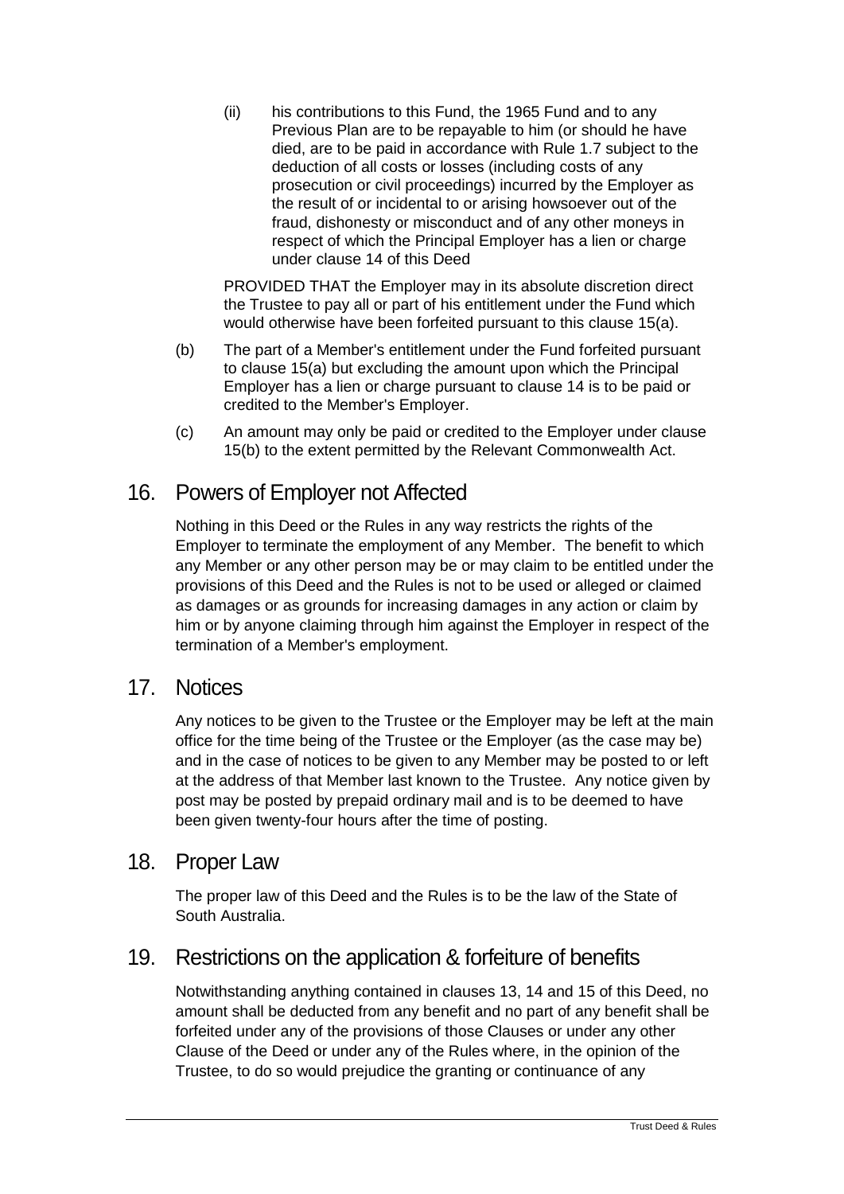(ii) his contributions to this Fund, the 1965 Fund and to any Previous Plan are to be repayable to him (or should he have died, are to be paid in accordance with Rule 1.7 subject to the deduction of all costs or losses (including costs of any prosecution or civil proceedings) incurred by the Employer as the result of or incidental to or arising howsoever out of the fraud, dishonesty or misconduct and of any other moneys in respect of which the Principal Employer has a lien or charge under clause 14 of this Deed

PROVIDED THAT the Employer may in its absolute discretion direct the Trustee to pay all or part of his entitlement under the Fund which would otherwise have been forfeited pursuant to this clause 15(a).

(b) The part of a Member's entitlement under the Fund forfeited pursuant to clause 15(a) but excluding the amount upon which the Principal Employer has a lien or charge pursuant to clause 14 is to be paid or credited to the Member's Employer.

(c) An amount may only be paid or credited to the Employer under clause 15(b) to the extent permitted by the Relevant Commonwealth Act.

## 16. Powers of Employer not Affected

Nothing in this Deed or the Rules in any way restricts the rights of the Employer to terminate the employment of any Member. The benefit to which any Member or any other person may be or may claim to be entitled under the provisions of this Deed and the Rules is not to be used or alleged or claimed as damages or as grounds for increasing damages in any action or claim by him or by anyone claiming through him against the Employer in respect of the termination of a Member's employment.

## 17. Notices

Any notices to be given to the Trustee or the Employer may be left at the main office for the time being of the Trustee or the Employer (as the case may be) and in the case of notices to be given to any Member may be posted to or left at the address of that Member last known to the Trustee. Any notice given by post may be posted by prepaid ordinary mail and is to be deemed to have been given twenty-four hours after the time of posting.

## 18. Proper Law

The proper law of this Deed and the Rules is to be the law of the State of South Australia.

## 19. Restrictions on the application & forfeiture of benefits

Notwithstanding anything contained in clauses 13, 14 and 15 of this Deed, no amount shall be deducted from any benefit and no part of any benefit shall be forfeited under any of the provisions of those Clauses or under any other Clause of the Deed or under any of the Rules where, in the opinion of the Trustee, to do so would prejudice the granting or continuance of any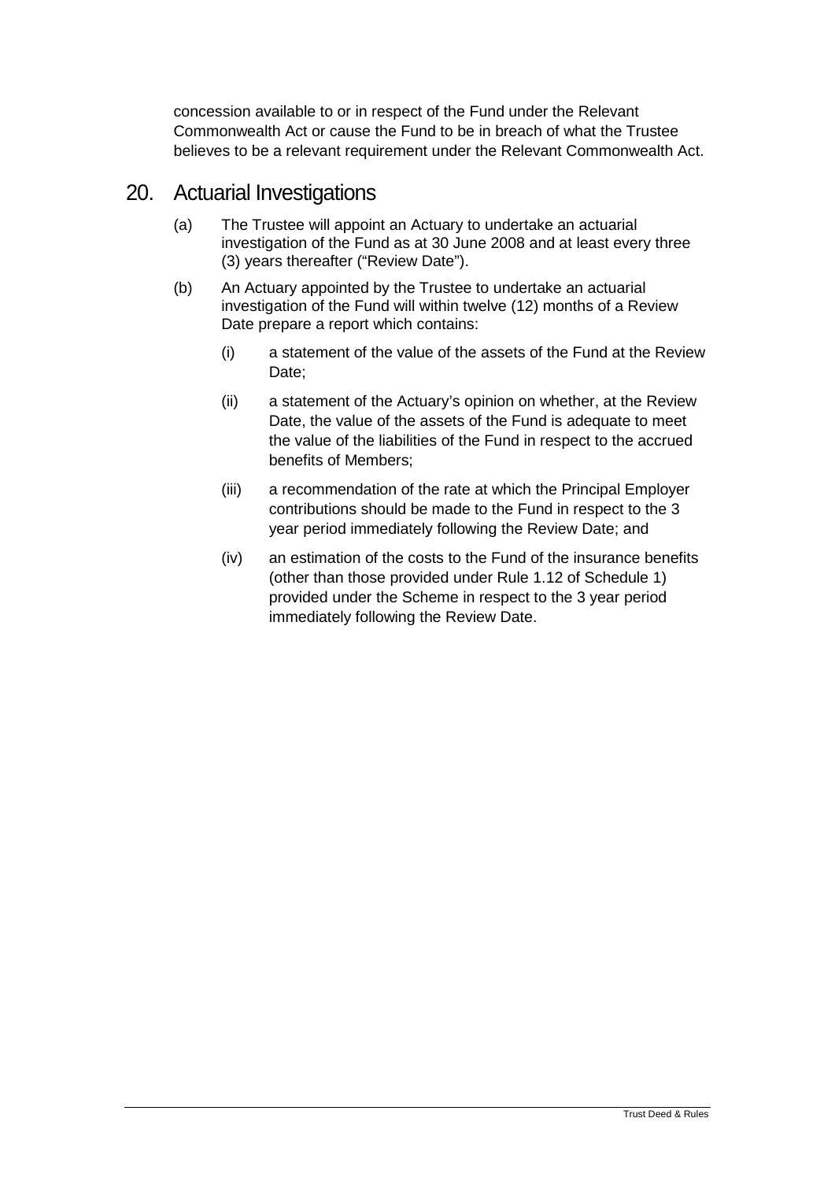concession available to or in respect of the Fund under the Relevant Commonwealth Act or cause the Fund to be in breach of what the Trustee believes to be a relevant requirement under the Relevant Commonwealth Act.

## 20. Actuarial Investigations

(a) The Trustee will appoint an Actuary to undertake an actuarial investigation of the Fund as at 30 June 2008 and at least every three (3) years thereafter ("Review Date").

(b) An Actuary appointed by the Trustee to undertake an actuarial investigation of the Fund will within twelve (12) months of a Review Date prepare a report which contains:

(i) a statement of the value of the assets of the Fund at the Review Date;

(ii) a statement of the Actuary's opinion on whether, at the Review Date, the value of the assets of the Fund is adequate to meet the value of the liabilities of the Fund in respect to the accrued benefits of Members;

(iii) a recommendation of the rate at which the Principal Employer contributions should be made to the Fund in respect to the 3 year period immediately following the Review Date; and

(iv) an estimation of the costs to the Fund of the insurance benefits (other than those provided under Rule 1.12 of Schedule 1) provided under the Scheme in respect to the 3 year period immediately following the Review Date.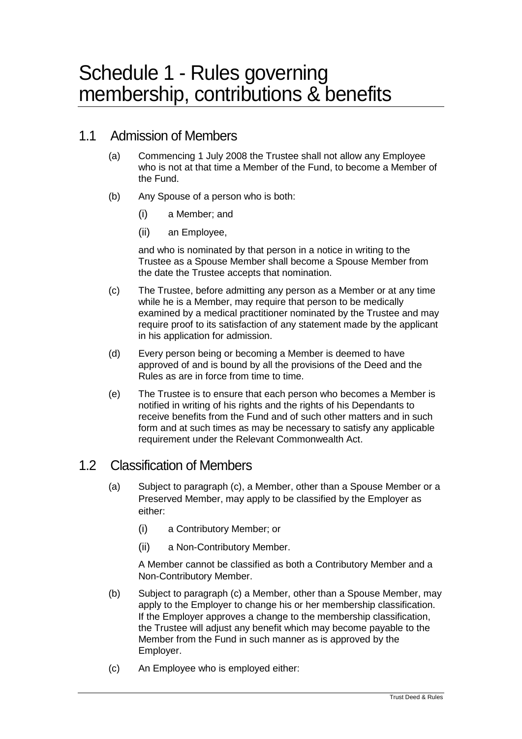# Schedule 1 - Rules governing membership, contributions & benefits

## 1.1 Admission of Members

(a) Commencing 1 July 2008 the Trustee shall not allow any Employee who is not at that time a Member of the Fund, to become a Member of the Fund.

(b) Any Spouse of a person who is both:

  (i) a Member; and

  (ii) an Employee,

  and who is nominated by that person in a notice in writing to the Trustee as a Spouse Member shall become a Spouse Member from the date the Trustee accepts that nomination.

(c) The Trustee, before admitting any person as a Member or at any time while he is a Member, may require that person to be medically examined by a medical practitioner nominated by the Trustee and may require proof to its satisfaction of any statement made by the applicant in his application for admission.

(d) Every person being or becoming a Member is deemed to have approved of and is bound by all the provisions of the Deed and the Rules as are in force from time to time.

(e) The Trustee is to ensure that each person who becomes a Member is notified in writing of his rights and the rights of his Dependants to receive benefits from the Fund and of such other matters and in such form and at such times as may be necessary to satisfy any applicable requirement under the Relevant Commonwealth Act.

## 1.2 Classification of Members

(a) Subject to paragraph (c), a Member, other than a Spouse Member or a Preserved Member, may apply to be classified by the Employer as either:

  (i) a Contributory Member; or

  (ii) a Non-Contributory Member.

  A Member cannot be classified as both a Contributory Member and a Non-Contributory Member.

(b) Subject to paragraph (c) a Member, other than a Spouse Member, may apply to the Employer to change his or her membership classification. If the Employer approves a change to the membership classification, the Trustee will adjust any benefit which may become payable to the Member from the Fund in such manner as is approved by the Employer.

(c) An Employee who is employed either: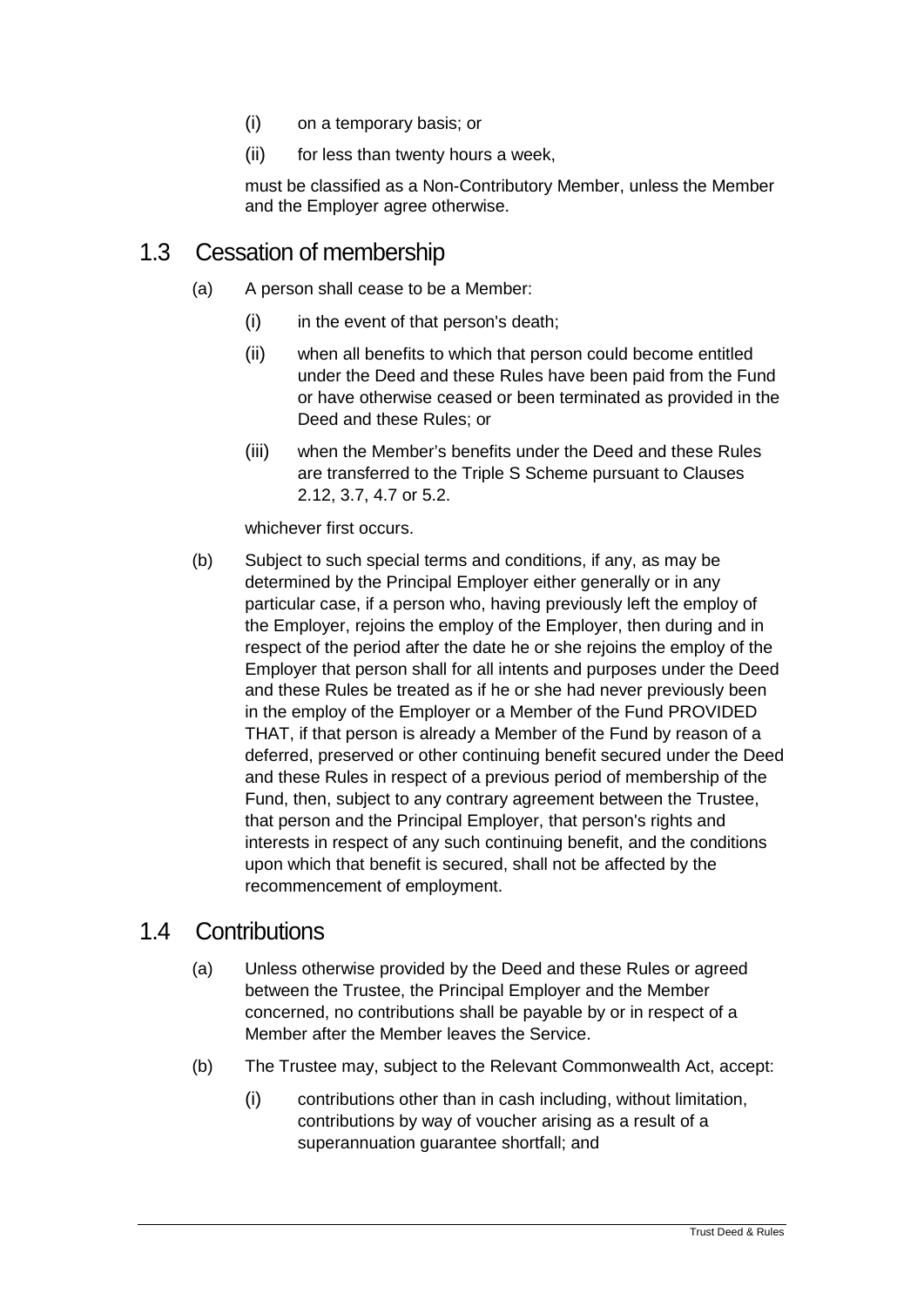(i) on a temporary basis; or

(ii) for less than twenty hours a week,

must be classified as a Non-Contributory Member, unless the Member and the Employer agree otherwise.

## 1.3 Cessation of membership

(a) A person shall cease to be a Member:

(i) in the event of that person's death;

(ii) when all benefits to which that person could become entitled under the Deed and these Rules have been paid from the Fund or have otherwise ceased or been terminated as provided in the Deed and these Rules; or

(iii) when the Member's benefits under the Deed and these Rules are transferred to the Triple S Scheme pursuant to Clauses 2.12, 3.7, 4.7 or 5.2.

whichever first occurs.

(b) Subject to such special terms and conditions, if any, as may be determined by the Principal Employer either generally or in any particular case, if a person who, having previously left the employ of the Employer, rejoins the employ of the Employer, then during and in respect of the period after the date he or she rejoins the employ of the Employer that person shall for all intents and purposes under the Deed and these Rules be treated as if he or she had never previously been in the employ of the Employer or a Member of the Fund PROVIDED THAT, if that person is already a Member of the Fund by reason of a deferred, preserved or other continuing benefit secured under the Deed and these Rules in respect of a previous period of membership of the Fund, then, subject to any contrary agreement between the Trustee, that person and the Principal Employer, that person's rights and interests in respect of any such continuing benefit, and the conditions upon which that benefit is secured, shall not be affected by the recommencement of employment.

## 1.4 Contributions

(a) Unless otherwise provided by the Deed and these Rules or agreed between the Trustee, the Principal Employer and the Member concerned, no contributions shall be payable by or in respect of a Member after the Member leaves the Service.

(b) The Trustee may, subject to the Relevant Commonwealth Act, accept:

(i) contributions other than in cash including, without limitation, contributions by way of voucher arising as a result of a superannuation guarantee shortfall; and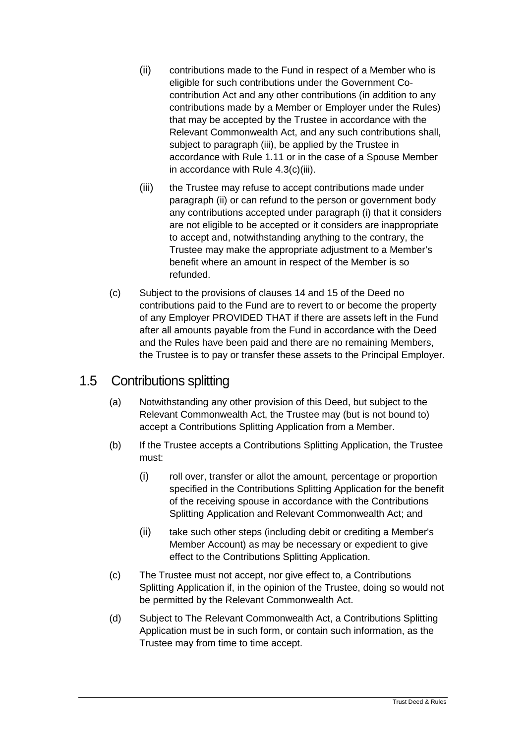(ii) contributions made to the Fund in respect of a Member who is eligible for such contributions under the Government Co-contribution Act and any other contributions (in addition to any contributions made by a Member or Employer under the Rules) that may be accepted by the Trustee in accordance with the Relevant Commonwealth Act, and any such contributions shall, subject to paragraph (iii), be applied by the Trustee in accordance with Rule 1.11 or in the case of a Spouse Member in accordance with Rule 4.3(c)(iii).

(iii) the Trustee may refuse to accept contributions made under paragraph (ii) or can refund to the person or government body any contributions accepted under paragraph (i) that it considers are not eligible to be accepted or it considers are inappropriate to accept and, notwithstanding anything to the contrary, the Trustee may make the appropriate adjustment to a Member's benefit where an amount in respect of the Member is so refunded.

(c) Subject to the provisions of clauses 14 and 15 of the Deed no contributions paid to the Fund are to revert to or become the property of any Employer PROVIDED THAT if there are assets left in the Fund after all amounts payable from the Fund in accordance with the Deed and the Rules have been paid and there are no remaining Members, the Trustee is to pay or transfer these assets to the Principal Employer.

## 1.5 Contributions splitting

(a) Notwithstanding any other provision of this Deed, but subject to the Relevant Commonwealth Act, the Trustee may (but is not bound to) accept a Contributions Splitting Application from a Member.

(b) If the Trustee accepts a Contributions Splitting Application, the Trustee must:

(i) roll over, transfer or allot the amount, percentage or proportion specified in the Contributions Splitting Application for the benefit of the receiving spouse in accordance with the Contributions Splitting Application and Relevant Commonwealth Act; and

(ii) take such other steps (including debit or crediting a Member's Member Account) as may be necessary or expedient to give effect to the Contributions Splitting Application.

(c) The Trustee must not accept, nor give effect to, a Contributions Splitting Application if, in the opinion of the Trustee, doing so would not be permitted by the Relevant Commonwealth Act.

(d) Subject to The Relevant Commonwealth Act, a Contributions Splitting Application must be in such form, or contain such information, as the Trustee may from time to time accept.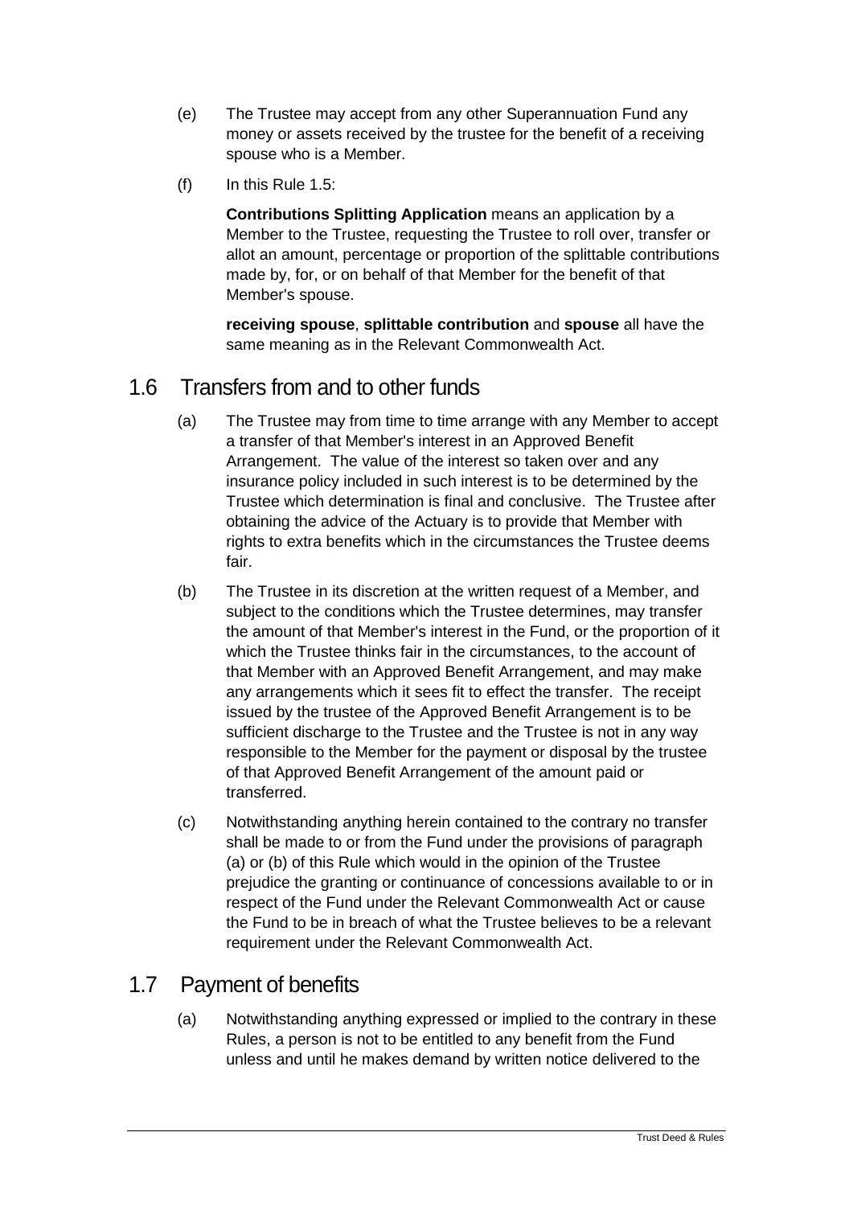(e) The Trustee may accept from any other Superannuation Fund any money or assets received by the trustee for the benefit of a receiving spouse who is a Member.

(f) In this Rule 1.5:

**Contributions Splitting Application** means an application by a Member to the Trustee, requesting the Trustee to roll over, transfer or allot an amount, percentage or proportion of the splittable contributions made by, for, or on behalf of that Member for the benefit of that Member's spouse.

**receiving spouse**, **splittable contribution** and **spouse** all have the same meaning as in the Relevant Commonwealth Act.

## 1.6 Transfers from and to other funds

(a) The Trustee may from time to time arrange with any Member to accept a transfer of that Member's interest in an Approved Benefit Arrangement. The value of the interest so taken over and any insurance policy included in such interest is to be determined by the Trustee which determination is final and conclusive. The Trustee after obtaining the advice of the Actuary is to provide that Member with rights to extra benefits which in the circumstances the Trustee deems fair.

(b) The Trustee in its discretion at the written request of a Member, and subject to the conditions which the Trustee determines, may transfer the amount of that Member's interest in the Fund, or the proportion of it which the Trustee thinks fair in the circumstances, to the account of that Member with an Approved Benefit Arrangement, and may make any arrangements which it sees fit to effect the transfer. The receipt issued by the trustee of the Approved Benefit Arrangement is to be sufficient discharge to the Trustee and the Trustee is not in any way responsible to the Member for the payment or disposal by the trustee of that Approved Benefit Arrangement of the amount paid or transferred.

(c) Notwithstanding anything herein contained to the contrary no transfer shall be made to or from the Fund under the provisions of paragraph (a) or (b) of this Rule which would in the opinion of the Trustee prejudice the granting or continuance of concessions available to or in respect of the Fund under the Relevant Commonwealth Act or cause the Fund to be in breach of what the Trustee believes to be a relevant requirement under the Relevant Commonwealth Act.

## 1.7 Payment of benefits

(a) Notwithstanding anything expressed or implied to the contrary in these Rules, a person is not to be entitled to any benefit from the Fund unless and until he makes demand by written notice delivered to the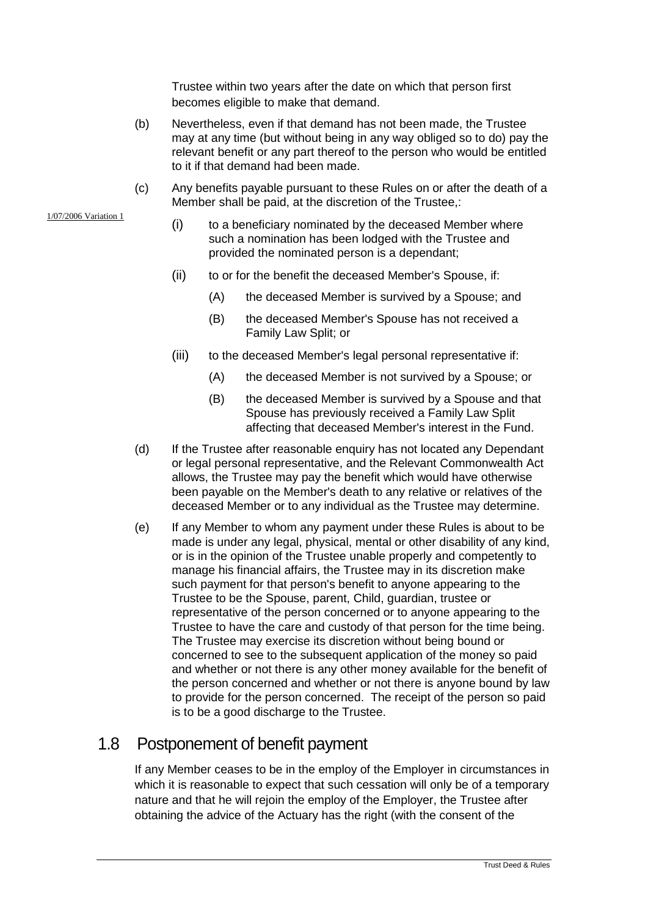Trustee within two years after the date on which that person first becomes eligible to make that demand.

(b) Nevertheless, even if that demand has not been made, the Trustee may at any time (but without being in any way obliged so to do) pay the relevant benefit or any part thereof to the person who would be entitled to it if that demand had been made.

(c) Any benefits payable pursuant to these Rules on or after the death of a Member shall be paid, at the discretion of the Trustee,:

1/07/2006 Variation 1

(i) to a beneficiary nominated by the deceased Member where such a nomination has been lodged with the Trustee and provided the nominated person is a dependant;

(ii) to or for the benefit the deceased Member's Spouse, if:

(A) the deceased Member is survived by a Spouse; and

(B) the deceased Member's Spouse has not received a Family Law Split; or

(iii) to the deceased Member's legal personal representative if:

(A) the deceased Member is not survived by a Spouse; or

(B) the deceased Member is survived by a Spouse and that Spouse has previously received a Family Law Split affecting that deceased Member's interest in the Fund.

(d) If the Trustee after reasonable enquiry has not located any Dependant or legal personal representative, and the Relevant Commonwealth Act allows, the Trustee may pay the benefit which would have otherwise been payable on the Member's death to any relative or relatives of the deceased Member or to any individual as the Trustee may determine.

(e) If any Member to whom any payment under these Rules is about to be made is under any legal, physical, mental or other disability of any kind, or is in the opinion of the Trustee unable properly and competently to manage his financial affairs, the Trustee may in its discretion make such payment for that person's benefit to anyone appearing to the Trustee to be the Spouse, parent, Child, guardian, trustee or representative of the person concerned or to anyone appearing to the Trustee to have the care and custody of that person for the time being. The Trustee may exercise its discretion without being bound or concerned to see to the subsequent application of the money so paid and whether or not there is any other money available for the benefit of the person concerned and whether or not there is anyone bound by law to provide for the person concerned. The receipt of the person so paid is to be a good discharge to the Trustee.

## 1.8 Postponement of benefit payment

If any Member ceases to be in the employ of the Employer in circumstances in which it is reasonable to expect that such cessation will only be of a temporary nature and that he will rejoin the employ of the Employer, the Trustee after obtaining the advice of the Actuary has the right (with the consent of the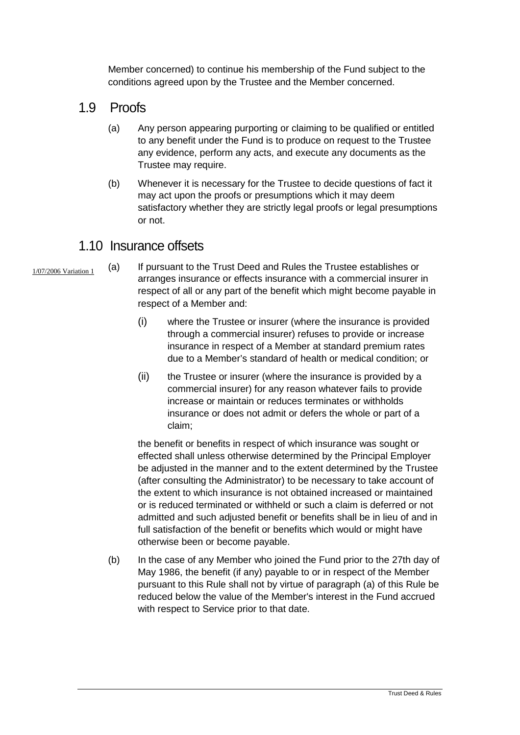Member concerned) to continue his membership of the Fund subject to the conditions agreed upon by the Trustee and the Member concerned.

## 1.9 Proofs

(a) Any person appearing purporting or claiming to be qualified or entitled to any benefit under the Fund is to produce on request to the Trustee any evidence, perform any acts, and execute any documents as the Trustee may require.

(b) Whenever it is necessary for the Trustee to decide questions of fact it may act upon the proofs or presumptions which it may deem satisfactory whether they are strictly legal proofs or legal presumptions or not.

## 1.10 Insurance offsets

1/07/2006 Variation 1

(a) If pursuant to the Trust Deed and Rules the Trustee establishes or arranges insurance or effects insurance with a commercial insurer in respect of all or any part of the benefit which might become payable in respect of a Member and:

(i) where the Trustee or insurer (where the insurance is provided through a commercial insurer) refuses to provide or increase insurance in respect of a Member at standard premium rates due to a Member's standard of health or medical condition; or

(ii) the Trustee or insurer (where the insurance is provided by a commercial insurer) for any reason whatever fails to provide increase or maintain or reduces terminates or withholds insurance or does not admit or defers the whole or part of a claim;

the benefit or benefits in respect of which insurance was sought or effected shall unless otherwise determined by the Principal Employer be adjusted in the manner and to the extent determined by the Trustee (after consulting the Administrator) to be necessary to take account of the extent to which insurance is not obtained increased or maintained or is reduced terminated or withheld or such a claim is deferred or not admitted and such adjusted benefit or benefits shall be in lieu of and in full satisfaction of the benefit or benefits which would or might have otherwise been or become payable.

(b) In the case of any Member who joined the Fund prior to the 27th day of May 1986, the benefit (if any) payable to or in respect of the Member pursuant to this Rule shall not by virtue of paragraph (a) of this Rule be reduced below the value of the Member's interest in the Fund accrued with respect to Service prior to that date.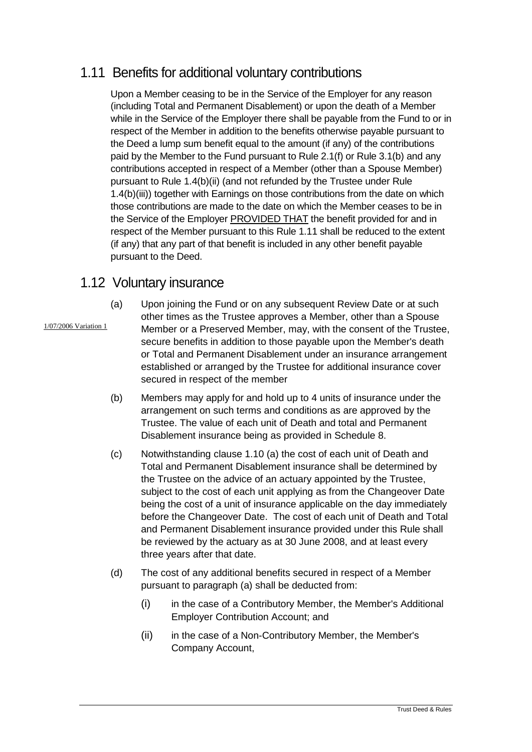## 1.11 Benefits for additional voluntary contributions

Upon a Member ceasing to be in the Service of the Employer for any reason (including Total and Permanent Disablement) or upon the death of a Member while in the Service of the Employer there shall be payable from the Fund to or in respect of the Member in addition to the benefits otherwise payable pursuant to the Deed a lump sum benefit equal to the amount (if any) of the contributions paid by the Member to the Fund pursuant to Rule 2.1(f) or Rule 3.1(b) and any contributions accepted in respect of a Member (other than a Spouse Member) pursuant to Rule 1.4(b)(ii) (and not refunded by the Trustee under Rule 1.4(b)(iii)) together with Earnings on those contributions from the date on which those contributions are made to the date on which the Member ceases to be in the Service of the Employer PROVIDED THAT the benefit provided for and in respect of the Member pursuant to this Rule 1.11 shall be reduced to the extent (if any) that any part of that benefit is included in any other benefit payable pursuant to the Deed.

## 1.12 Voluntary insurance

1/07/2006 Variation 1

(a) Upon joining the Fund or on any subsequent Review Date or at such other times as the Trustee approves a Member, other than a Spouse Member or a Preserved Member, may, with the consent of the Trustee, secure benefits in addition to those payable upon the Member's death or Total and Permanent Disablement under an insurance arrangement established or arranged by the Trustee for additional insurance cover secured in respect of the member

(b) Members may apply for and hold up to 4 units of insurance under the arrangement on such terms and conditions as are approved by the Trustee. The value of each unit of Death and total and Permanent Disablement insurance being as provided in Schedule 8.

(c) Notwithstanding clause 1.10 (a) the cost of each unit of Death and Total and Permanent Disablement insurance shall be determined by the Trustee on the advice of an actuary appointed by the Trustee, subject to the cost of each unit applying as from the Changeover Date being the cost of a unit of insurance applicable on the day immediately before the Changeover Date. The cost of each unit of Death and Total and Permanent Disablement insurance provided under this Rule shall be reviewed by the actuary as at 30 June 2008, and at least every three years after that date.

(d) The cost of any additional benefits secured in respect of a Member pursuant to paragraph (a) shall be deducted from:

  (i) in the case of a Contributory Member, the Member's Additional Employer Contribution Account; and

  (ii) in the case of a Non-Contributory Member, the Member's Company Account,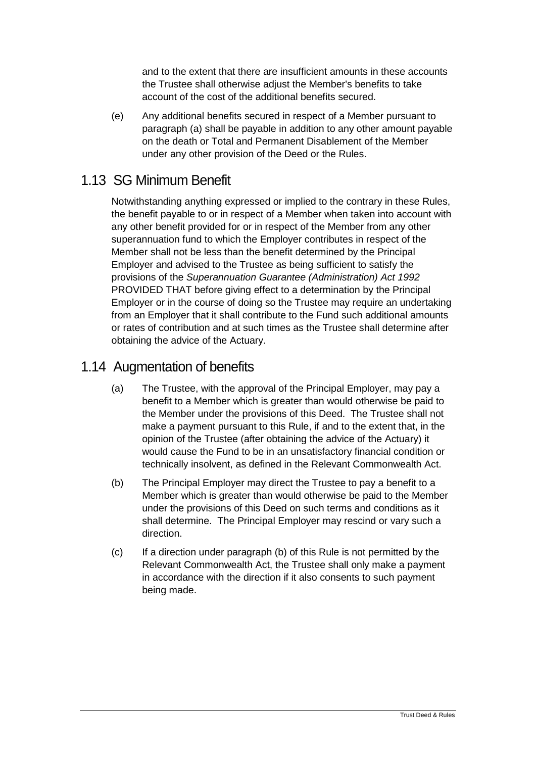and to the extent that there are insufficient amounts in these accounts the Trustee shall otherwise adjust the Member's benefits to take account of the cost of the additional benefits secured.

(e) Any additional benefits secured in respect of a Member pursuant to paragraph (a) shall be payable in addition to any other amount payable on the death or Total and Permanent Disablement of the Member under any other provision of the Deed or the Rules.

## 1.13 SG Minimum Benefit

Notwithstanding anything expressed or implied to the contrary in these Rules, the benefit payable to or in respect of a Member when taken into account with any other benefit provided for or in respect of the Member from any other superannuation fund to which the Employer contributes in respect of the Member shall not be less than the benefit determined by the Principal Employer and advised to the Trustee as being sufficient to satisfy the provisions of the *Superannuation Guarantee (Administration) Act 1992* PROVIDED THAT before giving effect to a determination by the Principal Employer or in the course of doing so the Trustee may require an undertaking from an Employer that it shall contribute to the Fund such additional amounts or rates of contribution and at such times as the Trustee shall determine after obtaining the advice of the Actuary.

## 1.14 Augmentation of benefits

(a) The Trustee, with the approval of the Principal Employer, may pay a benefit to a Member which is greater than would otherwise be paid to the Member under the provisions of this Deed. The Trustee shall not make a payment pursuant to this Rule, if and to the extent that, in the opinion of the Trustee (after obtaining the advice of the Actuary) it would cause the Fund to be in an unsatisfactory financial condition or technically insolvent, as defined in the Relevant Commonwealth Act.

(b) The Principal Employer may direct the Trustee to pay a benefit to a Member which is greater than would otherwise be paid to the Member under the provisions of this Deed on such terms and conditions as it shall determine. The Principal Employer may rescind or vary such a direction.

(c) If a direction under paragraph (b) of this Rule is not permitted by the Relevant Commonwealth Act, the Trustee shall only make a payment in accordance with the direction if it also consents to such payment being made.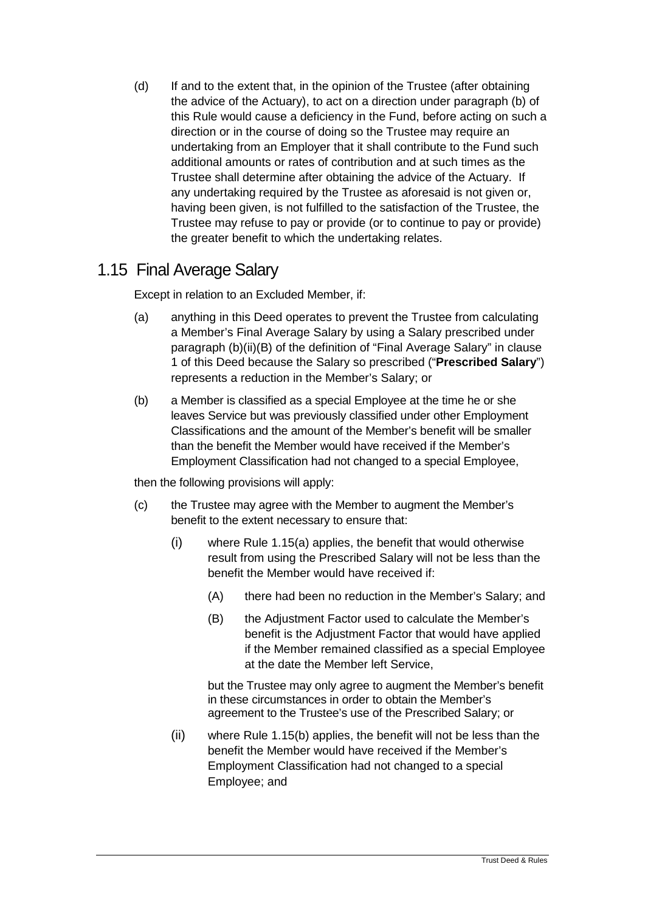(d) If and to the extent that, in the opinion of the Trustee (after obtaining the advice of the Actuary), to act on a direction under paragraph (b) of this Rule would cause a deficiency in the Fund, before acting on such a direction or in the course of doing so the Trustee may require an undertaking from an Employer that it shall contribute to the Fund such additional amounts or rates of contribution and at such times as the Trustee shall determine after obtaining the advice of the Actuary. If any undertaking required by the Trustee as aforesaid is not given or, having been given, is not fulfilled to the satisfaction of the Trustee, the Trustee may refuse to pay or provide (or to continue to pay or provide) the greater benefit to which the undertaking relates.

## 1.15 Final Average Salary

Except in relation to an Excluded Member, if:

(a) anything in this Deed operates to prevent the Trustee from calculating a Member's Final Average Salary by using a Salary prescribed under paragraph (b)(ii)(B) of the definition of "Final Average Salary" in clause 1 of this Deed because the Salary so prescribed ("**Prescribed Salary**") represents a reduction in the Member's Salary; or

(b) a Member is classified as a special Employee at the time he or she leaves Service but was previously classified under other Employment Classifications and the amount of the Member's benefit will be smaller than the benefit the Member would have received if the Member's Employment Classification had not changed to a special Employee,

then the following provisions will apply:

(c) the Trustee may agree with the Member to augment the Member's benefit to the extent necessary to ensure that:

   (i) where Rule 1.15(a) applies, the benefit that would otherwise result from using the Prescribed Salary will not be less than the benefit the Member would have received if:

      (A) there had been no reduction in the Member's Salary; and

      (B) the Adjustment Factor used to calculate the Member's benefit is the Adjustment Factor that would have applied if the Member remained classified as a special Employee at the date the Member left Service,

   but the Trustee may only agree to augment the Member's benefit in these circumstances in order to obtain the Member's agreement to the Trustee's use of the Prescribed Salary; or

   (ii) where Rule 1.15(b) applies, the benefit will not be less than the benefit the Member would have received if the Member's Employment Classification had not changed to a special Employee; and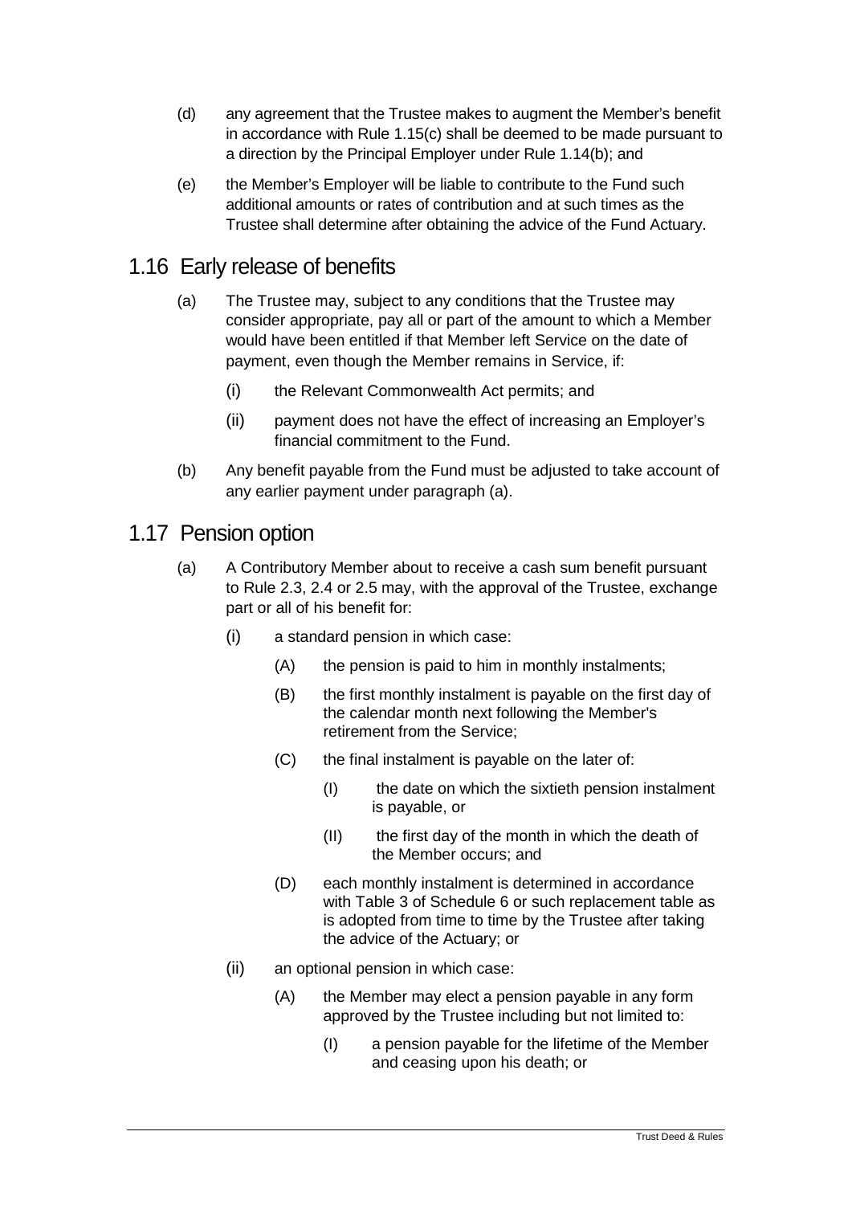(d) any agreement that the Trustee makes to augment the Member's benefit in accordance with Rule 1.15(c) shall be deemed to be made pursuant to a direction by the Principal Employer under Rule 1.14(b); and

(e) the Member's Employer will be liable to contribute to the Fund such additional amounts or rates of contribution and at such times as the Trustee shall determine after obtaining the advice of the Fund Actuary.

## 1.16 Early release of benefits

(a) The Trustee may, subject to any conditions that the Trustee may consider appropriate, pay all or part of the amount to which a Member would have been entitled if that Member left Service on the date of payment, even though the Member remains in Service, if:

  (i) the Relevant Commonwealth Act permits; and

  (ii) payment does not have the effect of increasing an Employer's financial commitment to the Fund.

(b) Any benefit payable from the Fund must be adjusted to take account of any earlier payment under paragraph (a).

## 1.17 Pension option

(a) A Contributory Member about to receive a cash sum benefit pursuant to Rule 2.3, 2.4 or 2.5 may, with the approval of the Trustee, exchange part or all of his benefit for:

  (i) a standard pension in which case:

    (A) the pension is paid to him in monthly instalments;

    (B) the first monthly instalment is payable on the first day of the calendar month next following the Member's retirement from the Service;

    (C) the final instalment is payable on the later of:

      (I) the date on which the sixtieth pension instalment is payable, or

      (II) the first day of the month in which the death of the Member occurs; and

    (D) each monthly instalment is determined in accordance with Table 3 of Schedule 6 or such replacement table as is adopted from time to time by the Trustee after taking the advice of the Actuary; or

  (ii) an optional pension in which case:

    (A) the Member may elect a pension payable in any form approved by the Trustee including but not limited to:

      (I) a pension payable for the lifetime of the Member and ceasing upon his death; or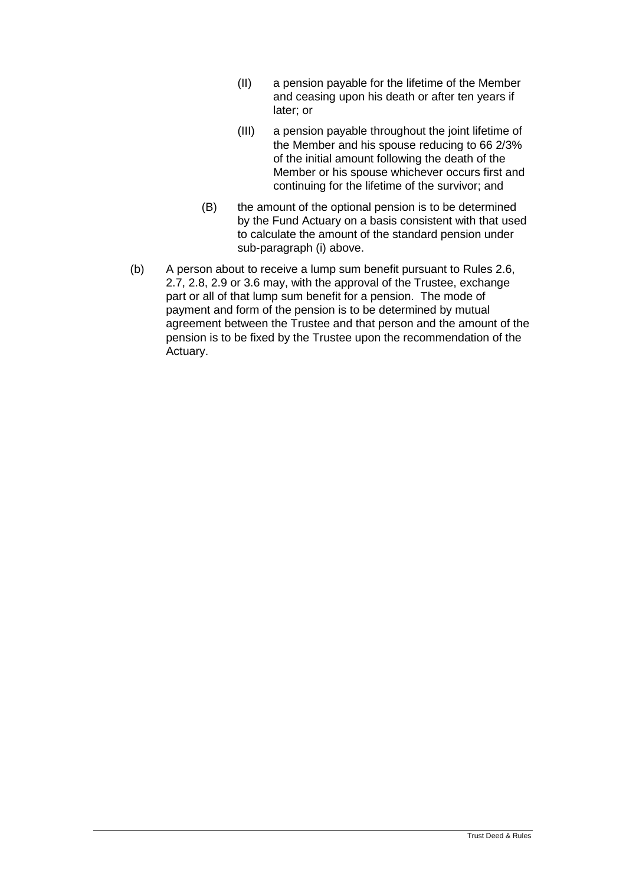(II) a pension payable for the lifetime of the Member and ceasing upon his death or after ten years if later; or

(III) a pension payable throughout the joint lifetime of the Member and his spouse reducing to 66 2/3% of the initial amount following the death of the Member or his spouse whichever occurs first and continuing for the lifetime of the survivor; and

(B) the amount of the optional pension is to be determined by the Fund Actuary on a basis consistent with that used to calculate the amount of the standard pension under sub-paragraph (i) above.

(b) A person about to receive a lump sum benefit pursuant to Rules 2.6, 2.7, 2.8, 2.9 or 3.6 may, with the approval of the Trustee, exchange part or all of that lump sum benefit for a pension. The mode of payment and form of the pension is to be determined by mutual agreement between the Trustee and that person and the amount of the pension is to be fixed by the Trustee upon the recommendation of the Actuary.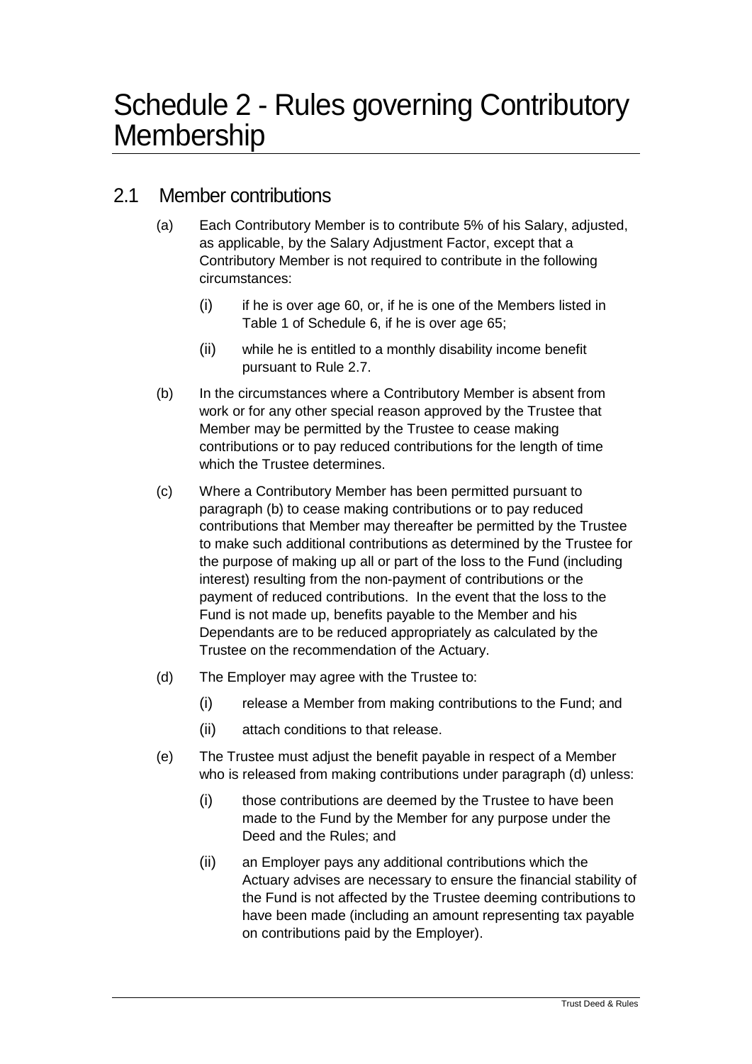# Schedule 2 - Rules governing Contributory Membership

## 2.1 Member contributions

(a) Each Contributory Member is to contribute 5% of his Salary, adjusted, as applicable, by the Salary Adjustment Factor, except that a Contributory Member is not required to contribute in the following circumstances:

  (i) if he is over age 60, or, if he is one of the Members listed in Table 1 of Schedule 6, if he is over age 65;

  (ii) while he is entitled to a monthly disability income benefit pursuant to Rule 2.7.

(b) In the circumstances where a Contributory Member is absent from work or for any other special reason approved by the Trustee that Member may be permitted by the Trustee to cease making contributions or to pay reduced contributions for the length of time which the Trustee determines.

(c) Where a Contributory Member has been permitted pursuant to paragraph (b) to cease making contributions or to pay reduced contributions that Member may thereafter be permitted by the Trustee to make such additional contributions as determined by the Trustee for the purpose of making up all or part of the loss to the Fund (including interest) resulting from the non-payment of contributions or the payment of reduced contributions. In the event that the loss to the Fund is not made up, benefits payable to the Member and his Dependants are to be reduced appropriately as calculated by the Trustee on the recommendation of the Actuary.

(d) The Employer may agree with the Trustee to:

  (i) release a Member from making contributions to the Fund; and

  (ii) attach conditions to that release.

(e) The Trustee must adjust the benefit payable in respect of a Member who is released from making contributions under paragraph (d) unless:

  (i) those contributions are deemed by the Trustee to have been made to the Fund by the Member for any purpose under the Deed and the Rules; and

  (ii) an Employer pays any additional contributions which the Actuary advises are necessary to ensure the financial stability of the Fund is not affected by the Trustee deeming contributions to have been made (including an amount representing tax payable on contributions paid by the Employer).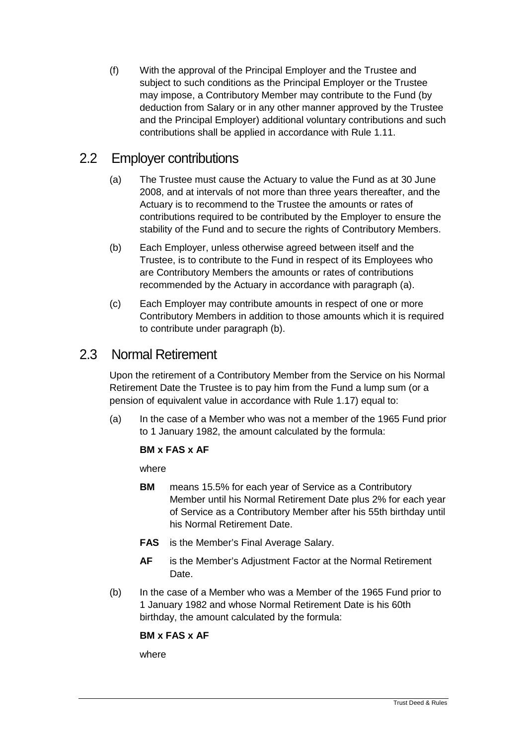(f) With the approval of the Principal Employer and the Trustee and subject to such conditions as the Principal Employer or the Trustee may impose, a Contributory Member may contribute to the Fund (by deduction from Salary or in any other manner approved by the Trustee and the Principal Employer) additional voluntary contributions and such contributions shall be applied in accordance with Rule 1.11.

## 2.2 Employer contributions

(a) The Trustee must cause the Actuary to value the Fund as at 30 June 2008, and at intervals of not more than three years thereafter, and the Actuary is to recommend to the Trustee the amounts or rates of contributions required to be contributed by the Employer to ensure the stability of the Fund and to secure the rights of Contributory Members.

(b) Each Employer, unless otherwise agreed between itself and the Trustee, is to contribute to the Fund in respect of its Employees who are Contributory Members the amounts or rates of contributions recommended by the Actuary in accordance with paragraph (a).

(c) Each Employer may contribute amounts in respect of one or more Contributory Members in addition to those amounts which it is required to contribute under paragraph (b).

## 2.3 Normal Retirement

Upon the retirement of a Contributory Member from the Service on his Normal Retirement Date the Trustee is to pay him from the Fund a lump sum (or a pension of equivalent value in accordance with Rule 1.17) equal to:

(a) In the case of a Member who was not a member of the 1965 Fund prior to 1 January 1982, the amount calculated by the formula:

**BM x FAS x AF**

where

**BM** means 15.5% for each year of Service as a Contributory Member until his Normal Retirement Date plus 2% for each year of Service as a Contributory Member after his 55th birthday until his Normal Retirement Date.

**FAS** is the Member's Final Average Salary.

**AF** is the Member's Adjustment Factor at the Normal Retirement Date.

(b) In the case of a Member who was a Member of the 1965 Fund prior to 1 January 1982 and whose Normal Retirement Date is his 60th birthday, the amount calculated by the formula:

**BM x FAS x AF**

where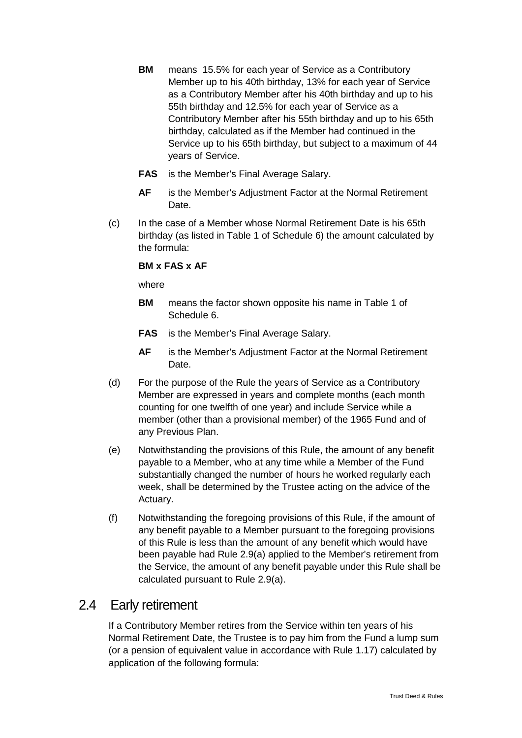**BM** means 15.5% for each year of Service as a Contributory Member up to his 40th birthday, 13% for each year of Service as a Contributory Member after his 40th birthday and up to his 55th birthday and 12.5% for each year of Service as a Contributory Member after his 55th birthday and up to his 65th birthday, calculated as if the Member had continued in the Service up to his 65th birthday, but subject to a maximum of 44 years of Service.

**FAS** is the Member's Final Average Salary.

**AF** is the Member's Adjustment Factor at the Normal Retirement Date.

(c) In the case of a Member whose Normal Retirement Date is his 65th birthday (as listed in Table 1 of Schedule 6) the amount calculated by the formula:

**BM x FAS x AF**

where

**BM** means the factor shown opposite his name in Table 1 of Schedule 6.

**FAS** is the Member's Final Average Salary.

**AF** is the Member's Adjustment Factor at the Normal Retirement Date.

(d) For the purpose of the Rule the years of Service as a Contributory Member are expressed in years and complete months (each month counting for one twelfth of one year) and include Service while a member (other than a provisional member) of the 1965 Fund and of any Previous Plan.

(e) Notwithstanding the provisions of this Rule, the amount of any benefit payable to a Member, who at any time while a Member of the Fund substantially changed the number of hours he worked regularly each week, shall be determined by the Trustee acting on the advice of the Actuary.

(f) Notwithstanding the foregoing provisions of this Rule, if the amount of any benefit payable to a Member pursuant to the foregoing provisions of this Rule is less than the amount of any benefit which would have been payable had Rule 2.9(a) applied to the Member's retirement from the Service, the amount of any benefit payable under this Rule shall be calculated pursuant to Rule 2.9(a).

## 2.4 Early retirement

If a Contributory Member retires from the Service within ten years of his Normal Retirement Date, the Trustee is to pay him from the Fund a lump sum (or a pension of equivalent value in accordance with Rule 1.17) calculated by application of the following formula: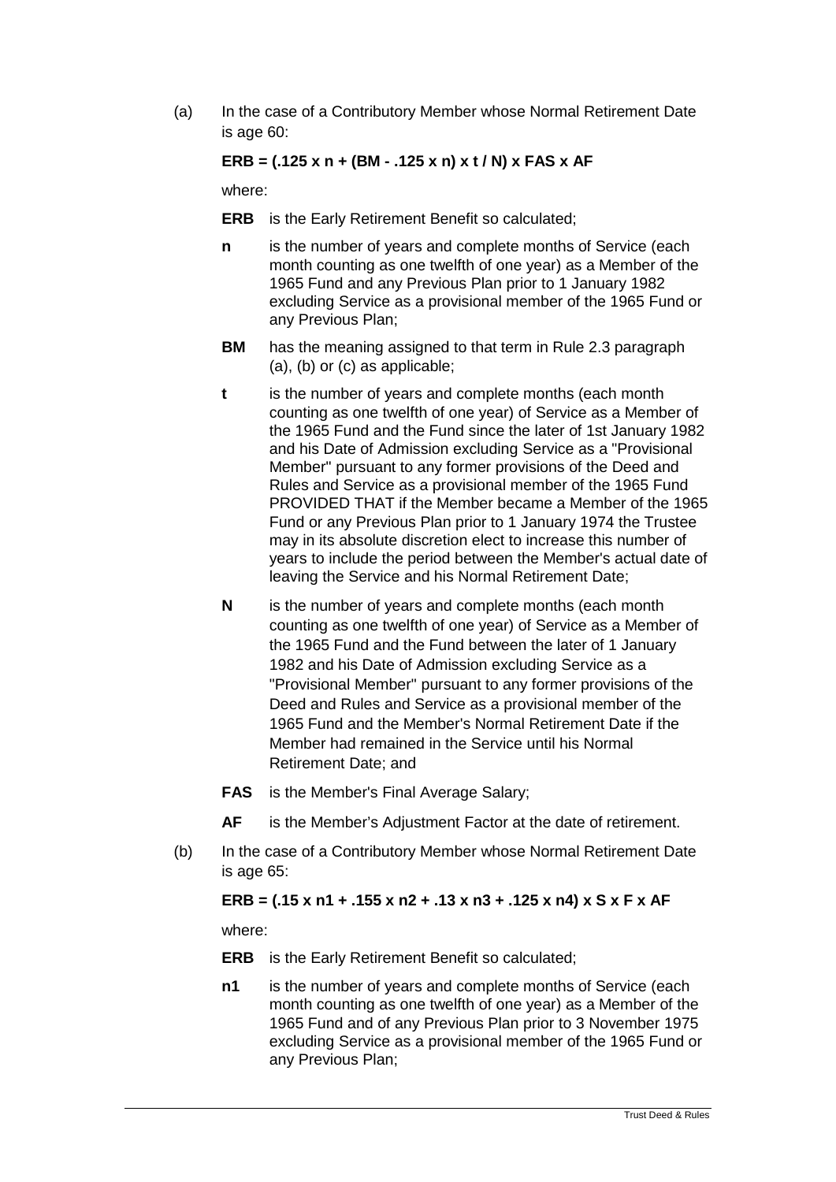(a) In the case of a Contributory Member whose Normal Retirement Date is age 60:

$$ERB = (.125 \times n + (BM - .125 \times n) \times t / N) \times FAS \times AF$$

where:

**ERB** is the Early Retirement Benefit so calculated;

**n** is the number of years and complete months of Service (each month counting as one twelfth of one year) as a Member of the 1965 Fund and any Previous Plan prior to 1 January 1982 excluding Service as a provisional member of the 1965 Fund or any Previous Plan;

**BM** has the meaning assigned to that term in Rule 2.3 paragraph (a), (b) or (c) as applicable;

**t** is the number of years and complete months (each month counting as one twelfth of one year) of Service as a Member of the 1965 Fund and the Fund since the later of 1st January 1982 and his Date of Admission excluding Service as a "Provisional Member" pursuant to any former provisions of the Deed and Rules and Service as a provisional member of the 1965 Fund PROVIDED THAT if the Member became a Member of the 1965 Fund or any Previous Plan prior to 1 January 1974 the Trustee may in its absolute discretion elect to increase this number of years to include the period between the Member's actual date of leaving the Service and his Normal Retirement Date;

**N** is the number of years and complete months (each month counting as one twelfth of one year) of Service as a Member of the 1965 Fund and the Fund between the later of 1 January 1982 and his Date of Admission excluding Service as a "Provisional Member" pursuant to any former provisions of the Deed and Rules and Service as a provisional member of the 1965 Fund and the Member's Normal Retirement Date if the Member had remained in the Service until his Normal Retirement Date; and

**FAS** is the Member's Final Average Salary;

**AF** is the Member's Adjustment Factor at the date of retirement.

(b) In the case of a Contributory Member whose Normal Retirement Date is age 65:

$$ERB = (.15 \times n1 + .155 \times n2 + .13 \times n3 + .125 \times n4) \times S \times F \times AF$$

where:

**ERB** is the Early Retirement Benefit so calculated;

**n1** is the number of years and complete months of Service (each month counting as one twelfth of one year) as a Member of the 1965 Fund and of any Previous Plan prior to 3 November 1975 excluding Service as a provisional member of the 1965 Fund or any Previous Plan;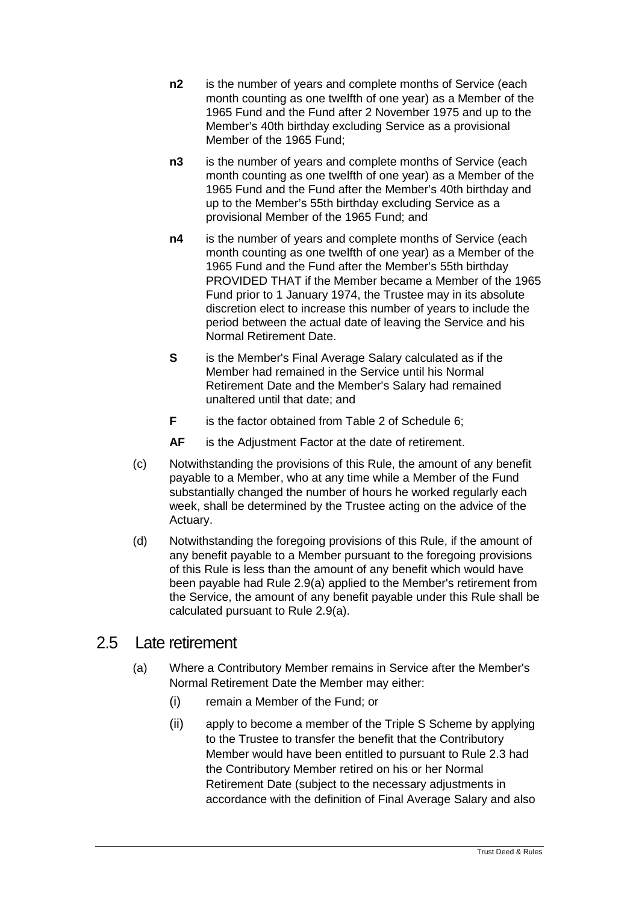**n2** is the number of years and complete months of Service (each month counting as one twelfth of one year) as a Member of the 1965 Fund and the Fund after 2 November 1975 and up to the Member's 40th birthday excluding Service as a provisional Member of the 1965 Fund;

**n3** is the number of years and complete months of Service (each month counting as one twelfth of one year) as a Member of the 1965 Fund and the Fund after the Member's 40th birthday and up to the Member's 55th birthday excluding Service as a provisional Member of the 1965 Fund; and

**n4** is the number of years and complete months of Service (each month counting as one twelfth of one year) as a Member of the 1965 Fund and the Fund after the Member's 55th birthday PROVIDED THAT if the Member became a Member of the 1965 Fund prior to 1 January 1974, the Trustee may in its absolute discretion elect to increase this number of years to include the period between the actual date of leaving the Service and his Normal Retirement Date.

**S** is the Member's Final Average Salary calculated as if the Member had remained in the Service until his Normal Retirement Date and the Member's Salary had remained unaltered until that date; and

**F** is the factor obtained from Table 2 of Schedule 6;

**AF** is the Adjustment Factor at the date of retirement.

(c) Notwithstanding the provisions of this Rule, the amount of any benefit payable to a Member, who at any time while a Member of the Fund substantially changed the number of hours he worked regularly each week, shall be determined by the Trustee acting on the advice of the Actuary.

(d) Notwithstanding the foregoing provisions of this Rule, if the amount of any benefit payable to a Member pursuant to the foregoing provisions of this Rule is less than the amount of any benefit which would have been payable had Rule 2.9(a) applied to the Member's retirement from the Service, the amount of any benefit payable under this Rule shall be calculated pursuant to Rule 2.9(a).

## 2.5 Late retirement

(a) Where a Contributory Member remains in Service after the Member's Normal Retirement Date the Member may either:

(i) remain a Member of the Fund; or

(ii) apply to become a member of the Triple S Scheme by applying to the Trustee to transfer the benefit that the Contributory Member would have been entitled to pursuant to Rule 2.3 had the Contributory Member retired on his or her Normal Retirement Date (subject to the necessary adjustments in accordance with the definition of Final Average Salary and also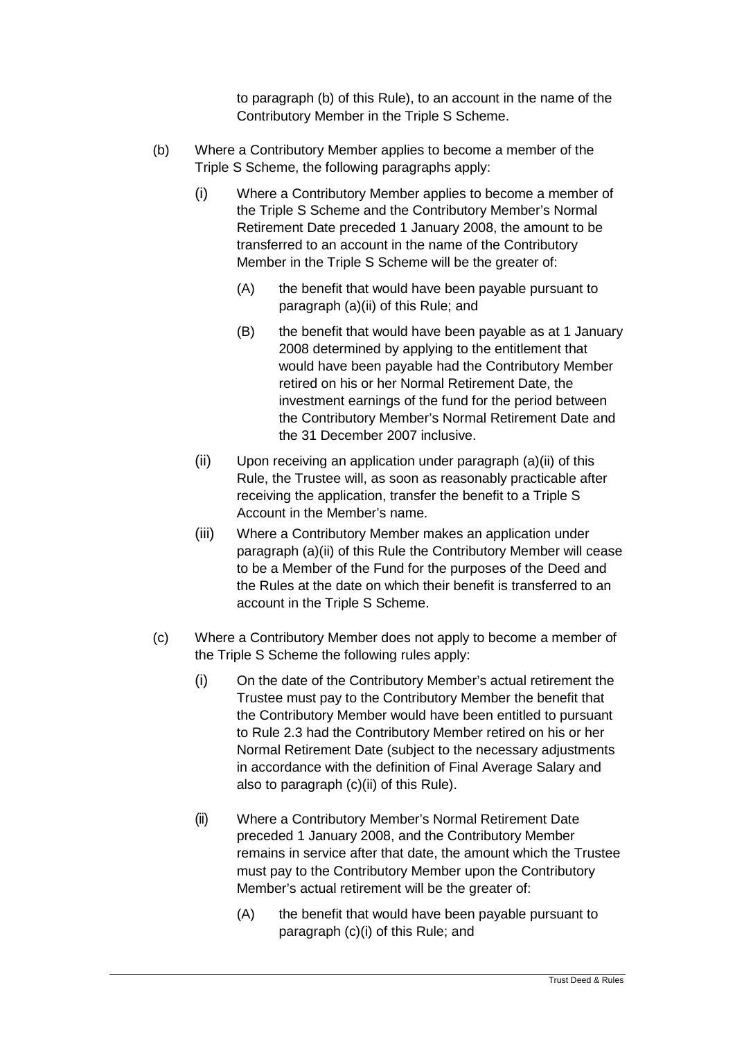to paragraph (b) of this Rule), to an account in the name of the Contributory Member in the Triple S Scheme.

(b) Where a Contributory Member applies to become a member of the Triple S Scheme, the following paragraphs apply:

(i) Where a Contributory Member applies to become a member of the Triple S Scheme and the Contributory Member's Normal Retirement Date preceded 1 January 2008, the amount to be transferred to an account in the name of the Contributory Member in the Triple S Scheme will be the greater of:

(A) the benefit that would have been payable pursuant to paragraph (a)(ii) of this Rule; and

(B) the benefit that would have been payable as at 1 January 2008 determined by applying to the entitlement that would have been payable had the Contributory Member retired on his or her Normal Retirement Date, the investment earnings of the fund for the period between the Contributory Member's Normal Retirement Date and the 31 December 2007 inclusive.

(ii) Upon receiving an application under paragraph (a)(ii) of this Rule, the Trustee will, as soon as reasonably practicable after receiving the application, transfer the benefit to a Triple S Account in the Member's name.

(iii) Where a Contributory Member makes an application under paragraph (a)(ii) of this Rule the Contributory Member will cease to be a Member of the Fund for the purposes of the Deed and the Rules at the date on which their benefit is transferred to an account in the Triple S Scheme.

(c) Where a Contributory Member does not apply to become a member of the Triple S Scheme the following rules apply:

(i) On the date of the Contributory Member's actual retirement the Trustee must pay to the Contributory Member the benefit that the Contributory Member would have been entitled to pursuant to Rule 2.3 had the Contributory Member retired on his or her Normal Retirement Date (subject to the necessary adjustments in accordance with the definition of Final Average Salary and also to paragraph (c)(ii) of this Rule).

(ii) Where a Contributory Member's Normal Retirement Date preceded 1 January 2008, and the Contributory Member remains in service after that date, the amount which the Trustee must pay to the Contributory Member upon the Contributory Member's actual retirement will be the greater of:

(A) the benefit that would have been payable pursuant to paragraph (c)(i) of this Rule; and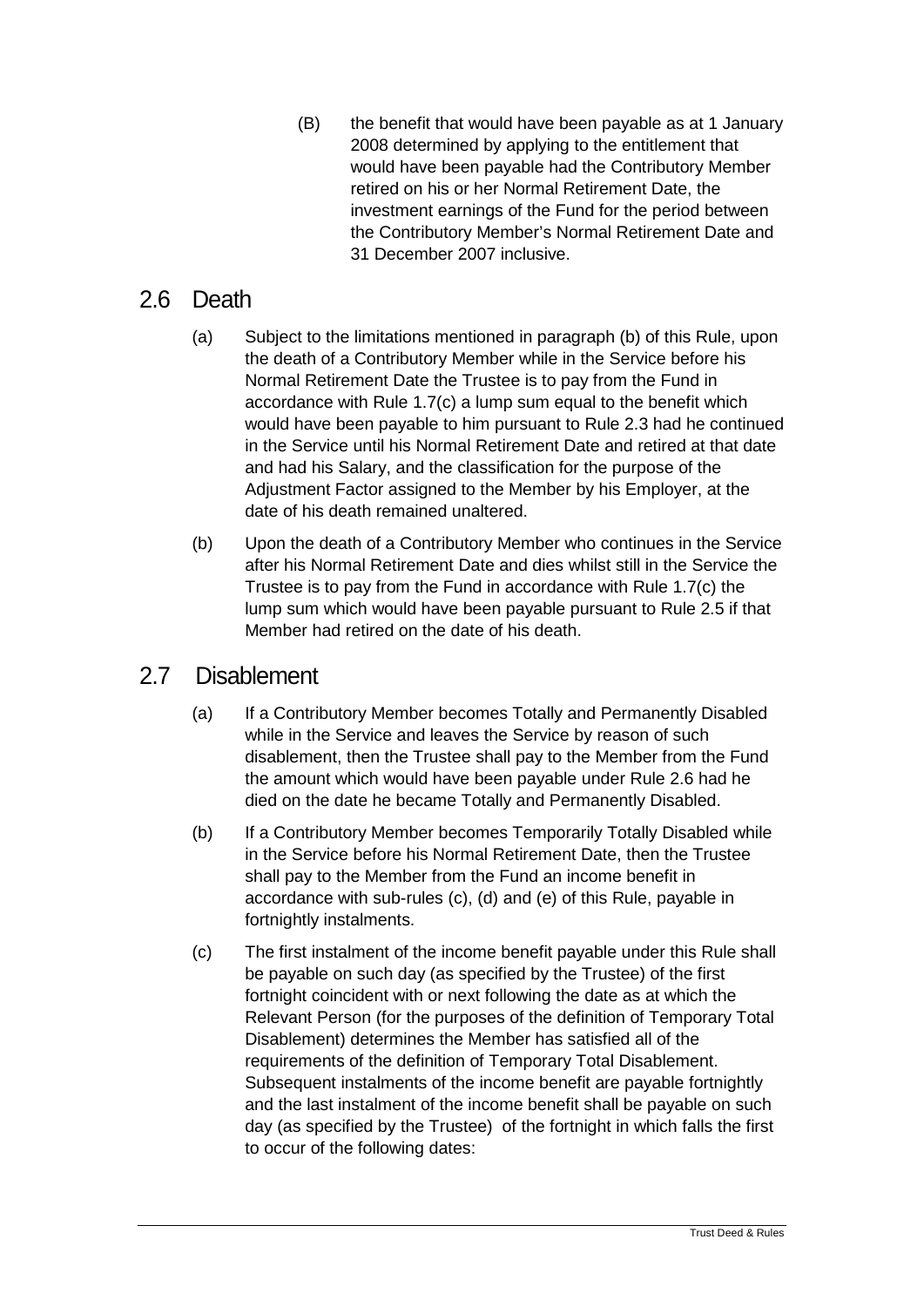(B) the benefit that would have been payable as at 1 January 2008 determined by applying to the entitlement that would have been payable had the Contributory Member retired on his or her Normal Retirement Date, the investment earnings of the Fund for the period between the Contributory Member's Normal Retirement Date and 31 December 2007 inclusive.

## 2.6 Death

(a) Subject to the limitations mentioned in paragraph (b) of this Rule, upon the death of a Contributory Member while in the Service before his Normal Retirement Date the Trustee is to pay from the Fund in accordance with Rule 1.7(c) a lump sum equal to the benefit which would have been payable to him pursuant to Rule 2.3 had he continued in the Service until his Normal Retirement Date and retired at that date and had his Salary, and the classification for the purpose of the Adjustment Factor assigned to the Member by his Employer, at the date of his death remained unaltered.

(b) Upon the death of a Contributory Member who continues in the Service after his Normal Retirement Date and dies whilst still in the Service the Trustee is to pay from the Fund in accordance with Rule 1.7(c) the lump sum which would have been payable pursuant to Rule 2.5 if that Member had retired on the date of his death.

## 2.7 Disablement

(a) If a Contributory Member becomes Totally and Permanently Disabled while in the Service and leaves the Service by reason of such disablement, then the Trustee shall pay to the Member from the Fund the amount which would have been payable under Rule 2.6 had he died on the date he became Totally and Permanently Disabled.

(b) If a Contributory Member becomes Temporarily Totally Disabled while in the Service before his Normal Retirement Date, then the Trustee shall pay to the Member from the Fund an income benefit in accordance with sub-rules (c), (d) and (e) of this Rule, payable in fortnightly instalments.

(c) The first instalment of the income benefit payable under this Rule shall be payable on such day (as specified by the Trustee) of the first fortnight coincident with or next following the date as at which the Relevant Person (for the purposes of the definition of Temporary Total Disablement) determines the Member has satisfied all of the requirements of the definition of Temporary Total Disablement. Subsequent instalments of the income benefit are payable fortnightly and the last instalment of the income benefit shall be payable on such day (as specified by the Trustee) of the fortnight in which falls the first to occur of the following dates: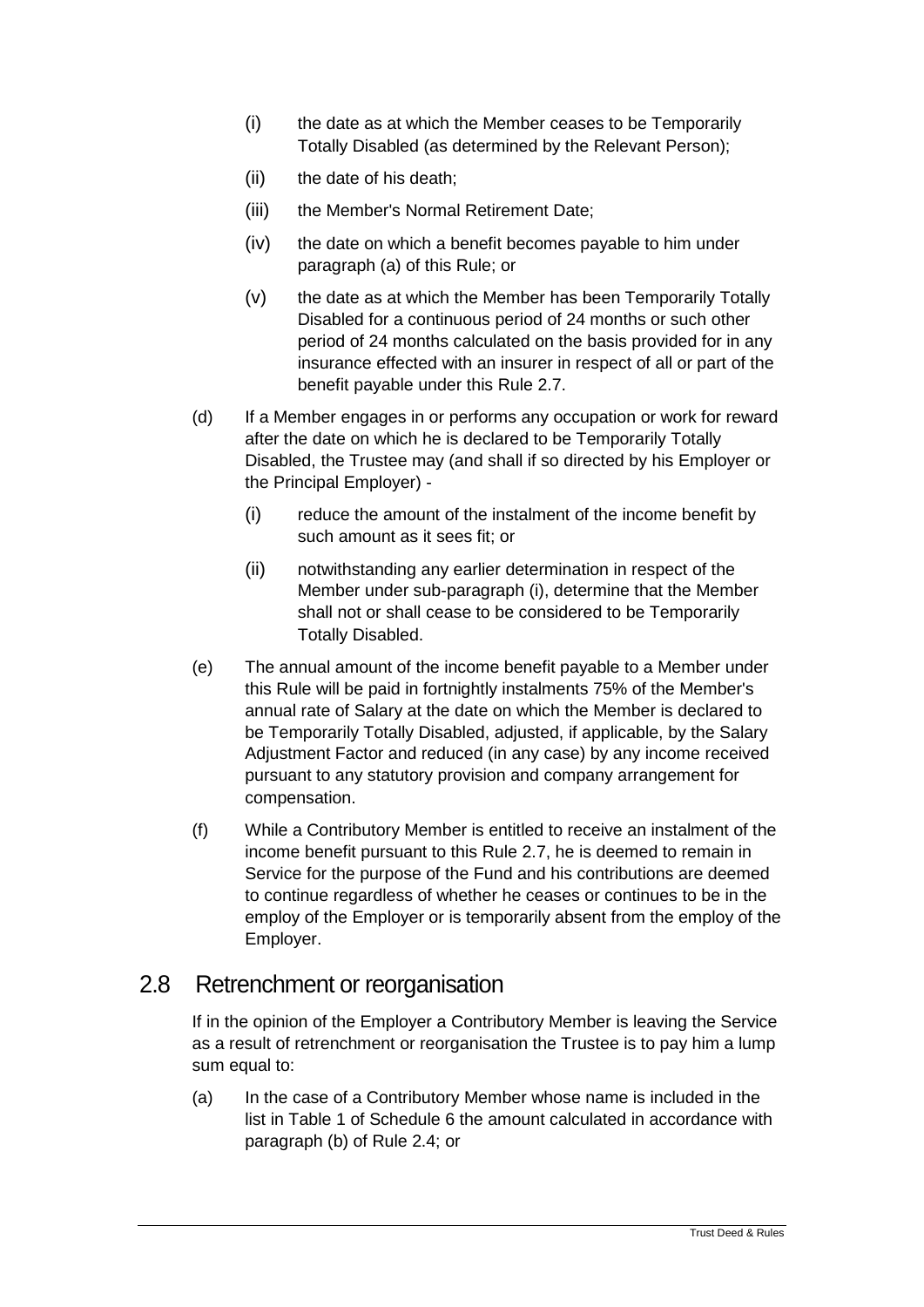(i) the date as at which the Member ceases to be Temporarily Totally Disabled (as determined by the Relevant Person);

(ii) the date of his death;

(iii) the Member's Normal Retirement Date;

(iv) the date on which a benefit becomes payable to him under paragraph (a) of this Rule; or

(v) the date as at which the Member has been Temporarily Totally Disabled for a continuous period of 24 months or such other period of 24 months calculated on the basis provided for in any insurance effected with an insurer in respect of all or part of the benefit payable under this Rule 2.7.

(d) If a Member engages in or performs any occupation or work for reward after the date on which he is declared to be Temporarily Totally Disabled, the Trustee may (and shall if so directed by his Employer or the Principal Employer) -

(i) reduce the amount of the instalment of the income benefit by such amount as it sees fit; or

(ii) notwithstanding any earlier determination in respect of the Member under sub-paragraph (i), determine that the Member shall not or shall cease to be considered to be Temporarily Totally Disabled.

(e) The annual amount of the income benefit payable to a Member under this Rule will be paid in fortnightly instalments 75% of the Member's annual rate of Salary at the date on which the Member is declared to be Temporarily Totally Disabled, adjusted, if applicable, by the Salary Adjustment Factor and reduced (in any case) by any income received pursuant to any statutory provision and company arrangement for compensation.

(f) While a Contributory Member is entitled to receive an instalment of the income benefit pursuant to this Rule 2.7, he is deemed to remain in Service for the purpose of the Fund and his contributions are deemed to continue regardless of whether he ceases or continues to be in the employ of the Employer or is temporarily absent from the employ of the Employer.

## 2.8 Retrenchment or reorganisation

If in the opinion of the Employer a Contributory Member is leaving the Service as a result of retrenchment or reorganisation the Trustee is to pay him a lump sum equal to:

(a) In the case of a Contributory Member whose name is included in the list in Table 1 of Schedule 6 the amount calculated in accordance with paragraph (b) of Rule 2.4; or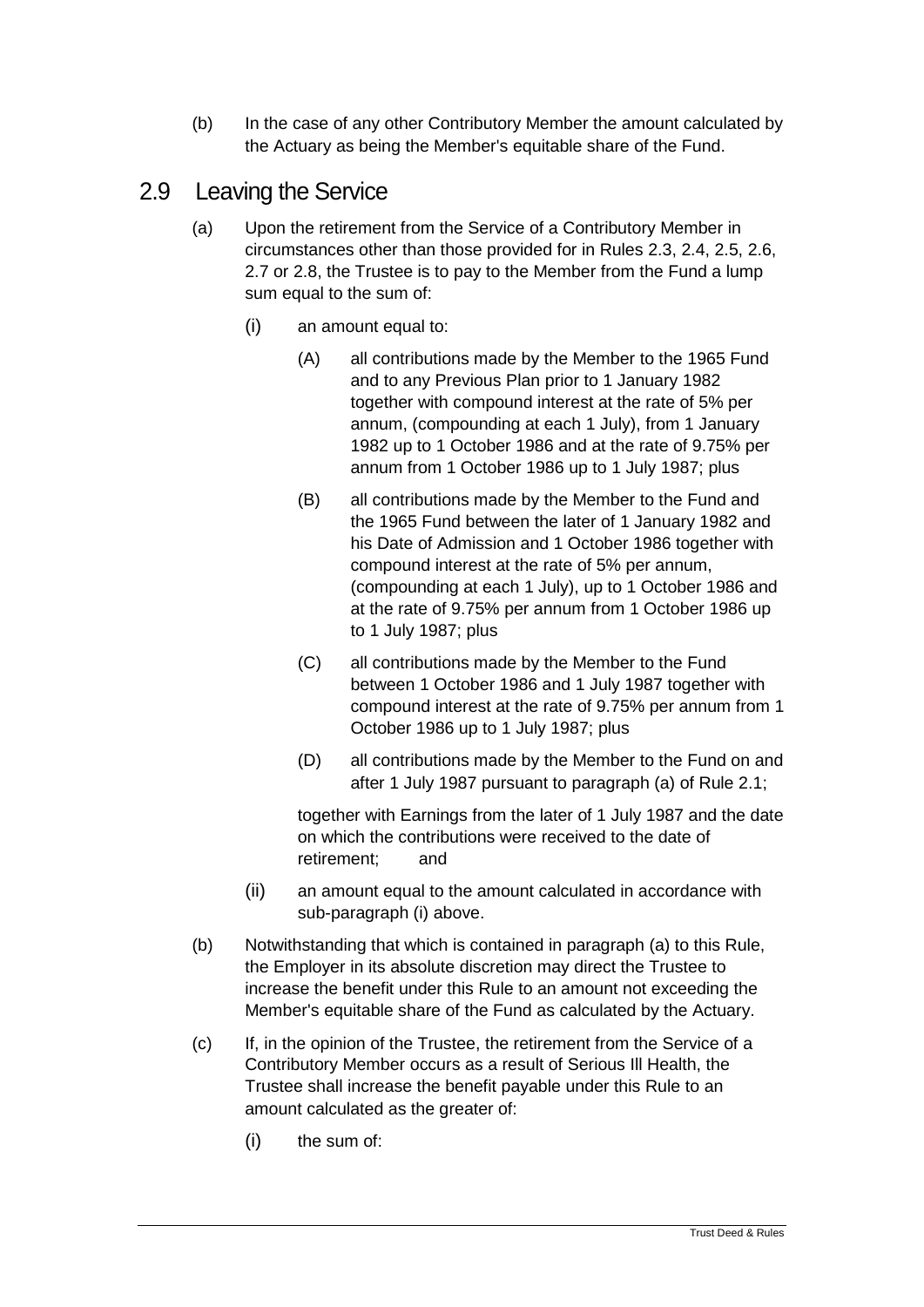(b) In the case of any other Contributory Member the amount calculated by the Actuary as being the Member's equitable share of the Fund.

## 2.9 Leaving the Service

(a) Upon the retirement from the Service of a Contributory Member in circumstances other than those provided for in Rules 2.3, 2.4, 2.5, 2.6, 2.7 or 2.8, the Trustee is to pay to the Member from the Fund a lump sum equal to the sum of:

(i) an amount equal to:

(A) all contributions made by the Member to the 1965 Fund and to any Previous Plan prior to 1 January 1982 together with compound interest at the rate of 5% per annum, (compounding at each 1 July), from 1 January 1982 up to 1 October 1986 and at the rate of 9.75% per annum from 1 October 1986 up to 1 July 1987; plus

(B) all contributions made by the Member to the Fund and the 1965 Fund between the later of 1 January 1982 and his Date of Admission and 1 October 1986 together with compound interest at the rate of 5% per annum, (compounding at each 1 July), up to 1 October 1986 and at the rate of 9.75% per annum from 1 October 1986 up to 1 July 1987; plus

(C) all contributions made by the Member to the Fund between 1 October 1986 and 1 July 1987 together with compound interest at the rate of 9.75% per annum from 1 October 1986 up to 1 July 1987; plus

(D) all contributions made by the Member to the Fund on and after 1 July 1987 pursuant to paragraph (a) of Rule 2.1;

together with Earnings from the later of 1 July 1987 and the date on which the contributions were received to the date of retirement; and

(ii) an amount equal to the amount calculated in accordance with sub-paragraph (i) above.

(b) Notwithstanding that which is contained in paragraph (a) to this Rule, the Employer in its absolute discretion may direct the Trustee to increase the benefit under this Rule to an amount not exceeding the Member's equitable share of the Fund as calculated by the Actuary.

(c) If, in the opinion of the Trustee, the retirement from the Service of a Contributory Member occurs as a result of Serious Ill Health, the Trustee shall increase the benefit payable under this Rule to an amount calculated as the greater of:

(i) the sum of: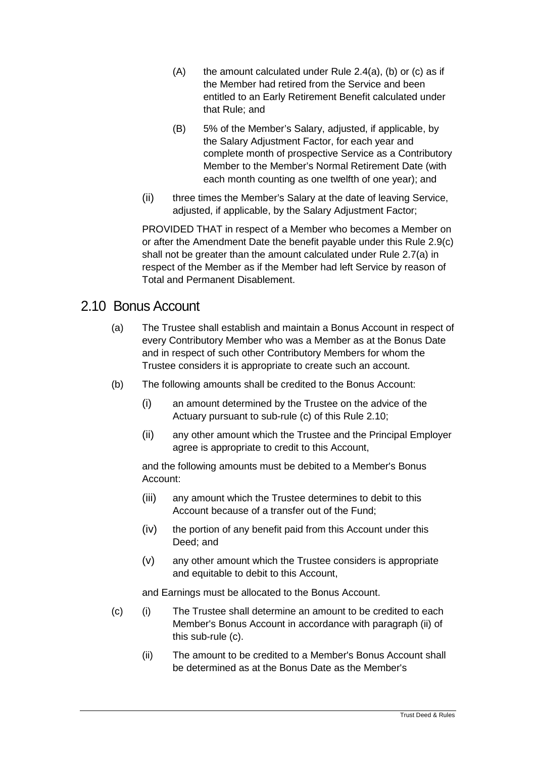(A) the amount calculated under Rule 2.4(a), (b) or (c) as if the Member had retired from the Service and been entitled to an Early Retirement Benefit calculated under that Rule; and

(B) 5% of the Member's Salary, adjusted, if applicable, by the Salary Adjustment Factor, for each year and complete month of prospective Service as a Contributory Member to the Member's Normal Retirement Date (with each month counting as one twelfth of one year); and

(ii) three times the Member's Salary at the date of leaving Service, adjusted, if applicable, by the Salary Adjustment Factor;

PROVIDED THAT in respect of a Member who becomes a Member on or after the Amendment Date the benefit payable under this Rule 2.9(c) shall not be greater than the amount calculated under Rule 2.7(a) in respect of the Member as if the Member had left Service by reason of Total and Permanent Disablement.

## 2.10 Bonus Account

(a) The Trustee shall establish and maintain a Bonus Account in respect of every Contributory Member who was a Member as at the Bonus Date and in respect of such other Contributory Members for whom the Trustee considers it is appropriate to create such an account.

(b) The following amounts shall be credited to the Bonus Account:

(i) an amount determined by the Trustee on the advice of the Actuary pursuant to sub-rule (c) of this Rule 2.10;

(ii) any other amount which the Trustee and the Principal Employer agree is appropriate to credit to this Account,

and the following amounts must be debited to a Member's Bonus Account:

(iii) any amount which the Trustee determines to debit to this Account because of a transfer out of the Fund;

(iv) the portion of any benefit paid from this Account under this Deed; and

(v) any other amount which the Trustee considers is appropriate and equitable to debit to this Account,

and Earnings must be allocated to the Bonus Account.

(c) (i) The Trustee shall determine an amount to be credited to each Member's Bonus Account in accordance with paragraph (ii) of this sub-rule (c).

(ii) The amount to be credited to a Member's Bonus Account shall be determined as at the Bonus Date as the Member's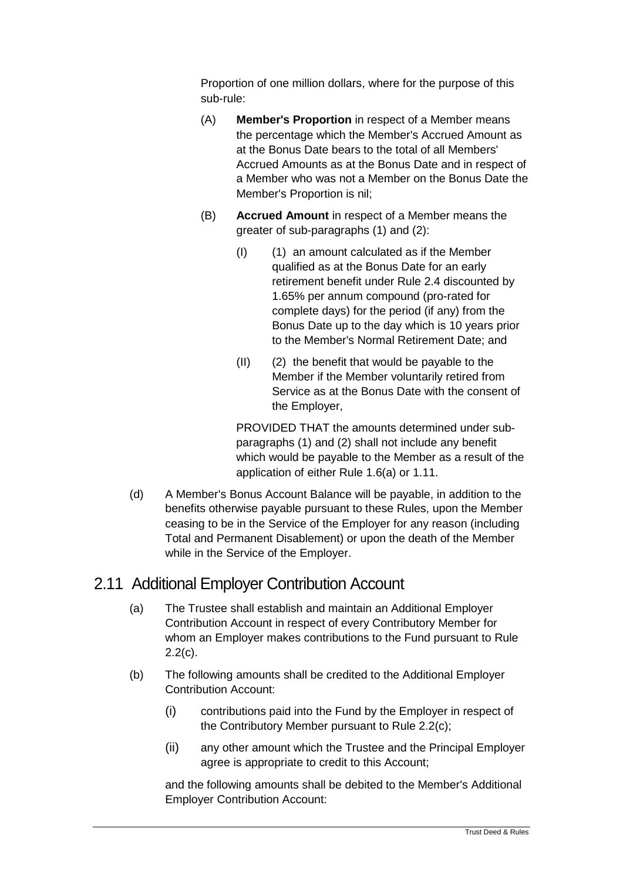Proportion of one million dollars, where for the purpose of this sub-rule:

(A) **Member's Proportion** in respect of a Member means the percentage which the Member's Accrued Amount as at the Bonus Date bears to the total of all Members' Accrued Amounts as at the Bonus Date and in respect of a Member who was not a Member on the Bonus Date the Member's Proportion is nil;

(B) **Accrued Amount** in respect of a Member means the greater of sub-paragraphs (1) and (2):

(I) (1) an amount calculated as if the Member qualified as at the Bonus Date for an early retirement benefit under Rule 2.4 discounted by 1.65% per annum compound (pro-rated for complete days) for the period (if any) from the Bonus Date up to the day which is 10 years prior to the Member's Normal Retirement Date; and

(II) (2) the benefit that would be payable to the Member if the Member voluntarily retired from Service as at the Bonus Date with the consent of the Employer,

PROVIDED THAT the amounts determined under sub-paragraphs (1) and (2) shall not include any benefit which would be payable to the Member as a result of the application of either Rule 1.6(a) or 1.11.

(d) A Member's Bonus Account Balance will be payable, in addition to the benefits otherwise payable pursuant to these Rules, upon the Member ceasing to be in the Service of the Employer for any reason (including Total and Permanent Disablement) or upon the death of the Member while in the Service of the Employer.

## 2.11 Additional Employer Contribution Account

(a) The Trustee shall establish and maintain an Additional Employer Contribution Account in respect of every Contributory Member for whom an Employer makes contributions to the Fund pursuant to Rule 2.2(c).

(b) The following amounts shall be credited to the Additional Employer Contribution Account:

(i) contributions paid into the Fund by the Employer in respect of the Contributory Member pursuant to Rule 2.2(c);

(ii) any other amount which the Trustee and the Principal Employer agree is appropriate to credit to this Account;

and the following amounts shall be debited to the Member's Additional Employer Contribution Account: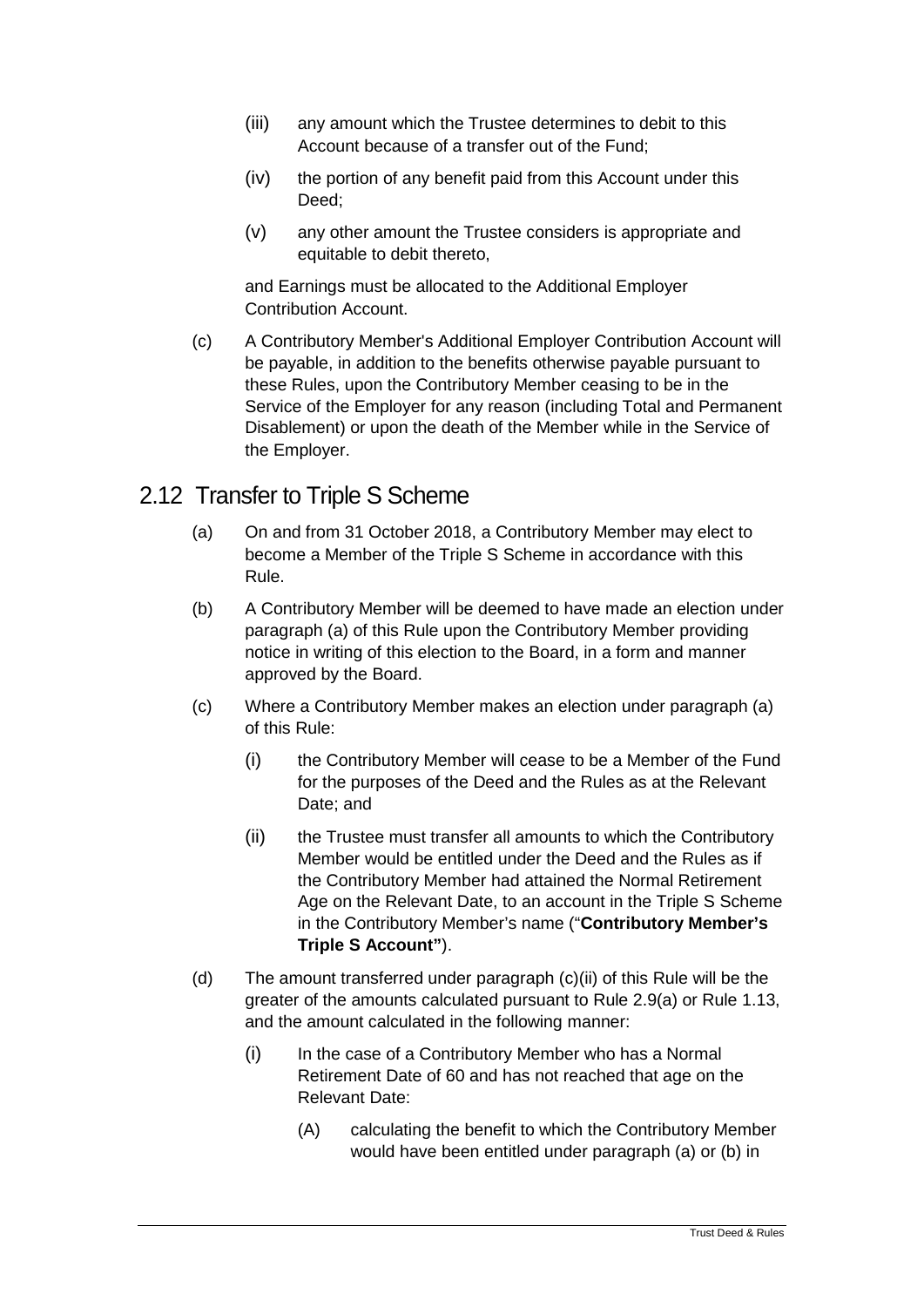(iii) any amount which the Trustee determines to debit to this Account because of a transfer out of the Fund;

(iv) the portion of any benefit paid from this Account under this Deed;

(v) any other amount the Trustee considers is appropriate and equitable to debit thereto,

and Earnings must be allocated to the Additional Employer Contribution Account.

(c) A Contributory Member's Additional Employer Contribution Account will be payable, in addition to the benefits otherwise payable pursuant to these Rules, upon the Contributory Member ceasing to be in the Service of the Employer for any reason (including Total and Permanent Disablement) or upon the death of the Member while in the Service of the Employer.

## 2.12 Transfer to Triple S Scheme

(a) On and from 31 October 2018, a Contributory Member may elect to become a Member of the Triple S Scheme in accordance with this Rule.

(b) A Contributory Member will be deemed to have made an election under paragraph (a) of this Rule upon the Contributory Member providing notice in writing of this election to the Board, in a form and manner approved by the Board.

(c) Where a Contributory Member makes an election under paragraph (a) of this Rule:

(i) the Contributory Member will cease to be a Member of the Fund for the purposes of the Deed and the Rules as at the Relevant Date; and

(ii) the Trustee must transfer all amounts to which the Contributory Member would be entitled under the Deed and the Rules as if the Contributory Member had attained the Normal Retirement Age on the Relevant Date, to an account in the Triple S Scheme in the Contributory Member's name ("**Contributory Member's Triple S Account"**).

(d) The amount transferred under paragraph (c)(ii) of this Rule will be the greater of the amounts calculated pursuant to Rule 2.9(a) or Rule 1.13, and the amount calculated in the following manner:

(i) In the case of a Contributory Member who has a Normal Retirement Date of 60 and has not reached that age on the Relevant Date:

(A) calculating the benefit to which the Contributory Member would have been entitled under paragraph (a) or (b) in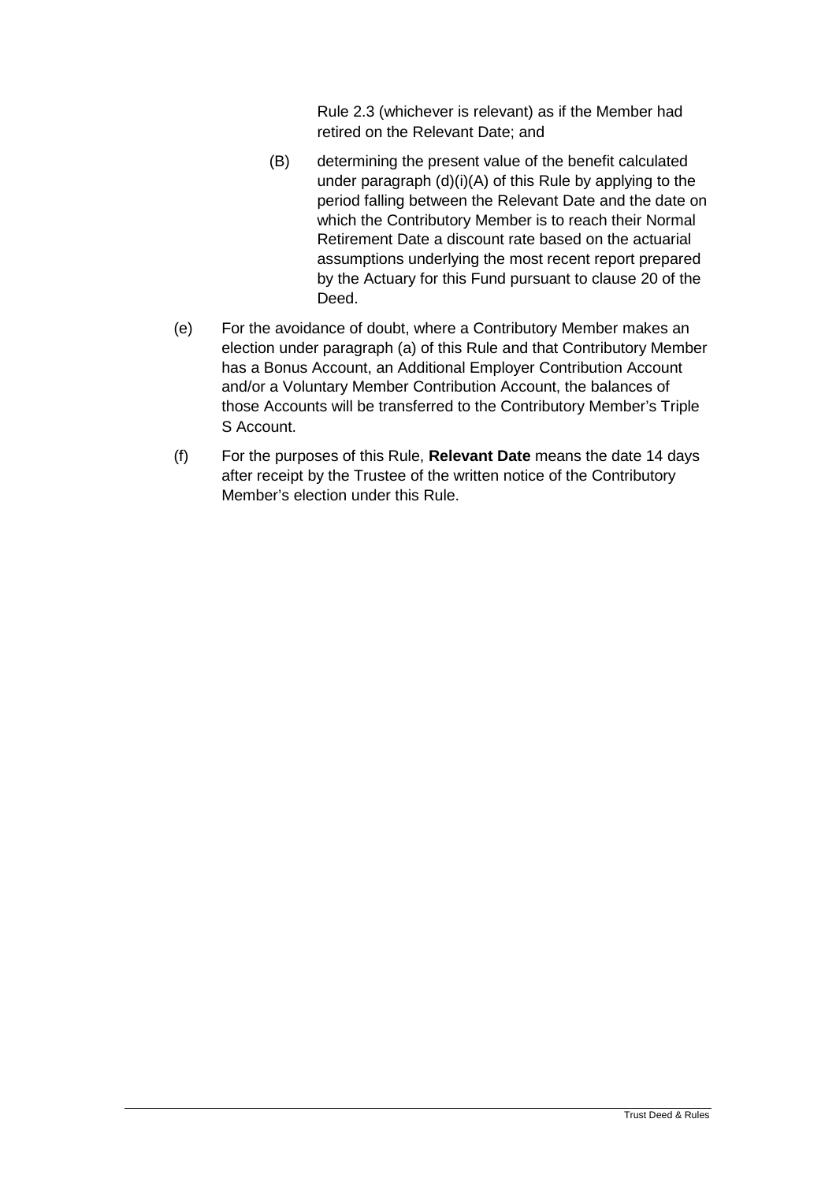Rule 2.3 (whichever is relevant) as if the Member had retired on the Relevant Date; and

(B) determining the present value of the benefit calculated under paragraph (d)(i)(A) of this Rule by applying to the period falling between the Relevant Date and the date on which the Contributory Member is to reach their Normal Retirement Date a discount rate based on the actuarial assumptions underlying the most recent report prepared by the Actuary for this Fund pursuant to clause 20 of the Deed.

(e) For the avoidance of doubt, where a Contributory Member makes an election under paragraph (a) of this Rule and that Contributory Member has a Bonus Account, an Additional Employer Contribution Account and/or a Voluntary Member Contribution Account, the balances of those Accounts will be transferred to the Contributory Member's Triple S Account.

(f) For the purposes of this Rule, **Relevant Date** means the date 14 days after receipt by the Trustee of the written notice of the Contributory Member's election under this Rule.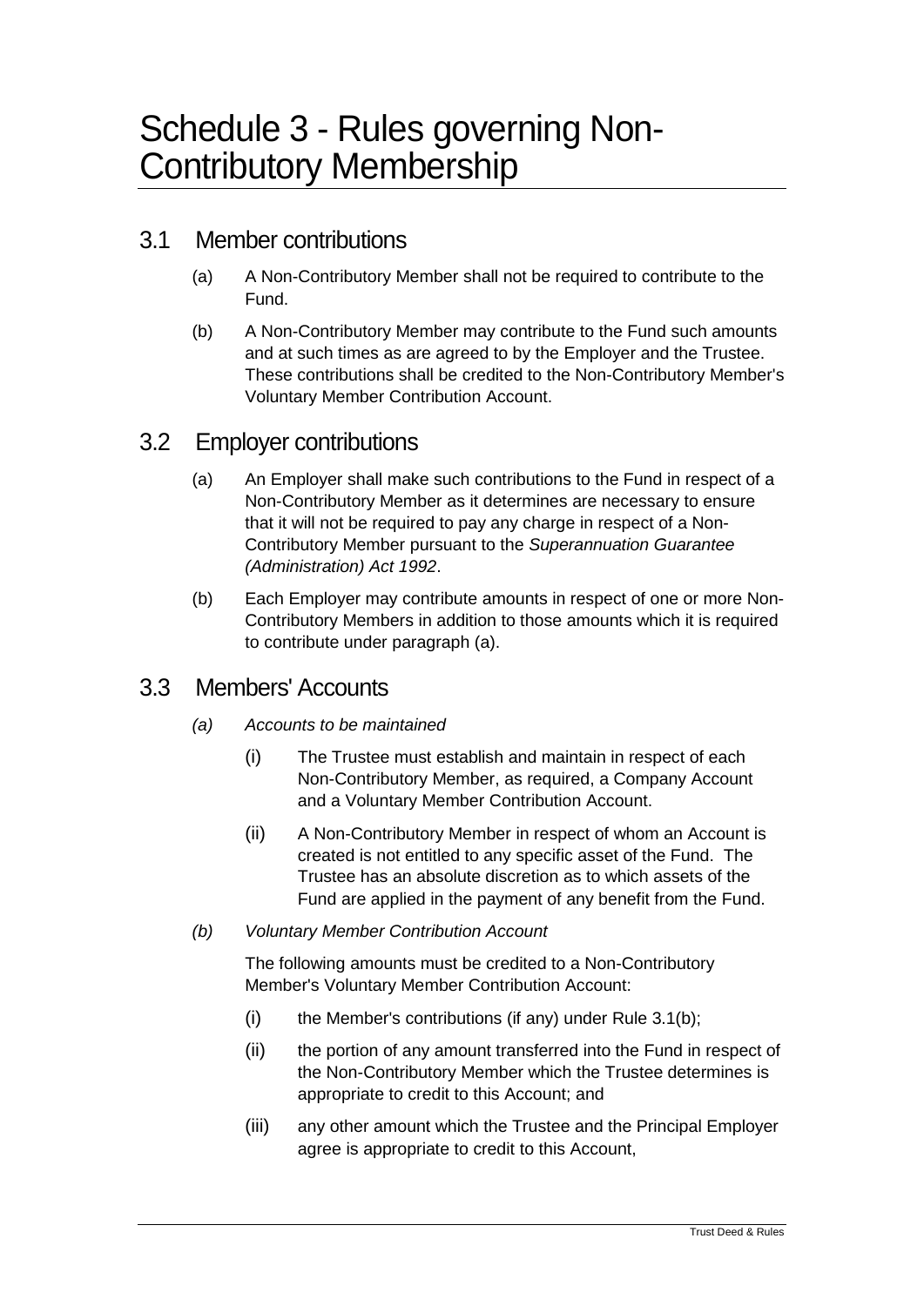# Schedule 3 - Rules governing Non-Contributory Membership

## 3.1 Member contributions

(a) A Non-Contributory Member shall not be required to contribute to the Fund.

(b) A Non-Contributory Member may contribute to the Fund such amounts and at such times as are agreed to by the Employer and the Trustee. These contributions shall be credited to the Non-Contributory Member's Voluntary Member Contribution Account.

## 3.2 Employer contributions

(a) An Employer shall make such contributions to the Fund in respect of a Non-Contributory Member as it determines are necessary to ensure that it will not be required to pay any charge in respect of a Non-Contributory Member pursuant to the *Superannuation Guarantee (Administration) Act 1992*.

(b) Each Employer may contribute amounts in respect of one or more Non-Contributory Members in addition to those amounts which it is required to contribute under paragraph (a).

## 3.3 Members' Accounts

*(a) Accounts to be maintained*

(i) The Trustee must establish and maintain in respect of each Non-Contributory Member, as required, a Company Account and a Voluntary Member Contribution Account.

(ii) A Non-Contributory Member in respect of whom an Account is created is not entitled to any specific asset of the Fund. The Trustee has an absolute discretion as to which assets of the Fund are applied in the payment of any benefit from the Fund.

*(b) Voluntary Member Contribution Account*

The following amounts must be credited to a Non-Contributory Member's Voluntary Member Contribution Account:

(i) the Member's contributions (if any) under Rule 3.1(b);

(ii) the portion of any amount transferred into the Fund in respect of the Non-Contributory Member which the Trustee determines is appropriate to credit to this Account; and

(iii) any other amount which the Trustee and the Principal Employer agree is appropriate to credit to this Account,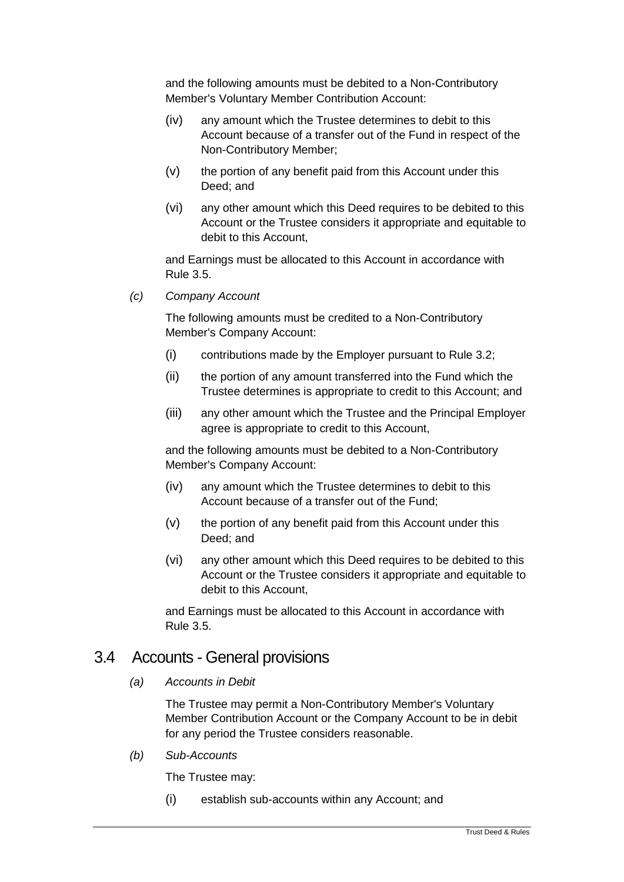and the following amounts must be debited to a Non-Contributory Member's Voluntary Member Contribution Account:

(iv) any amount which the Trustee determines to debit to this Account because of a transfer out of the Fund in respect of the Non-Contributory Member;

(v) the portion of any benefit paid from this Account under this Deed; and

(vi) any other amount which this Deed requires to be debited to this Account or the Trustee considers it appropriate and equitable to debit to this Account,

and Earnings must be allocated to this Account in accordance with Rule 3.5.

*(c) Company Account*

The following amounts must be credited to a Non-Contributory Member's Company Account:

(i) contributions made by the Employer pursuant to Rule 3.2;

(ii) the portion of any amount transferred into the Fund which the Trustee determines is appropriate to credit to this Account; and

(iii) any other amount which the Trustee and the Principal Employer agree is appropriate to credit to this Account,

and the following amounts must be debited to a Non-Contributory Member's Company Account:

(iv) any amount which the Trustee determines to debit to this Account because of a transfer out of the Fund;

(v) the portion of any benefit paid from this Account under this Deed; and

(vi) any other amount which this Deed requires to be debited to this Account or the Trustee considers it appropriate and equitable to debit to this Account,

and Earnings must be allocated to this Account in accordance with Rule 3.5.

## 3.4 Accounts - General provisions

*(a) Accounts in Debit*

The Trustee may permit a Non-Contributory Member's Voluntary Member Contribution Account or the Company Account to be in debit for any period the Trustee considers reasonable.

*(b) Sub-Accounts*

The Trustee may:

(i) establish sub-accounts within any Account; and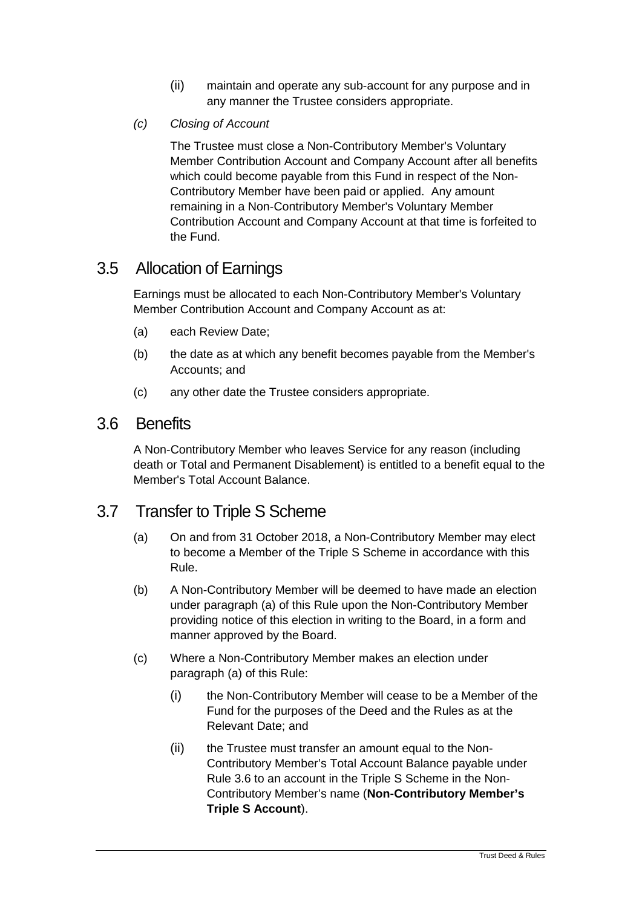(ii) maintain and operate any sub-account for any purpose and in any manner the Trustee considers appropriate.

*(c) Closing of Account*

The Trustee must close a Non-Contributory Member's Voluntary Member Contribution Account and Company Account after all benefits which could become payable from this Fund in respect of the Non-Contributory Member have been paid or applied. Any amount remaining in a Non-Contributory Member's Voluntary Member Contribution Account and Company Account at that time is forfeited to the Fund.

## 3.5 Allocation of Earnings

Earnings must be allocated to each Non-Contributory Member's Voluntary Member Contribution Account and Company Account as at:

(a) each Review Date;

(b) the date as at which any benefit becomes payable from the Member's Accounts; and

(c) any other date the Trustee considers appropriate.

## 3.6 Benefits

A Non-Contributory Member who leaves Service for any reason (including death or Total and Permanent Disablement) is entitled to a benefit equal to the Member's Total Account Balance.

## 3.7 Transfer to Triple S Scheme

(a) On and from 31 October 2018, a Non-Contributory Member may elect to become a Member of the Triple S Scheme in accordance with this Rule.

(b) A Non-Contributory Member will be deemed to have made an election under paragraph (a) of this Rule upon the Non-Contributory Member providing notice of this election in writing to the Board, in a form and manner approved by the Board.

(c) Where a Non-Contributory Member makes an election under paragraph (a) of this Rule:

(i) the Non-Contributory Member will cease to be a Member of the Fund for the purposes of the Deed and the Rules as at the Relevant Date; and

(ii) the Trustee must transfer an amount equal to the Non-Contributory Member's Total Account Balance payable under Rule 3.6 to an account in the Triple S Scheme in the Non-Contributory Member's name (**Non-Contributory Member's Triple S Account**).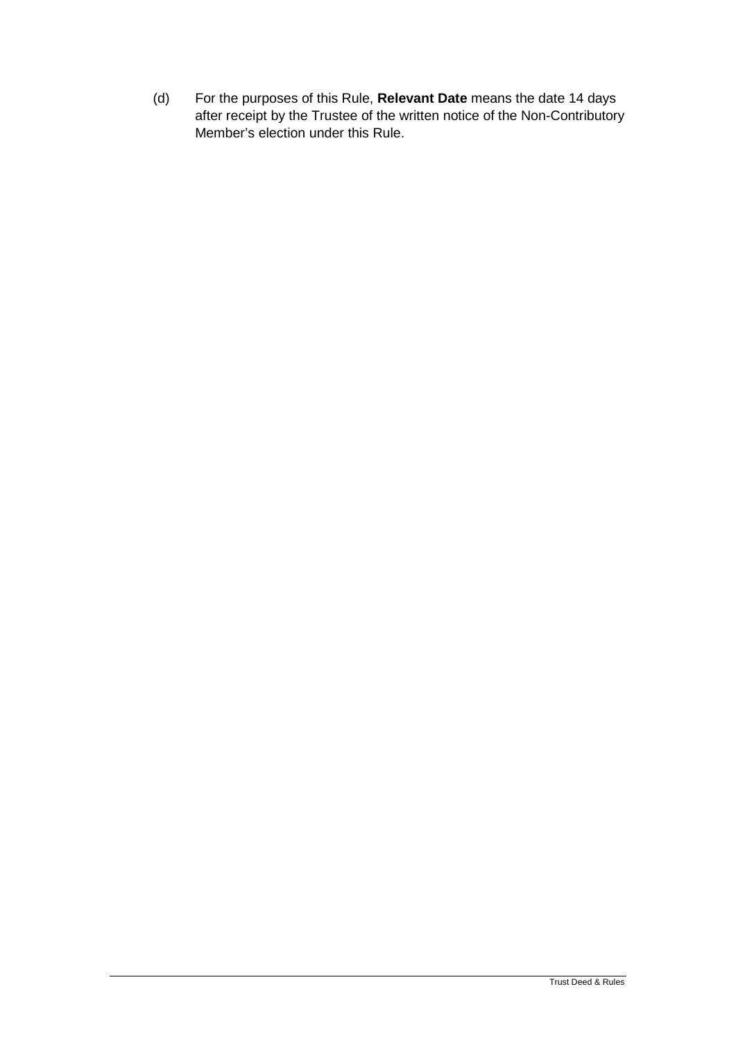(d) For the purposes of this Rule, **Relevant Date** means the date 14 days after receipt by the Trustee of the written notice of the Non-Contributory Member's election under this Rule.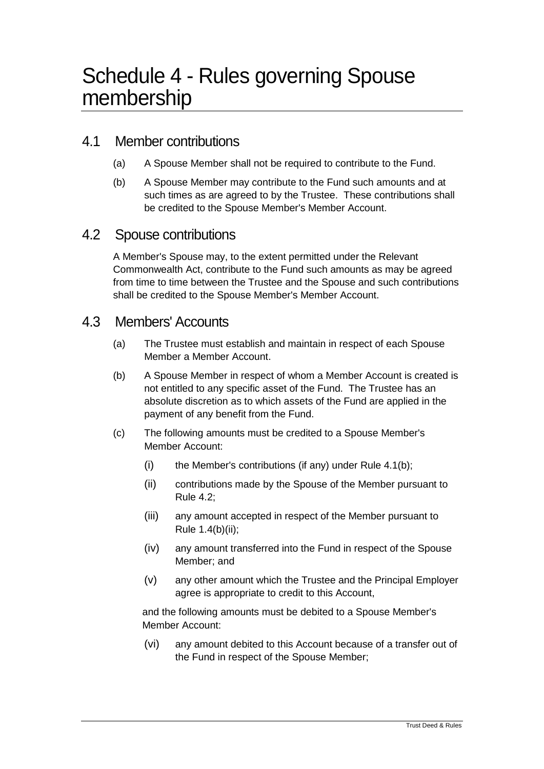# Schedule 4 - Rules governing Spouse membership

## 4.1 Member contributions

(a) A Spouse Member shall not be required to contribute to the Fund.

(b) A Spouse Member may contribute to the Fund such amounts and at such times as are agreed to by the Trustee. These contributions shall be credited to the Spouse Member's Member Account.

## 4.2 Spouse contributions

A Member's Spouse may, to the extent permitted under the Relevant Commonwealth Act, contribute to the Fund such amounts as may be agreed from time to time between the Trustee and the Spouse and such contributions shall be credited to the Spouse Member's Member Account.

## 4.3 Members' Accounts

(a) The Trustee must establish and maintain in respect of each Spouse Member a Member Account.

(b) A Spouse Member in respect of whom a Member Account is created is not entitled to any specific asset of the Fund. The Trustee has an absolute discretion as to which assets of the Fund are applied in the payment of any benefit from the Fund.

(c) The following amounts must be credited to a Spouse Member's Member Account:

(i) the Member's contributions (if any) under Rule 4.1(b);

(ii) contributions made by the Spouse of the Member pursuant to Rule 4.2;

(iii) any amount accepted in respect of the Member pursuant to Rule 1.4(b)(ii);

(iv) any amount transferred into the Fund in respect of the Spouse Member; and

(v) any other amount which the Trustee and the Principal Employer agree is appropriate to credit to this Account,

and the following amounts must be debited to a Spouse Member's Member Account:

(vi) any amount debited to this Account because of a transfer out of the Fund in respect of the Spouse Member;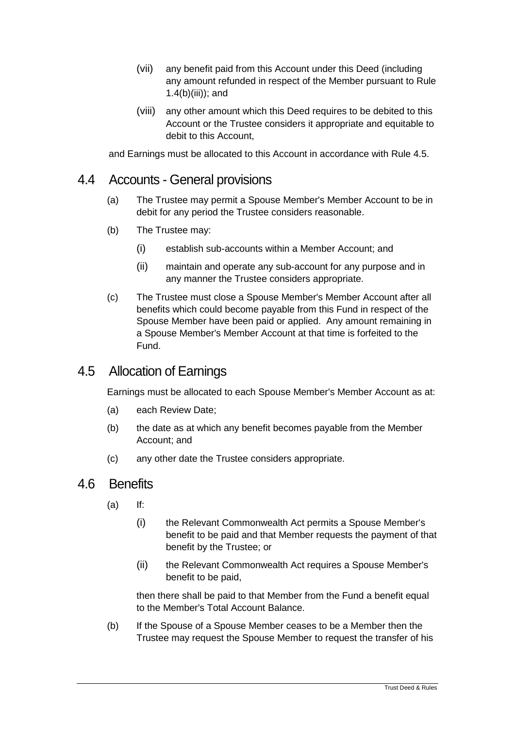(vii) any benefit paid from this Account under this Deed (including any amount refunded in respect of the Member pursuant to Rule 1.4(b)(iii)); and

(viii) any other amount which this Deed requires to be debited to this Account or the Trustee considers it appropriate and equitable to debit to this Account,

and Earnings must be allocated to this Account in accordance with Rule 4.5.

## 4.4 Accounts - General provisions

(a) The Trustee may permit a Spouse Member's Member Account to be in debit for any period the Trustee considers reasonable.

(b) The Trustee may:

(i) establish sub-accounts within a Member Account; and

(ii) maintain and operate any sub-account for any purpose and in any manner the Trustee considers appropriate.

(c) The Trustee must close a Spouse Member's Member Account after all benefits which could become payable from this Fund in respect of the Spouse Member have been paid or applied. Any amount remaining in a Spouse Member's Member Account at that time is forfeited to the Fund.

## 4.5 Allocation of Earnings

Earnings must be allocated to each Spouse Member's Member Account as at:

(a) each Review Date;

(b) the date as at which any benefit becomes payable from the Member Account; and

(c) any other date the Trustee considers appropriate.

## 4.6 Benefits

(a) If:

(i) the Relevant Commonwealth Act permits a Spouse Member's benefit to be paid and that Member requests the payment of that benefit by the Trustee; or

(ii) the Relevant Commonwealth Act requires a Spouse Member's benefit to be paid,

then there shall be paid to that Member from the Fund a benefit equal to the Member's Total Account Balance.

(b) If the Spouse of a Spouse Member ceases to be a Member then the Trustee may request the Spouse Member to request the transfer of his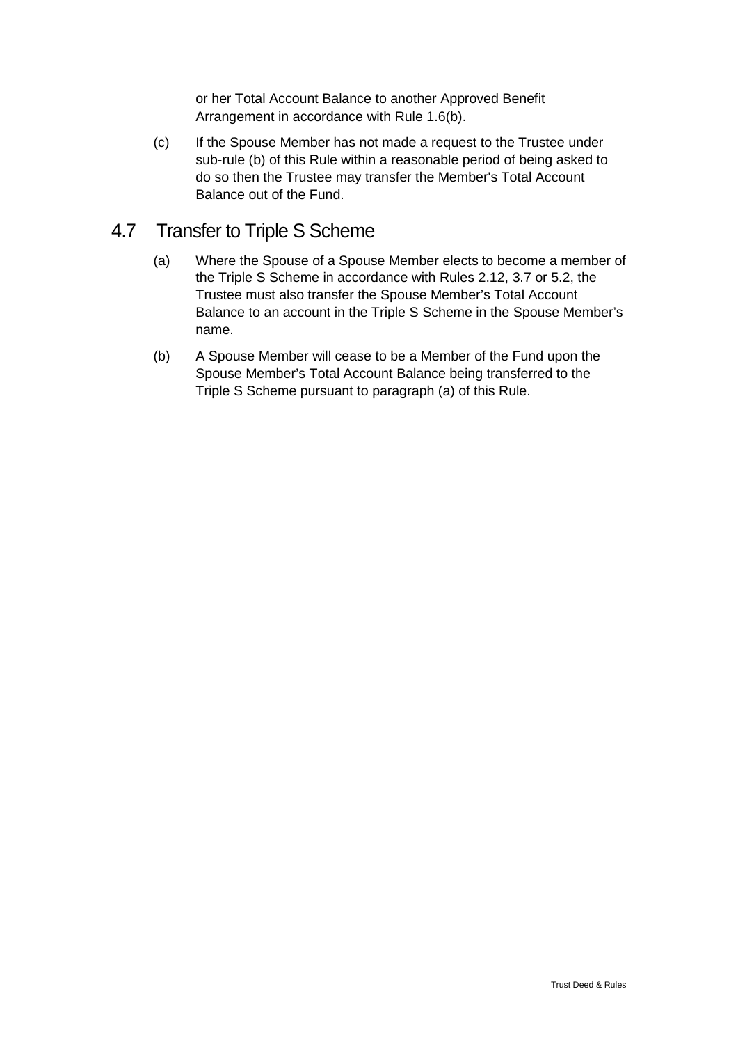or her Total Account Balance to another Approved Benefit Arrangement in accordance with Rule 1.6(b).

(c) If the Spouse Member has not made a request to the Trustee under sub-rule (b) of this Rule within a reasonable period of being asked to do so then the Trustee may transfer the Member's Total Account Balance out of the Fund.

## 4.7 Transfer to Triple S Scheme

(a) Where the Spouse of a Spouse Member elects to become a member of the Triple S Scheme in accordance with Rules 2.12, 3.7 or 5.2, the Trustee must also transfer the Spouse Member's Total Account Balance to an account in the Triple S Scheme in the Spouse Member's name.

(b) A Spouse Member will cease to be a Member of the Fund upon the Spouse Member's Total Account Balance being transferred to the Triple S Scheme pursuant to paragraph (a) of this Rule.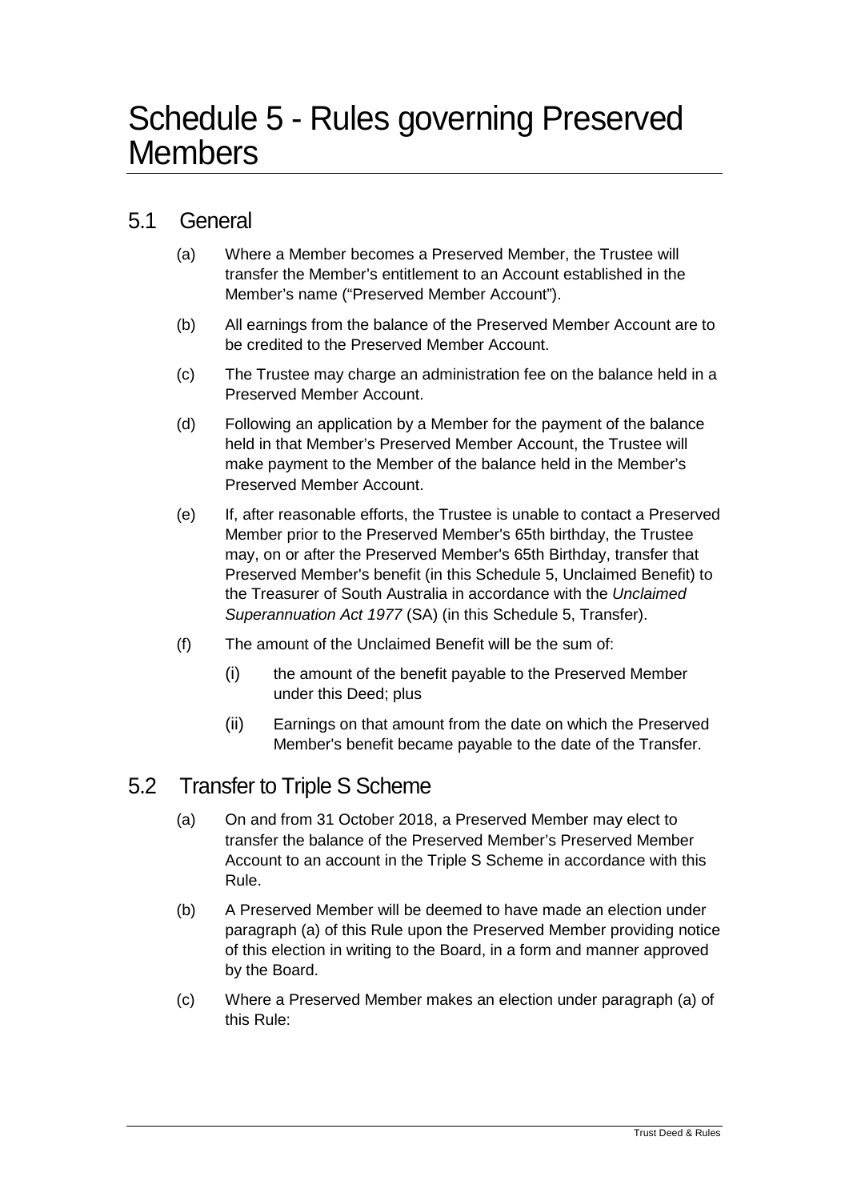# Schedule 5 - Rules governing Preserved Members

## 5.1 General

(a) Where a Member becomes a Preserved Member, the Trustee will transfer the Member's entitlement to an Account established in the Member's name ("Preserved Member Account").

(b) All earnings from the balance of the Preserved Member Account are to be credited to the Preserved Member Account.

(c) The Trustee may charge an administration fee on the balance held in a Preserved Member Account.

(d) Following an application by a Member for the payment of the balance held in that Member's Preserved Member Account, the Trustee will make payment to the Member of the balance held in the Member's Preserved Member Account.

(e) If, after reasonable efforts, the Trustee is unable to contact a Preserved Member prior to the Preserved Member's 65th birthday, the Trustee may, on or after the Preserved Member's 65th Birthday, transfer that Preserved Member's benefit (in this Schedule 5, Unclaimed Benefit) to the Treasurer of South Australia in accordance with the *Unclaimed Superannuation Act 1977* (SA) (in this Schedule 5, Transfer).

(f) The amount of the Unclaimed Benefit will be the sum of:

   (i) the amount of the benefit payable to the Preserved Member under this Deed; plus

   (ii) Earnings on that amount from the date on which the Preserved Member's benefit became payable to the date of the Transfer.

## 5.2 Transfer to Triple S Scheme

(a) On and from 31 October 2018, a Preserved Member may elect to transfer the balance of the Preserved Member's Preserved Member Account to an account in the Triple S Scheme in accordance with this Rule.

(b) A Preserved Member will be deemed to have made an election under paragraph (a) of this Rule upon the Preserved Member providing notice of this election in writing to the Board, in a form and manner approved by the Board.

(c) Where a Preserved Member makes an election under paragraph (a) of this Rule: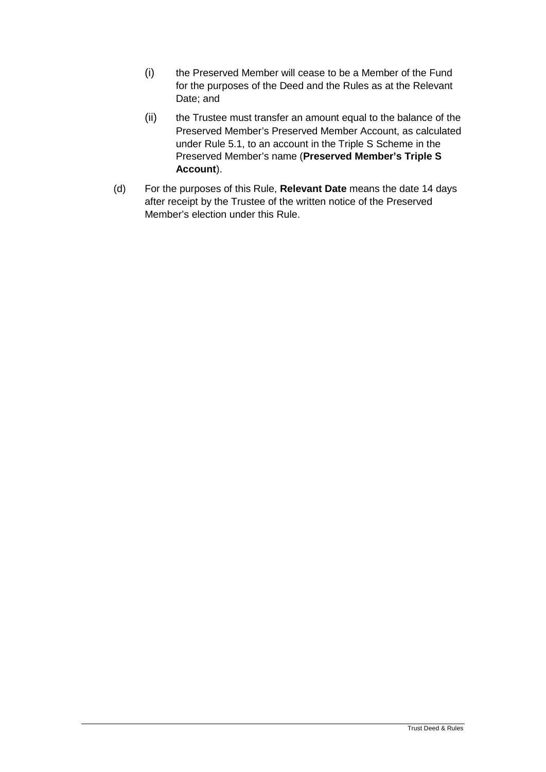(i) the Preserved Member will cease to be a Member of the Fund for the purposes of the Deed and the Rules as at the Relevant Date; and

(ii) the Trustee must transfer an amount equal to the balance of the Preserved Member's Preserved Member Account, as calculated under Rule 5.1, to an account in the Triple S Scheme in the Preserved Member's name (**Preserved Member's Triple S Account**).

(d) For the purposes of this Rule, **Relevant Date** means the date 14 days after receipt by the Trustee of the written notice of the Preserved Member's election under this Rule.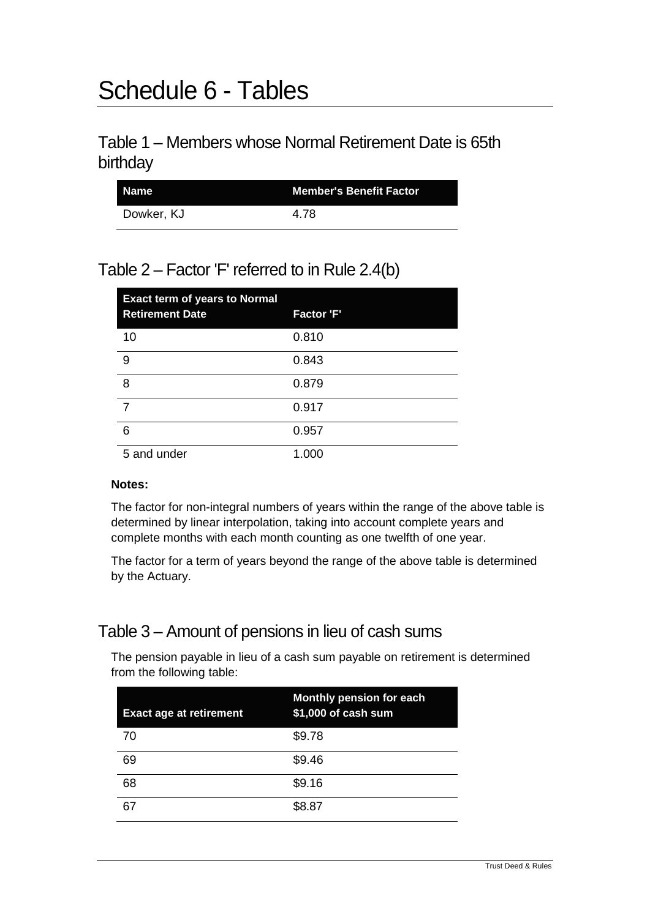# Schedule 6 - Tables

## Table 1 – Members whose Normal Retirement Date is 65th birthday

| Name | Member's Benefit Factor |
|---|---|
| Dowker, KJ | 4.78 |

## Table 2 – Factor 'F' referred to in Rule 2.4(b)

| Exact term of years to Normal Retirement Date | Factor 'F' |
|---|---|
| 10 | 0.810 |
| 9 | 0.843 |
| 8 | 0.879 |
| 7 | 0.917 |
| 6 | 0.957 |
| 5 and under | 1.000 |

**Notes:**

The factor for non-integral numbers of years within the range of the above table is determined by linear interpolation, taking into account complete years and complete months with each month counting as one twelfth of one year.

The factor for a term of years beyond the range of the above table is determined by the Actuary.

## Table 3 – Amount of pensions in lieu of cash sums

The pension payable in lieu of a cash sum payable on retirement is determined from the following table:

| Exact age at retirement | Monthly pension for each $1,000 of cash sum |
|---|---|
| 70 | $9.78 |
| 69 | $9.46 |
| 68 | $9.16 |
| 67 | $8.87 |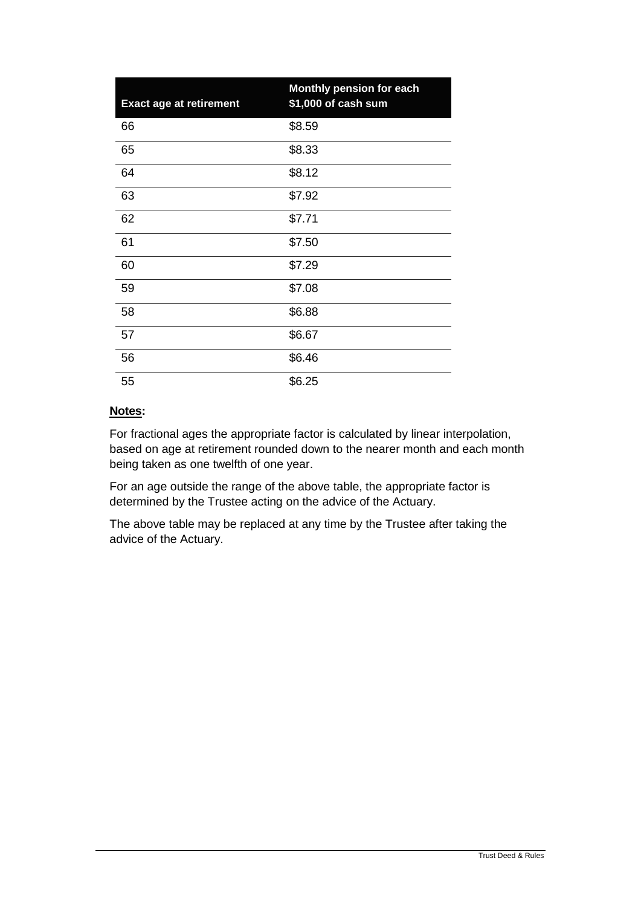| Exact age at retirement | Monthly pension for each $1,000 of cash sum |
|---|---|
| 66 | $8.59 |
| 65 | $8.33 |
| 64 | $8.12 |
| 63 | $7.92 |
| 62 | $7.71 |
| 61 | $7.50 |
| 60 | $7.29 |
| 59 | $7.08 |
| 58 | $6.88 |
| 57 | $6.67 |
| 56 | $6.46 |
| 55 | $6.25 |

**Notes:**

For fractional ages the appropriate factor is calculated by linear interpolation, based on age at retirement rounded down to the nearer month and each month being taken as one twelfth of one year.

For an age outside the range of the above table, the appropriate factor is determined by the Trustee acting on the advice of the Actuary.

The above table may be replaced at any time by the Trustee after taking the advice of the Actuary.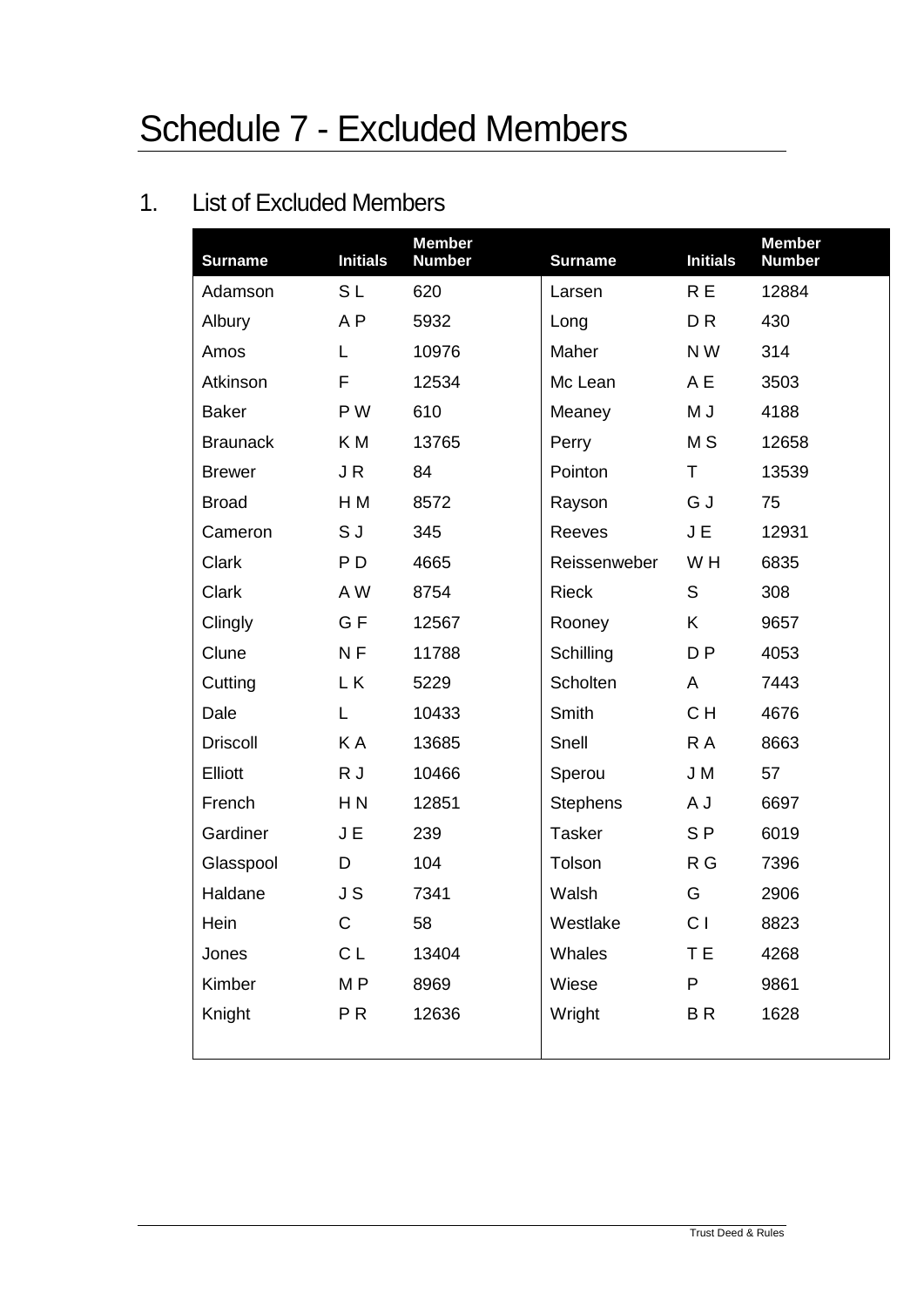# Schedule 7 - Excluded Members

## 1. List of Excluded Members

| Surname | Initials | Member Number | Surname | Initials | Member Number |
|---|---|---|---|---|---|
| Adamson | S L | 620 | Larsen | R E | 12884 |
| Albury | A P | 5932 | Long | D R | 430 |
| Amos | L | 10976 | Maher | N W | 314 |
| Atkinson | F | 12534 | Mc Lean | A E | 3503 |
| Baker | P W | 610 | Meaney | M J | 4188 |
| Braunack | K M | 13765 | Perry | M S | 12658 |
| Brewer | J R | 84 | Pointon | T | 13539 |
| Broad | H M | 8572 | Rayson | G J | 75 |
| Cameron | S J | 345 | Reeves | J E | 12931 |
| Clark | P D | 4665 | Reissenweber | W H | 6835 |
| Clark | A W | 8754 | Rieck | S | 308 |
| Clingly | G F | 12567 | Rooney | K | 9657 |
| Clune | N F | 11788 | Schilling | D P | 4053 |
| Cutting | L K | 5229 | Scholten | A | 7443 |
| Dale | L | 10433 | Smith | C H | 4676 |
| Driscoll | K A | 13685 | Snell | R A | 8663 |
| Elliott | R J | 10466 | Sperou | J M | 57 |
| French | H N | 12851 | Stephens | A J | 6697 |
| Gardiner | J E | 239 | Tasker | S P | 6019 |
| Glasspool | D | 104 | Tolson | R G | 7396 |
| Haldane | J S | 7341 | Walsh | G | 2906 |
| Hein | C | 58 | Westlake | C I | 8823 |
| Jones | C L | 13404 | Whales | T E | 4268 |
| Kimber | M P | 8969 | Wiese | P | 9861 |
| Knight | P R | 12636 | Wright | B R | 1628 |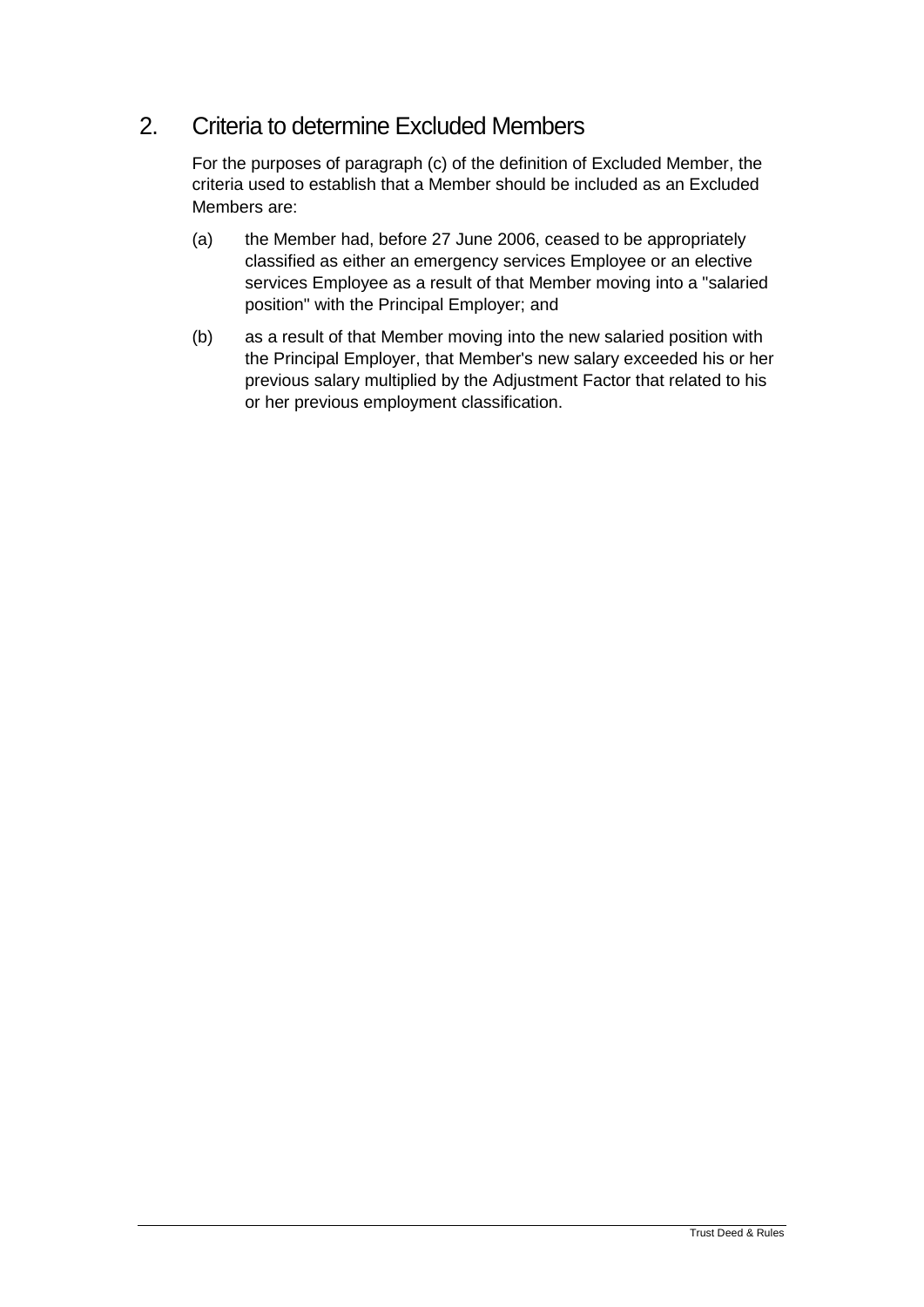## 2. Criteria to determine Excluded Members

For the purposes of paragraph (c) of the definition of Excluded Member, the criteria used to establish that a Member should be included as an Excluded Members are:

(a) the Member had, before 27 June 2006, ceased to be appropriately classified as either an emergency services Employee or an elective services Employee as a result of that Member moving into a "salaried position" with the Principal Employer; and

(b) as a result of that Member moving into the new salaried position with the Principal Employer, that Member's new salary exceeded his or her previous salary multiplied by the Adjustment Factor that related to his or her previous employment classification.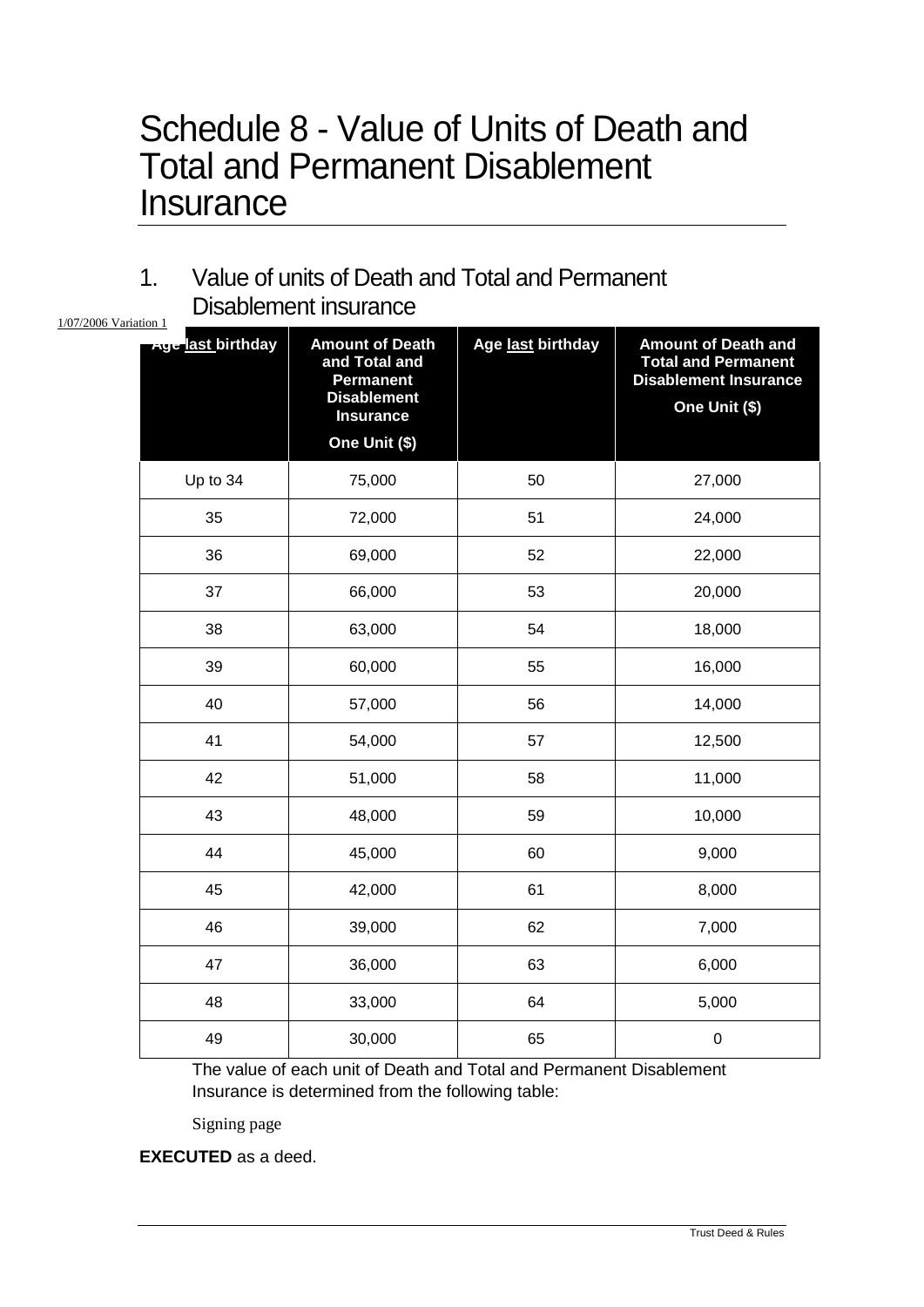# Schedule 8 - Value of Units of Death and Total and Permanent Disablement Insurance

## 1. Value of units of Death and Total and Permanent Disablement insurance

1/07/2006 Variation 1

| Age last birthday | Amount of Death and Total and Permanent Disablement Insurance One Unit ($) | Age last birthday | Amount of Death and Total and Permanent Disablement Insurance One Unit ($) |
|---|---|---|---|
| Up to 34 | 75,000 | 50 | 27,000 |
| 35 | 72,000 | 51 | 24,000 |
| 36 | 69,000 | 52 | 22,000 |
| 37 | 66,000 | 53 | 20,000 |
| 38 | 63,000 | 54 | 18,000 |
| 39 | 60,000 | 55 | 16,000 |
| 40 | 57,000 | 56 | 14,000 |
| 41 | 54,000 | 57 | 12,500 |
| 42 | 51,000 | 58 | 11,000 |
| 43 | 48,000 | 59 | 10,000 |
| 44 | 45,000 | 60 | 9,000 |
| 45 | 42,000 | 61 | 8,000 |
| 46 | 39,000 | 62 | 7,000 |
| 47 | 36,000 | 63 | 6,000 |
| 48 | 33,000 | 64 | 5,000 |
| 49 | 30,000 | 65 | 0 |

The value of each unit of Death and Total and Permanent Disablement Insurance is determined from the following table:

Signing page

**EXECUTED** as a deed.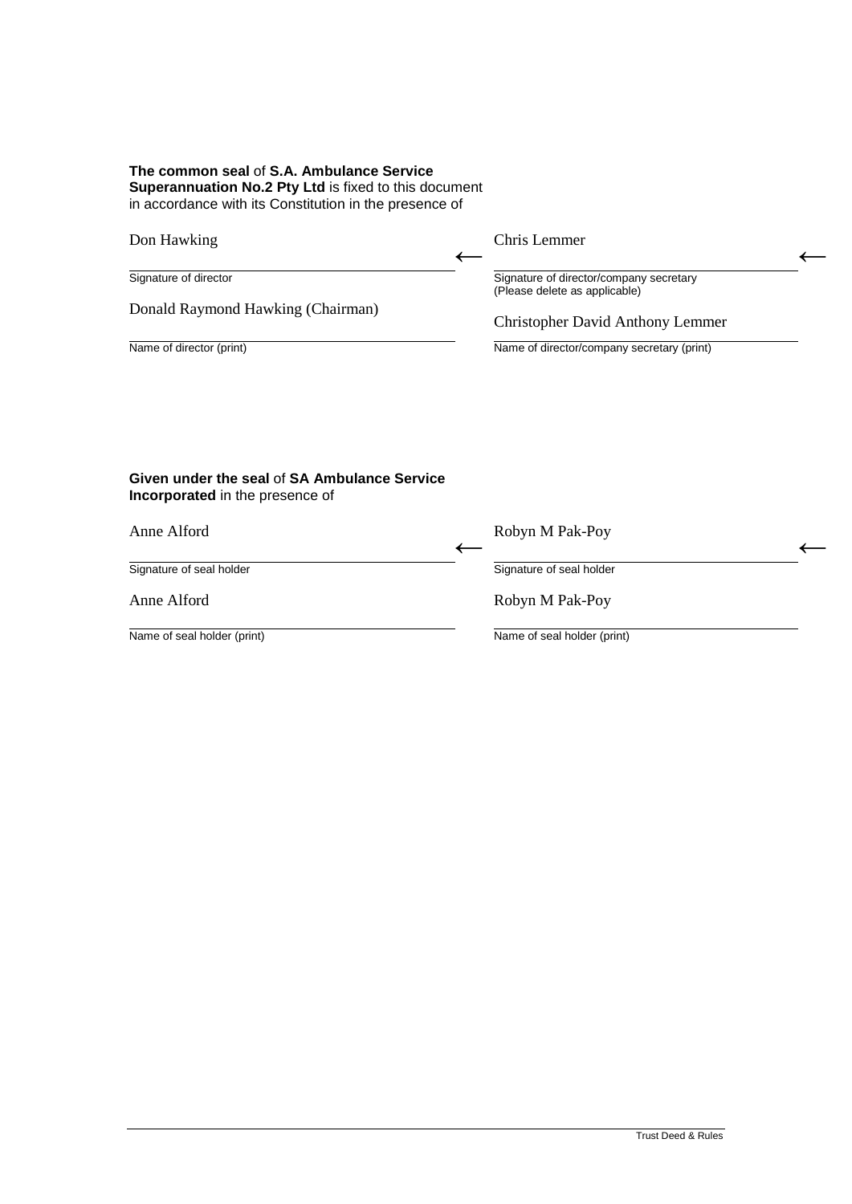**The common seal** of **S.A. Ambulance Service Superannuation No.2 Pty Ltd** is fixed to this document in accordance with its Constitution in the presence of

Don Hawking ←

Signature of director

Donald Raymond Hawking (Chairman)

Name of director (print)

Chris Lemmer ←

Signature of director/company secretary
(Please delete as applicable)

Christopher David Anthony Lemmer

Name of director/company secretary (print)

**Given under the seal** of **SA Ambulance Service Incorporated** in the presence of

Anne Alford ←

Signature of seal holder

Anne Alford

Name of seal holder (print)

Robyn M Pak-Poy ←

Signature of seal holder

Robyn M Pak-Poy

Name of seal holder (print)